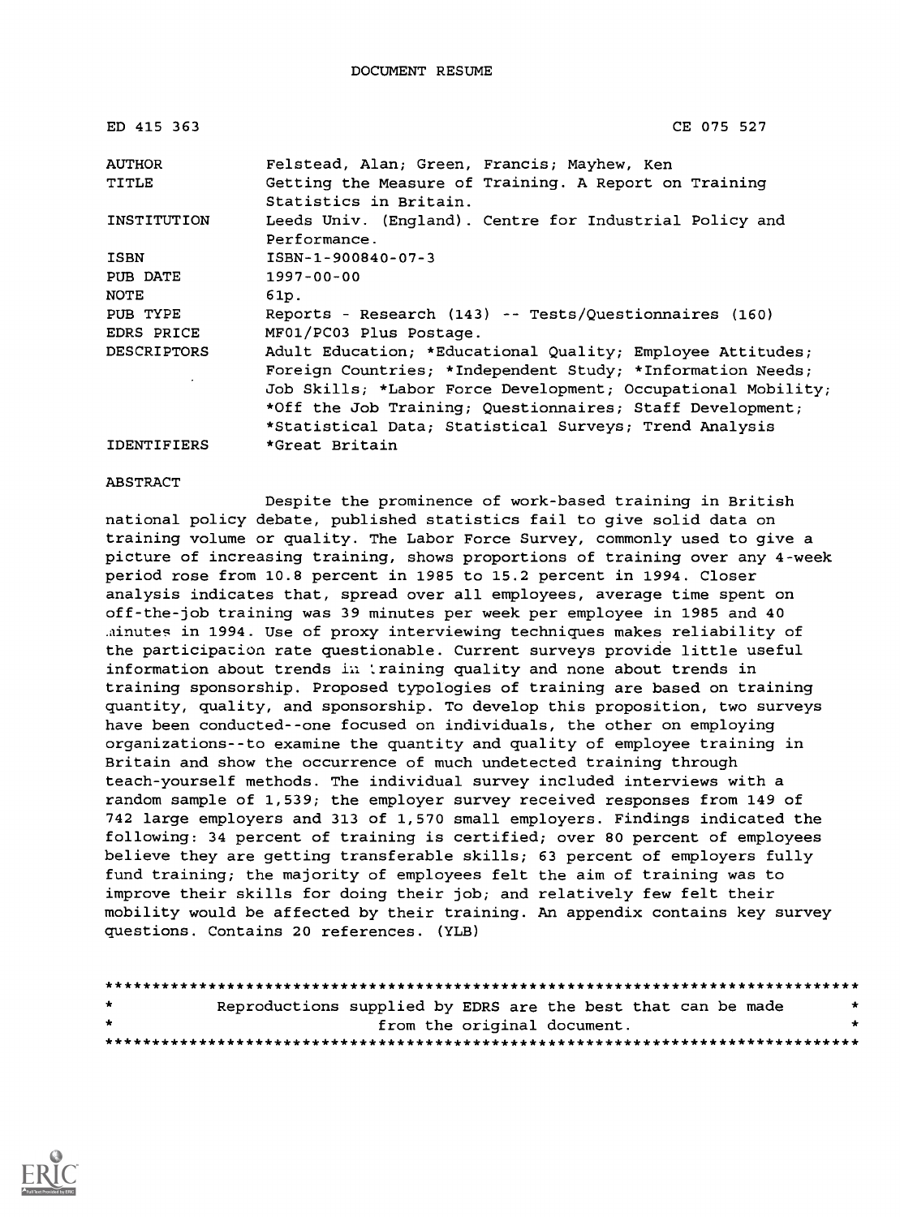# DOCUMENT RESUME

| | |
|---|---|
| ED 415 363 | CE 075 527 |
| AUTHOR | Felstead, Alan; Green, Francis; Mayhew, Ken |
| TITLE | Getting the Measure of Training. A Report on Training Statistics in Britain. |
| INSTITUTION | Leeds Univ. (England). Centre for Industrial Policy and Performance. |
| ISBN | ISBN-1-900840-07-3 |
| PUB DATE | 1997-00-00 |
| NOTE | 61p. |
| PUB TYPE | Reports - Research (143) -- Tests/Questionnaires (160) |
| EDRS PRICE | MF01/PC03 Plus Postage. |
| DESCRIPTORS | Adult Education; *Educational Quality; Employee Attitudes; Foreign Countries; *Independent Study; *Information Needs; Job Skills; *Labor Force Development; Occupational Mobility; *Off the Job Training; Questionnaires; Staff Development; *Statistical Data; Statistical Surveys; Trend Analysis |
| IDENTIFIERS | *Great Britain |

ABSTRACT

Despite the prominence of work-based training in British national policy debate, published statistics fail to give solid data on training volume or quality. The Labor Force Survey, commonly used to give a picture of increasing training, shows proportions of training over any 4-week period rose from 10.8 percent in 1985 to 15.2 percent in 1994. Closer analysis indicates that, spread over all employees, average time spent on off-the-job training was 39 minutes per week per employee in 1985 and 40 minutes in 1994. Use of proxy interviewing techniques makes reliability of the participation rate questionable. Current surveys provide little useful information about trends in training quality and none about trends in training sponsorship. Proposed typologies of training are based on training quantity, quality, and sponsorship. To develop this proposition, two surveys have been conducted--one focused on individuals, the other on employing organizations--to examine the quantity and quality of employee training in Britain and show the occurrence of much undetected training through teach-yourself methods. The individual survey included interviews with a random sample of 1,539; the employer survey received responses from 149 of 742 large employers and 313 of 1,570 small employers. Findings indicated the following: 34 percent of training is certified; over 80 percent of employees believe they are getting transferable skills; 63 percent of employers fully fund training; the majority of employees felt the aim of training was to improve their skills for doing their job; and relatively few felt their mobility would be affected by their training. An appendix contains key survey questions. Contains 20 references. (YLB)

********************************************************************************
* Reproductions supplied by EDRS are the best that can be made *
* from the original document. *
********************************************************************************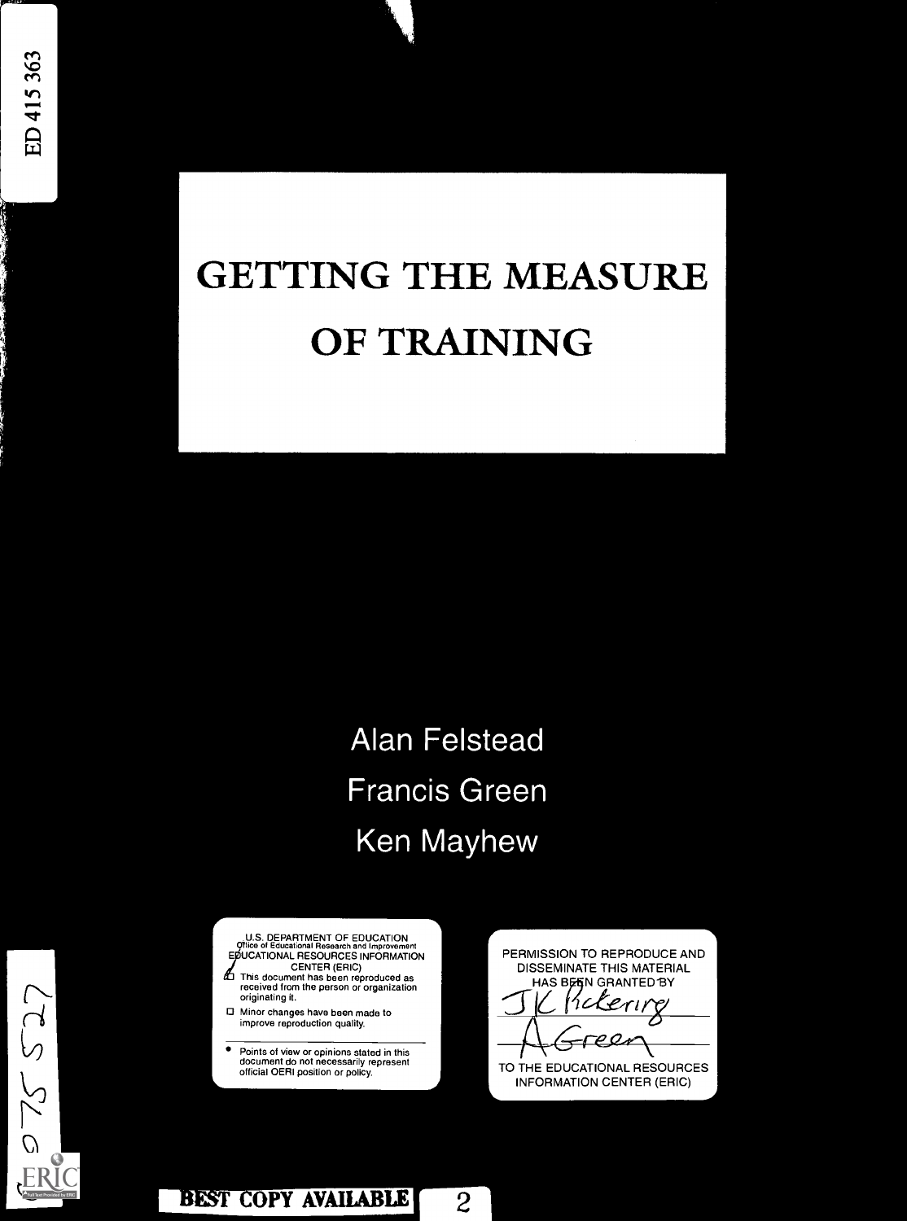ED 415 363

# GETTING THE MEASURE OF TRAINING

Alan Felstead

Francis Green

Ken Mayhew

U.S. DEPARTMENT OF EDUCATION
Office of Educational Research and Improvement
EDUCATIONAL RESOURCES INFORMATION CENTER (ERIC)

- This document has been reproduced as received from the person or organization originating it.
- Minor changes have been made to improve reproduction quality.

- Points of view or opinions stated in this document do not necessarily represent official OERI position or policy.

PERMISSION TO REPRODUCE AND DISSEMINATE THIS MATERIAL HAS BEEN GRANTED BY

JK Pickering

A Green

TO THE EDUCATIONAL RESOURCES INFORMATION CENTER (ERIC)

BEST COPY AVAILABLE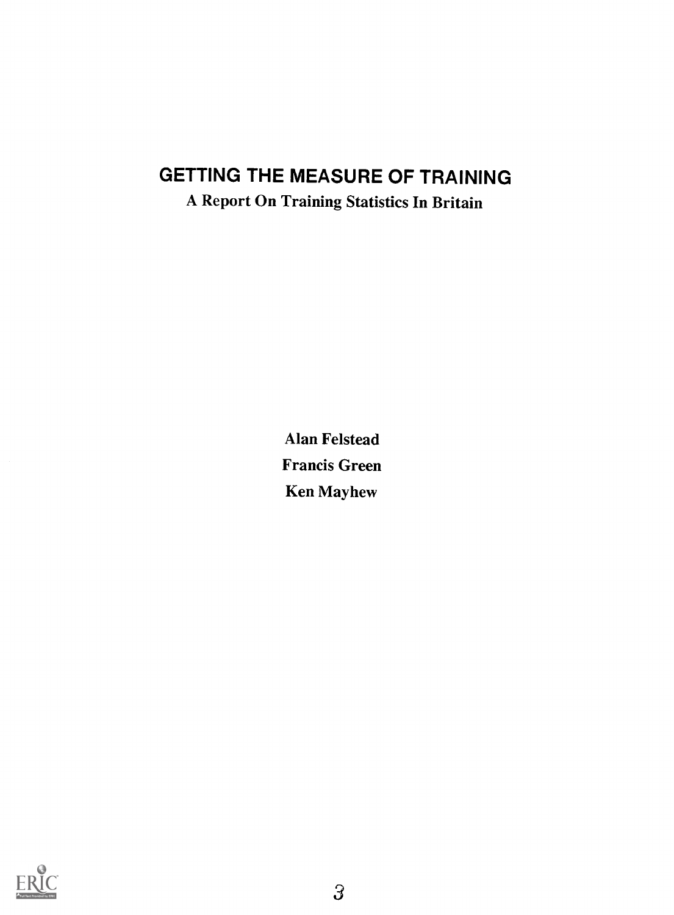# GETTING THE MEASURE OF TRAINING

## A Report On Training Statistics In Britain

**Alan Felstead**

**Francis Green**

**Ken Mayhew**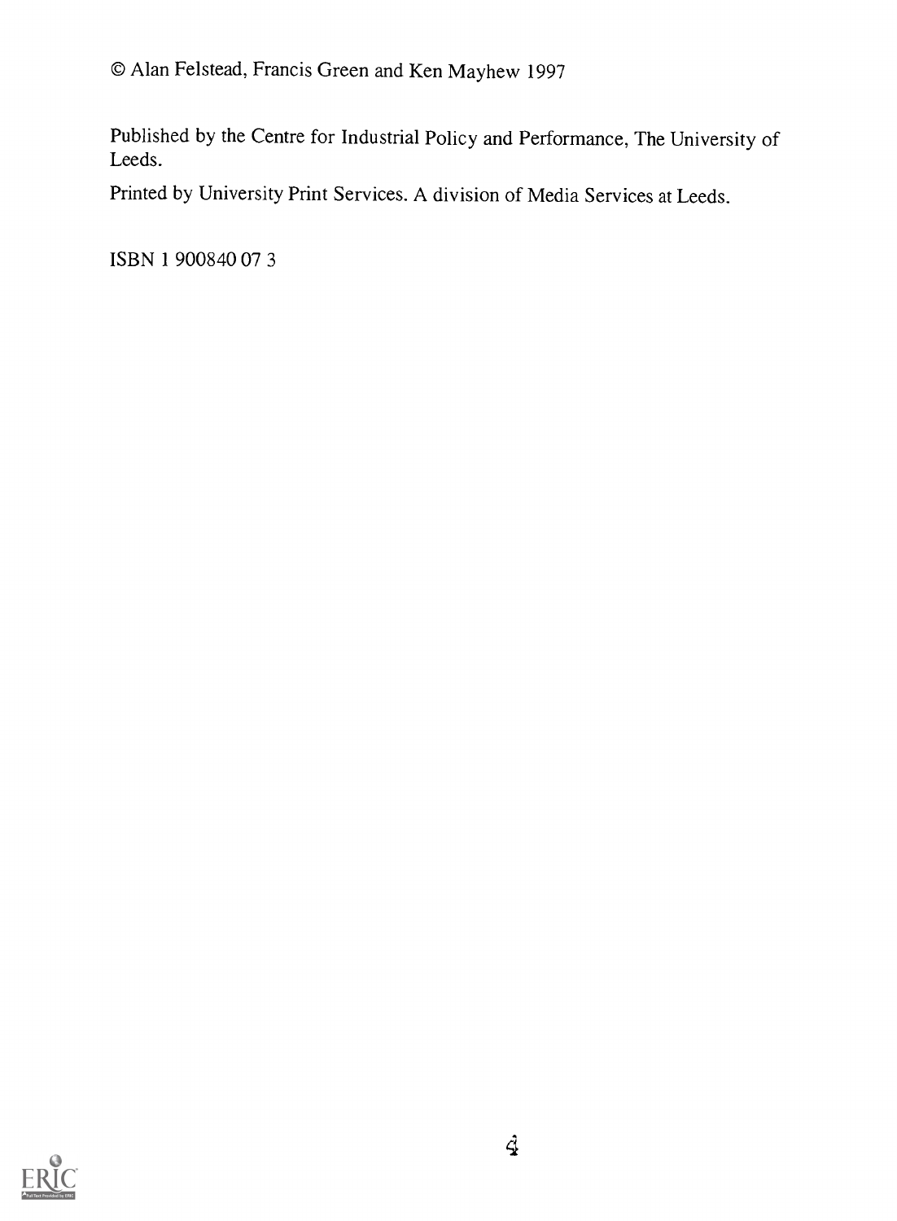© Alan Felstead, Francis Green and Ken Mayhew 1997

Published by the Centre for Industrial Policy and Performance, The University of Leeds.

Printed by University Print Services. A division of Media Services at Leeds.

ISBN 1 900840 07 3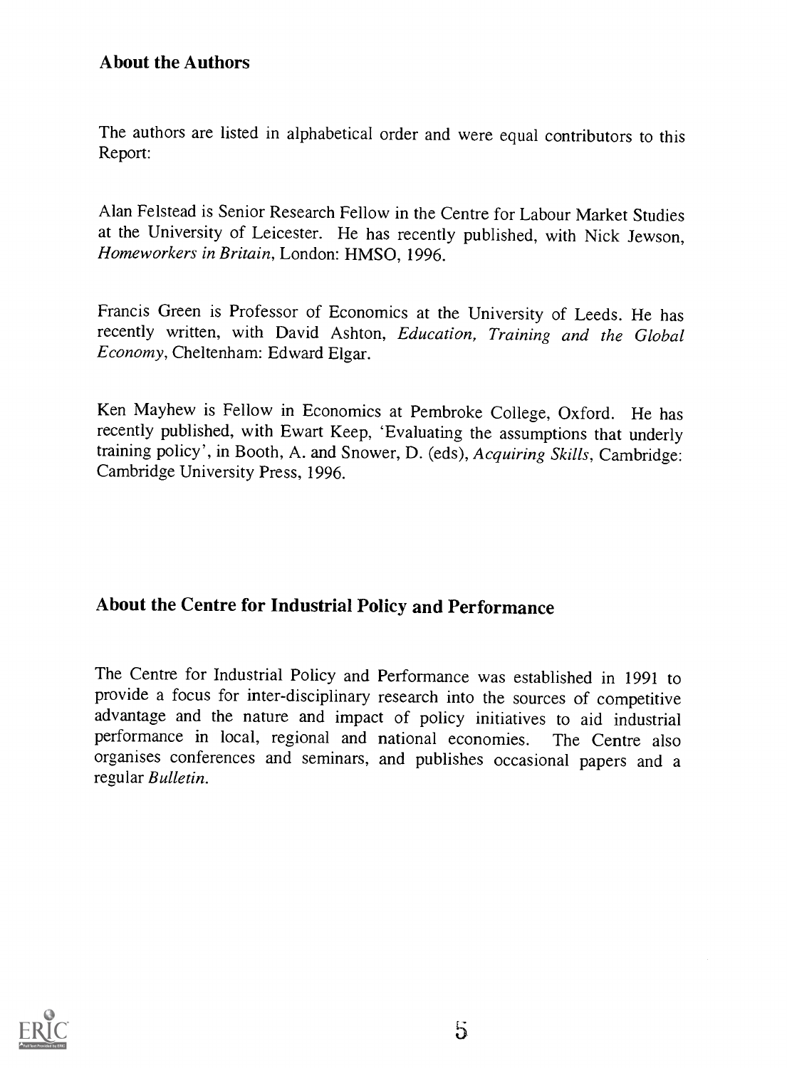## About the Authors

The authors are listed in alphabetical order and were equal contributors to this Report:

Alan Felstead is Senior Research Fellow in the Centre for Labour Market Studies at the University of Leicester. He has recently published, with Nick Jewson, *Homeworkers in Britain*, London: HMSO, 1996.

Francis Green is Professor of Economics at the University of Leeds. He has recently written, with David Ashton, *Education, Training and the Global Economy*, Cheltenham: Edward Elgar.

Ken Mayhew is Fellow in Economics at Pembroke College, Oxford. He has recently published, with Ewart Keep, 'Evaluating the assumptions that underly training policy', in Booth, A. and Snower, D. (eds), *Acquiring Skills*, Cambridge: Cambridge University Press, 1996.

## About the Centre for Industrial Policy and Performance

The Centre for Industrial Policy and Performance was established in 1991 to provide a focus for inter-disciplinary research into the sources of competitive advantage and the nature and impact of policy initiatives to aid industrial performance in local, regional and national economies. The Centre also organises conferences and seminars, and publishes occasional papers and a regular *Bulletin*.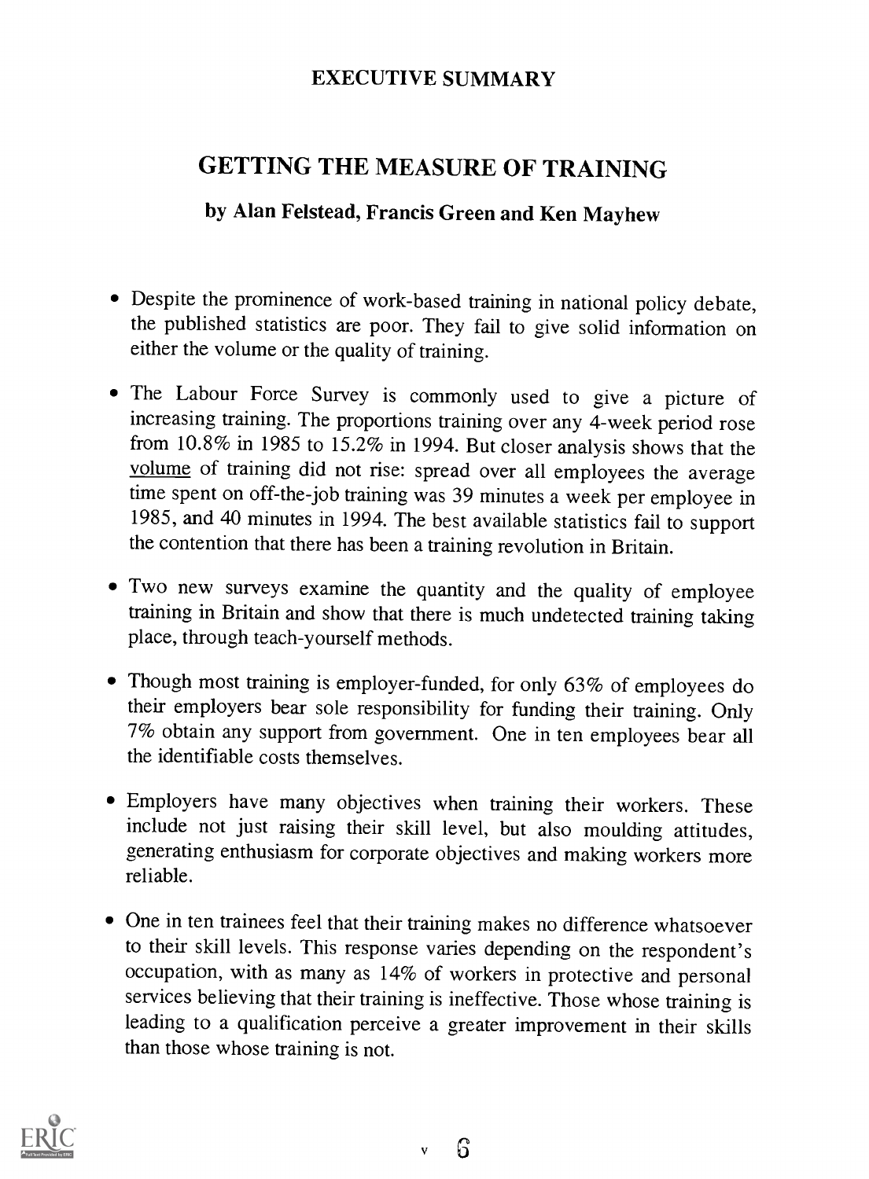## EXECUTIVE SUMMARY

# GETTING THE MEASURE OF TRAINING

### by Alan Felstead, Francis Green and Ken Mayhew

- Despite the prominence of work-based training in national policy debate, the published statistics are poor. They fail to give solid information on either the volume or the quality of training.

- The Labour Force Survey is commonly used to give a picture of increasing training. The proportions training over any 4-week period rose from 10.8% in 1985 to 15.2% in 1994. But closer analysis shows that the volume of training did not rise: spread over all employees the average time spent on off-the-job training was 39 minutes a week per employee in 1985, and 40 minutes in 1994. The best available statistics fail to support the contention that there has been a training revolution in Britain.

- Two new surveys examine the quantity and the quality of employee training in Britain and show that there is much undetected training taking place, through teach-yourself methods.

- Though most training is employer-funded, for only 63% of employees do their employers bear sole responsibility for funding their training. Only 7% obtain any support from government. One in ten employees bear all the identifiable costs themselves.

- Employers have many objectives when training their workers. These include not just raising their skill level, but also moulding attitudes, generating enthusiasm for corporate objectives and making workers more reliable.

- One in ten trainees feel that their training makes no difference whatsoever to their skill levels. This response varies depending on the respondent's occupation, with as many as 14% of workers in protective and personal services believing that their training is ineffective. Those whose training is leading to a qualification perceive a greater improvement in their skills than those whose training is not.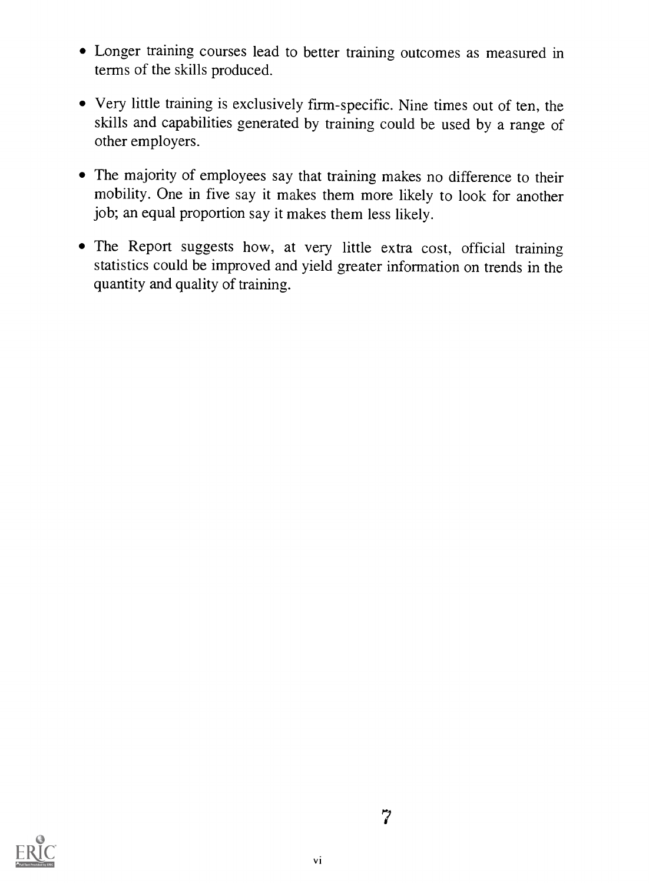- Longer training courses lead to better training outcomes as measured in terms of the skills produced.
- Very little training is exclusively firm-specific. Nine times out of ten, the skills and capabilities generated by training could be used by a range of other employers.
- The majority of employees say that training makes no difference to their mobility. One in five say it makes them more likely to look for another job; an equal proportion say it makes them less likely.
- The Report suggests how, at very little extra cost, official training statistics could be improved and yield greater information on trends in the quantity and quality of training.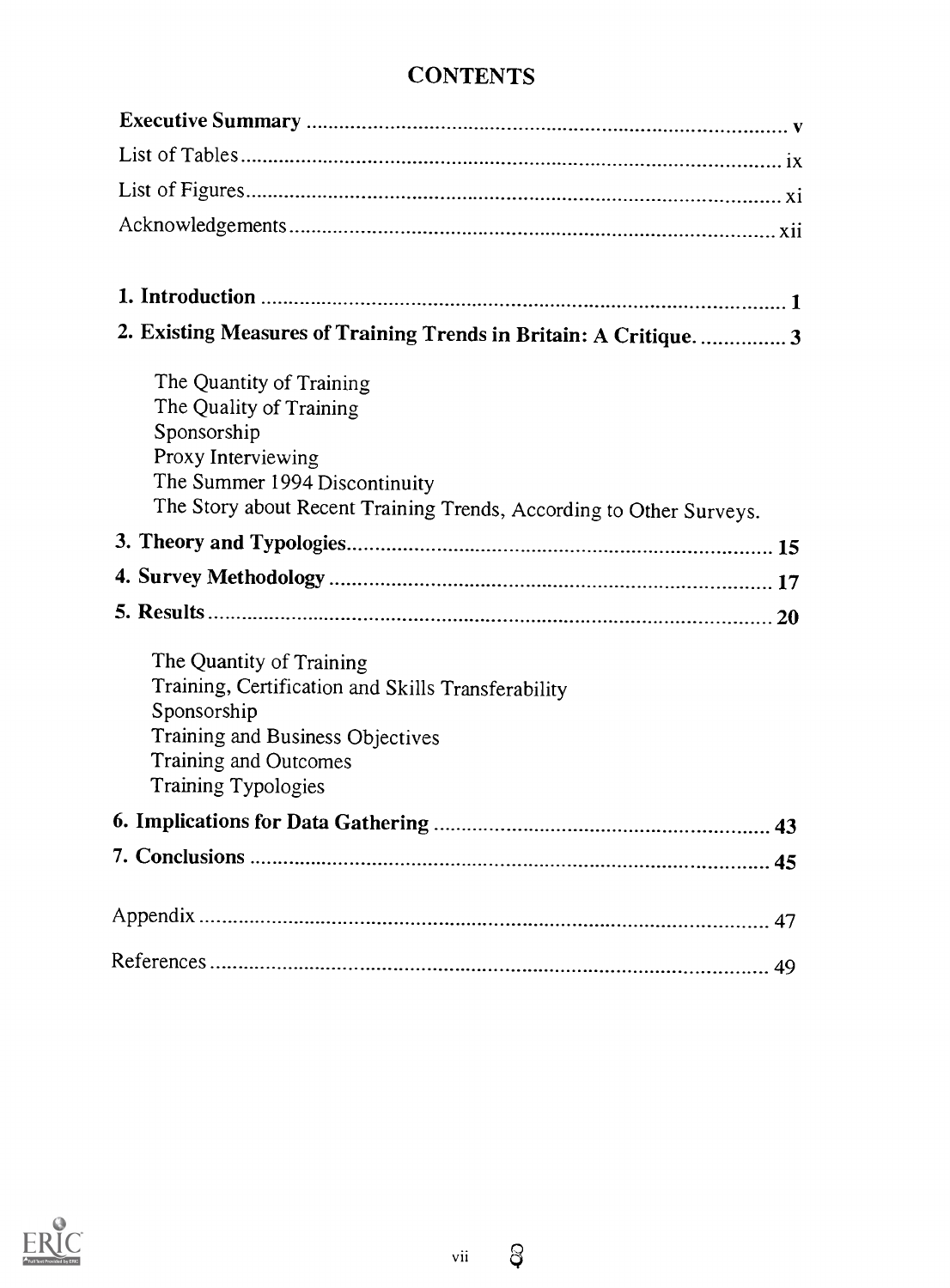# CONTENTS

**Executive Summary** ........................................................................................ v

List of Tables .................................................................................................... ix

List of Figures ................................................................................................... xi

Acknowledgements ............................................................................................ xii

**1. Introduction** ............................................................................................... 1

**2. Existing Measures of Training Trends in Britain: A Critique.** ............... 3

- The Quantity of Training
- The Quality of Training
- Sponsorship
- Proxy Interviewing
- The Summer 1994 Discontinuity
- The Story about Recent Training Trends, According to Other Surveys.

**3. Theory and Typologies** ............................................................................. 15

**4. Survey Methodology** ................................................................................. 17

**5. Results** ....................................................................................................... 20

- The Quantity of Training
- Training, Certification and Skills Transferability
- Sponsorship
- Training and Business Objectives
- Training and Outcomes
- Training Typologies

**6. Implications for Data Gathering** ............................................................. 43

**7. Conclusions** ............................................................................................... 45

Appendix ........................................................................................................... 47

References ......................................................................................................... 49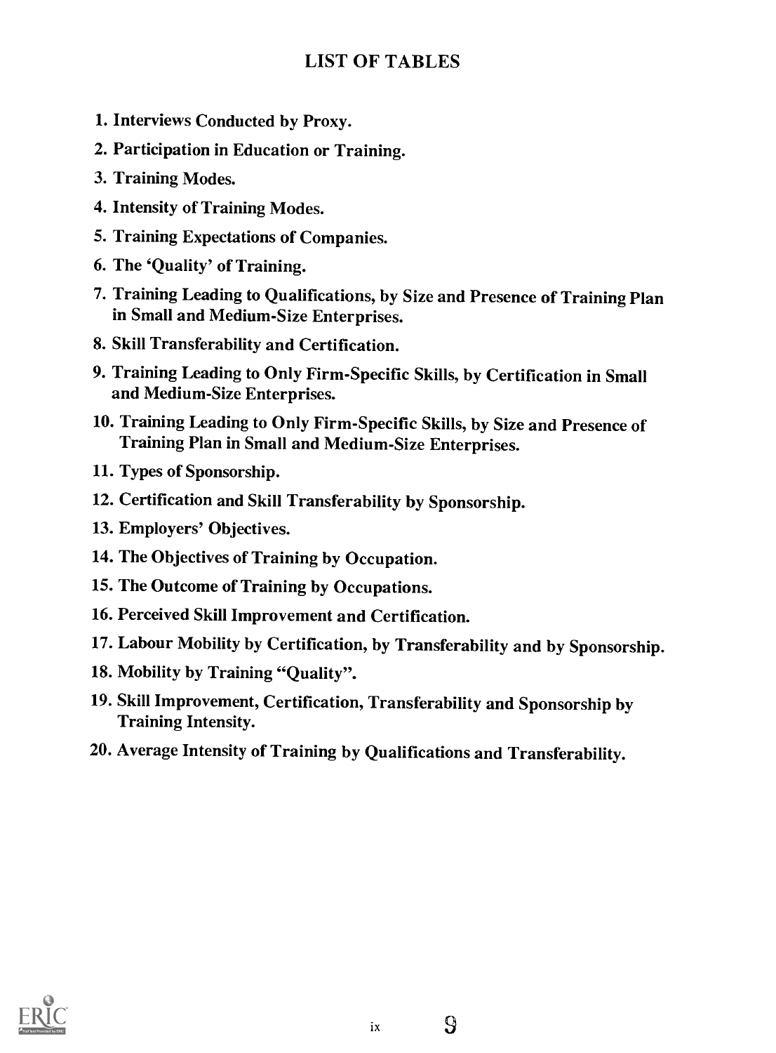# LIST OF TABLES

1. Interviews Conducted by Proxy.
2. Participation in Education or Training.
3. Training Modes.
4. Intensity of Training Modes.
5. Training Expectations of Companies.
6. The 'Quality' of Training.
7. Training Leading to Qualifications, by Size and Presence of Training Plan in Small and Medium-Size Enterprises.
8. Skill Transferability and Certification.
9. Training Leading to Only Firm-Specific Skills, by Certification in Small and Medium-Size Enterprises.
10. Training Leading to Only Firm-Specific Skills, by Size and Presence of Training Plan in Small and Medium-Size Enterprises.
11. Types of Sponsorship.
12. Certification and Skill Transferability by Sponsorship.
13. Employers' Objectives.
14. The Objectives of Training by Occupation.
15. The Outcome of Training by Occupations.
16. Perceived Skill Improvement and Certification.
17. Labour Mobility by Certification, by Transferability and by Sponsorship.
18. Mobility by Training "Quality".
19. Skill Improvement, Certification, Transferability and Sponsorship by Training Intensity.
20. Average Intensity of Training by Qualifications and Transferability.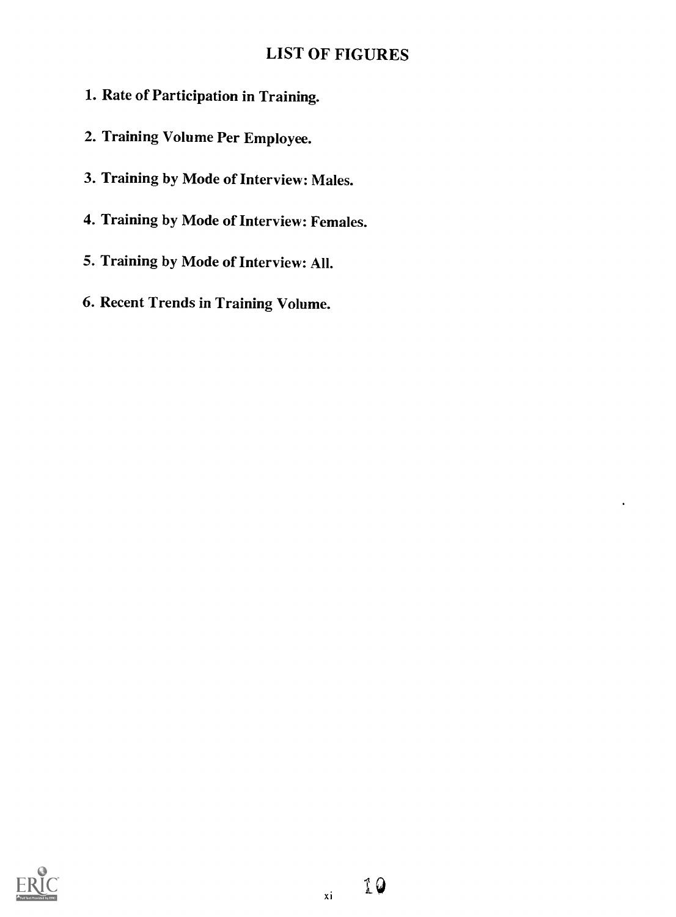## LIST OF FIGURES

1. Rate of Participation in Training.
2. Training Volume Per Employee.
3. Training by Mode of Interview: Males.
4. Training by Mode of Interview: Females.
5. Training by Mode of Interview: All.
6. Recent Trends in Training Volume.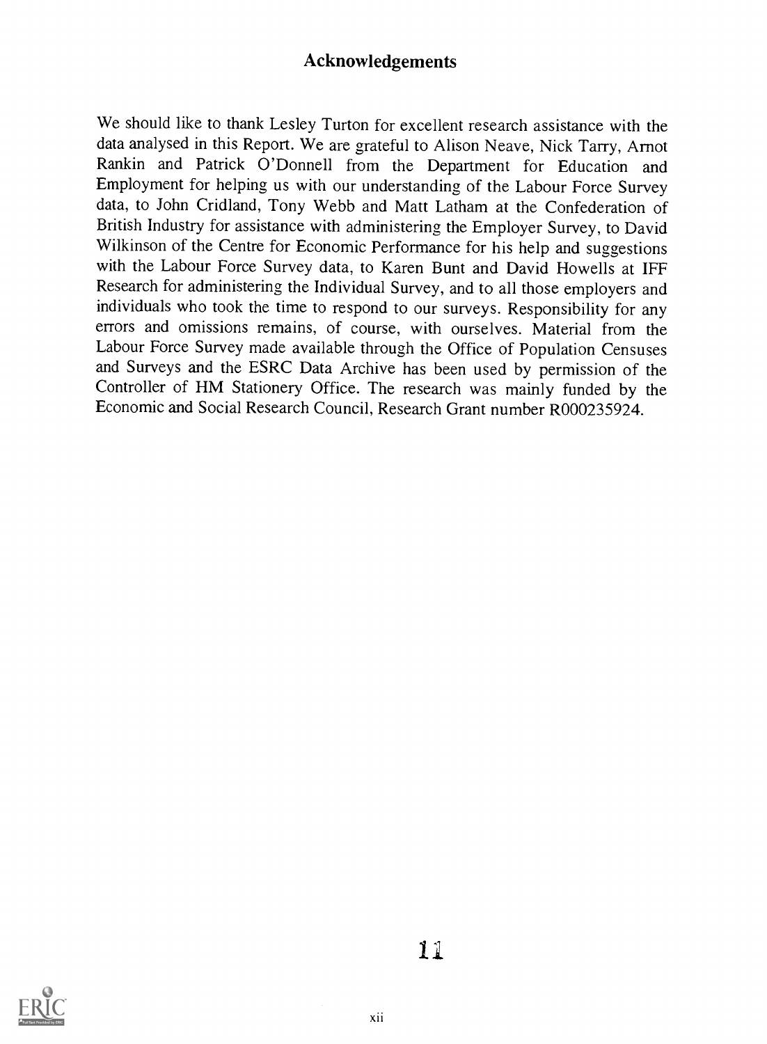## Acknowledgements

We should like to thank Lesley Turton for excellent research assistance with the data analysed in this Report. We are grateful to Alison Neave, Nick Tarry, Arnot Rankin and Patrick O'Donnell from the Department for Education and Employment for helping us with our understanding of the Labour Force Survey data, to John Cridland, Tony Webb and Matt Latham at the Confederation of British Industry for assistance with administering the Employer Survey, to David Wilkinson of the Centre for Economic Performance for his help and suggestions with the Labour Force Survey data, to Karen Bunt and David Howells at IFF Research for administering the Individual Survey, and to all those employers and individuals who took the time to respond to our surveys. Responsibility for any errors and omissions remains, of course, with ourselves. Material from the Labour Force Survey made available through the Office of Population Censuses and Surveys and the ESRC Data Archive has been used by permission of the Controller of HM Stationery Office. The research was mainly funded by the Economic and Social Research Council, Research Grant number R000235924.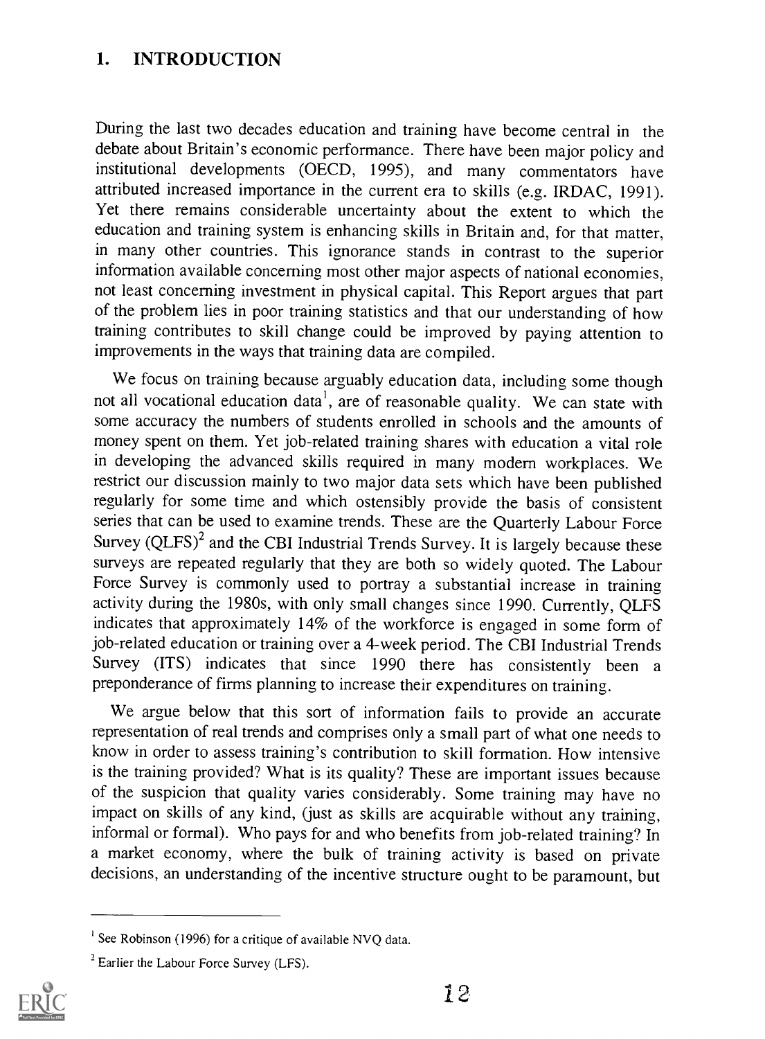## 1. INTRODUCTION

During the last two decades education and training have become central in the debate about Britain's economic performance. There have been major policy and institutional developments (OECD, 1995), and many commentators have attributed increased importance in the current era to skills (e.g. IRDAC, 1991). Yet there remains considerable uncertainty about the extent to which the education and training system is enhancing skills in Britain and, for that matter, in many other countries. This ignorance stands in contrast to the superior information available concerning most other major aspects of national economies, not least concerning investment in physical capital. This Report argues that part of the problem lies in poor training statistics and that our understanding of how training contributes to skill change could be improved by paying attention to improvements in the ways that training data are compiled.

We focus on training because arguably education data, including some though not all vocational education data[1], are of reasonable quality. We can state with some accuracy the numbers of students enrolled in schools and the amounts of money spent on them. Yet job-related training shares with education a vital role in developing the advanced skills required in many modern workplaces. We restrict our discussion mainly to two major data sets which have been published regularly for some time and which ostensibly provide the basis of consistent series that can be used to examine trends. These are the Quarterly Labour Force Survey (QLFS)[2] and the CBI Industrial Trends Survey. It is largely because these surveys are repeated regularly that they are both so widely quoted. The Labour Force Survey is commonly used to portray a substantial increase in training activity during the 1980s, with only small changes since 1990. Currently, QLFS indicates that approximately 14% of the workforce is engaged in some form of job-related education or training over a 4-week period. The CBI Industrial Trends Survey (ITS) indicates that since 1990 there has consistently been a preponderance of firms planning to increase their expenditures on training.

We argue below that this sort of information fails to provide an accurate representation of real trends and comprises only a small part of what one needs to know in order to assess training's contribution to skill formation. How intensive is the training provided? What is its quality? These are important issues because of the suspicion that quality varies considerably. Some training may have no impact on skills of any kind, (just as skills are acquirable without any training, informal or formal). Who pays for and who benefits from job-related training? In a market economy, where the bulk of training activity is based on private decisions, an understanding of the incentive structure ought to be paramount, but

[1] See Robinson (1996) for a critique of available NVQ data.

[2] Earlier the Labour Force Survey (LFS).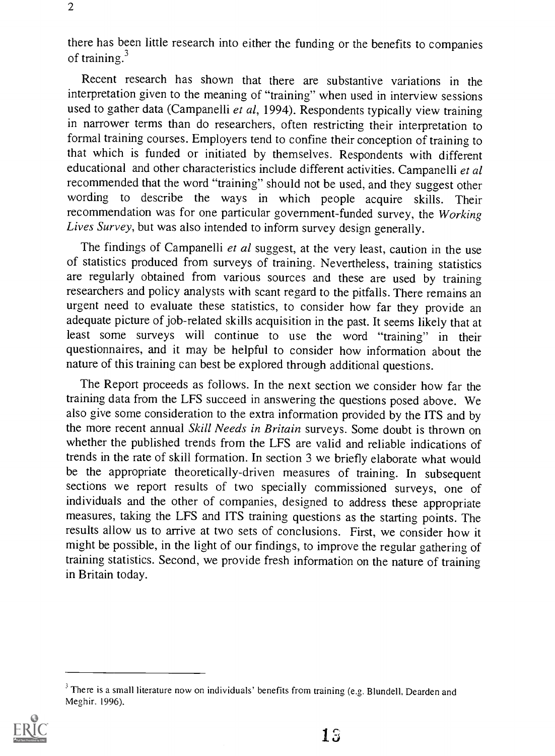there has been little research into either the funding or the benefits to companies of training.[3]

Recent research has shown that there are substantive variations in the interpretation given to the meaning of "training" when used in interview sessions used to gather data (Campanelli *et al*, 1994). Respondents typically view training in narrower terms than do researchers, often restricting their interpretation to formal training courses. Employers tend to confine their conception of training to that which is funded or initiated by themselves. Respondents with different educational and other characteristics include different activities. Campanelli *et al* recommended that the word "training" should not be used, and they suggest other wording to describe the ways in which people acquire skills. Their recommendation was for one particular government-funded survey, the *Working Lives Survey*, but was also intended to inform survey design generally.

The findings of Campanelli *et al* suggest, at the very least, caution in the use of statistics produced from surveys of training. Nevertheless, training statistics are regularly obtained from various sources and these are used by training researchers and policy analysts with scant regard to the pitfalls. There remains an urgent need to evaluate these statistics, to consider how far they provide an adequate picture of job-related skills acquisition in the past. It seems likely that at least some surveys will continue to use the word "training" in their questionnaires, and it may be helpful to consider how information about the nature of this training can best be explored through additional questions.

The Report proceeds as follows. In the next section we consider how far the training data from the LFS succeed in answering the questions posed above. We also give some consideration to the extra information provided by the ITS and by the more recent annual *Skill Needs in Britain* surveys. Some doubt is thrown on whether the published trends from the LFS are valid and reliable indications of trends in the rate of skill formation. In section 3 we briefly elaborate what would be the appropriate theoretically-driven measures of training. In subsequent sections we report results of two specially commissioned surveys, one of individuals and the other of companies, designed to address these appropriate measures, taking the LFS and ITS training questions as the starting points. The results allow us to arrive at two sets of conclusions. First, we consider how it might be possible, in the light of our findings, to improve the regular gathering of training statistics. Second, we provide fresh information on the nature of training in Britain today.

---

[3] There is a small literature now on individuals' benefits from training (e.g. Blundell, Dearden and Meghir, 1996).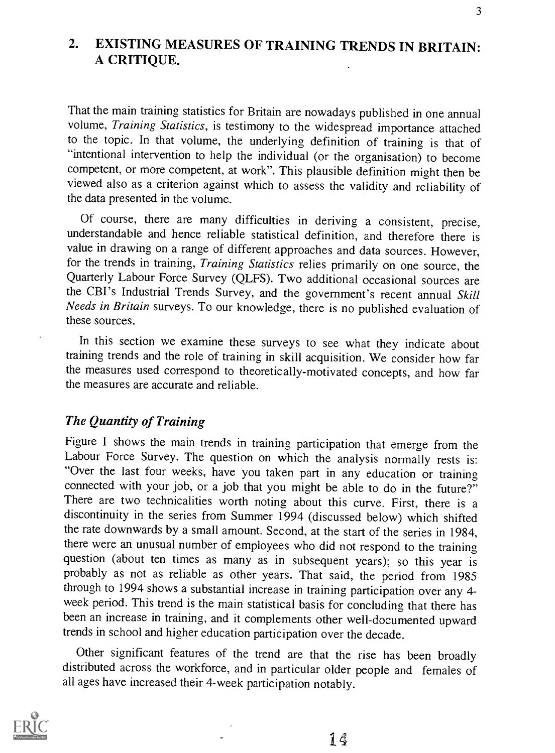## 2. EXISTING MEASURES OF TRAINING TRENDS IN BRITAIN: A CRITIQUE.

That the main training statistics for Britain are nowadays published in one annual volume, *Training Statistics*, is testimony to the widespread importance attached to the topic. In that volume, the underlying definition of training is that of "intentional intervention to help the individual (or the organisation) to become competent, or more competent, at work". This plausible definition might then be viewed also as a criterion against which to assess the validity and reliability of the data presented in the volume.

Of course, there are many difficulties in deriving a consistent, precise, understandable and hence reliable statistical definition, and therefore there is value in drawing on a range of different approaches and data sources. However, for the trends in training, *Training Statistics* relies primarily on one source, the Quarterly Labour Force Survey (QLFS). Two additional occasional sources are the CBI's Industrial Trends Survey, and the government's recent annual *Skill Needs in Britain* surveys. To our knowledge, there is no published evaluation of these sources.

In this section we examine these surveys to see what they indicate about training trends and the role of training in skill acquisition. We consider how far the measures used correspond to theoretically-motivated concepts, and how far the measures are accurate and reliable.

### *The Quantity of Training*

Figure 1 shows the main trends in training participation that emerge from the Labour Force Survey. The question on which the analysis normally rests is: "Over the last four weeks, have you taken part in any education or training connected with your job, or a job that you might be able to do in the future?" There are two technicalities worth noting about this curve. First, there is a discontinuity in the series from Summer 1994 (discussed below) which shifted the rate downwards by a small amount. Second, at the start of the series in 1984, there were an unusual number of employees who did not respond to the training question (about ten times as many as in subsequent years); so this year is probably as not as reliable as other years. That said, the period from 1985 through to 1994 shows a substantial increase in training participation over any 4-week period. This trend is the main statistical basis for concluding that there has been an increase in training, and it complements other well-documented upward trends in school and higher education participation over the decade.

Other significant features of the trend are that the rise has been broadly distributed across the workforce, and in particular older people and females of all ages have increased their 4-week participation notably.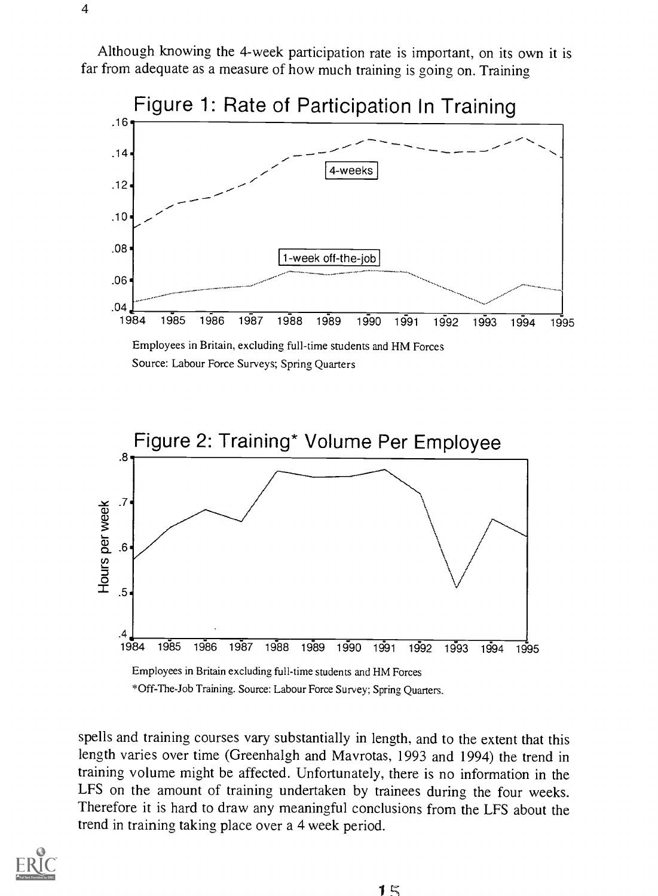Although knowing the 4-week participation rate is important, on its own it is far from adequate as a measure of how much training is going on. Training

Figure 1: Rate of Participation In Training

Employees in Britain, excluding full-time students and HM Forces
Source: Labour Force Surveys; Spring Quarters

Figure 2: Training* Volume Per Employee

Employees in Britain excluding full-time students and HM Forces
*Off-The-Job Training. Source: Labour Force Survey; Spring Quarters.

spells and training courses vary substantially in length, and to the extent that this length varies over time (Greenhalgh and Mavrotas, 1993 and 1994) the trend in training volume might be affected. Unfortunately, there is no information in the LFS on the amount of training undertaken by trainees during the four weeks. Therefore it is hard to draw any meaningful conclusions from the LFS about the trend in training taking place over a 4 week period.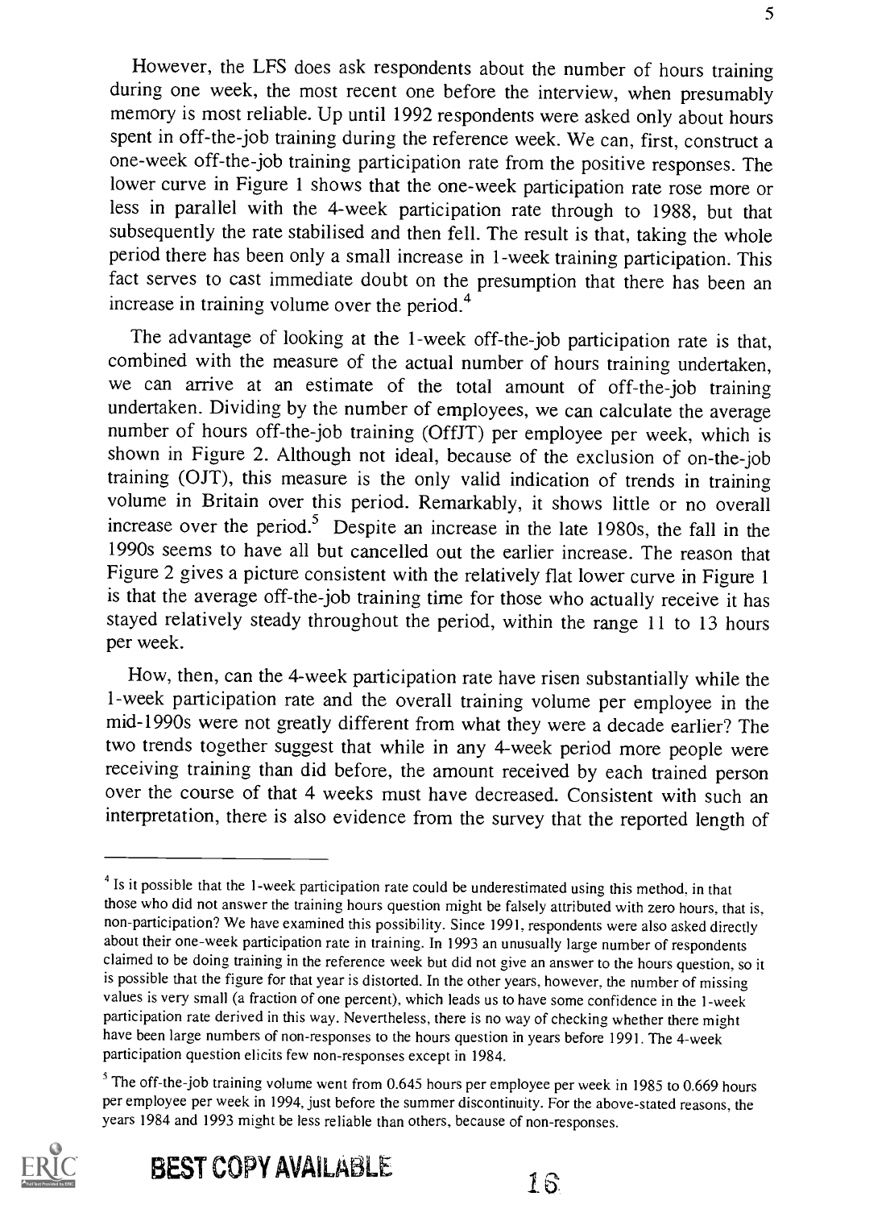However, the LFS does ask respondents about the number of hours training during one week, the most recent one before the interview, when presumably memory is most reliable. Up until 1992 respondents were asked only about hours spent in off-the-job training during the reference week. We can, first, construct a one-week off-the-job training participation rate from the positive responses. The lower curve in Figure 1 shows that the one-week participation rate rose more or less in parallel with the 4-week participation rate through to 1988, but that subsequently the rate stabilised and then fell. The result is that, taking the whole period there has been only a small increase in 1-week training participation. This fact serves to cast immediate doubt on the presumption that there has been an increase in training volume over the period.[4]

The advantage of looking at the 1-week off-the-job participation rate is that, combined with the measure of the actual number of hours training undertaken, we can arrive at an estimate of the total amount of off-the-job training undertaken. Dividing by the number of employees, we can calculate the average number of hours off-the-job training (OffJT) per employee per week, which is shown in Figure 2. Although not ideal, because of the exclusion of on-the-job training (OJT), this measure is the only valid indication of trends in training volume in Britain over this period. Remarkably, it shows little or no overall increase over the period.[5] Despite an increase in the late 1980s, the fall in the 1990s seems to have all but cancelled out the earlier increase. The reason that Figure 2 gives a picture consistent with the relatively flat lower curve in Figure 1 is that the average off-the-job training time for those who actually receive it has stayed relatively steady throughout the period, within the range 11 to 13 hours per week.

How, then, can the 4-week participation rate have risen substantially while the 1-week participation rate and the overall training volume per employee in the mid-1990s were not greatly different from what they were a decade earlier? The two trends together suggest that while in any 4-week period more people were receiving training than did before, the amount received by each trained person over the course of that 4 weeks must have decreased. Consistent with such an interpretation, there is also evidence from the survey that the reported length of

---

[4] Is it possible that the 1-week participation rate could be underestimated using this method, in that those who did not answer the training hours question might be falsely attributed with zero hours, that is, non-participation? We have examined this possibility. Since 1991, respondents were also asked directly about their one-week participation rate in training. In 1993 an unusually large number of respondents claimed to be doing training in the reference week but did not give an answer to the hours question, so it is possible that the figure for that year is distorted. In the other years, however, the number of missing values is very small (a fraction of one percent), which leads us to have some confidence in the 1-week participation rate derived in this way. Nevertheless, there is no way of checking whether there might have been large numbers of non-responses to the hours question in years before 1991. The 4-week participation question elicits few non-responses except in 1984.

[5] The off-the-job training volume went from 0.645 hours per employee per week in 1985 to 0.669 hours per employee per week in 1994, just before the summer discontinuity. For the above-stated reasons, the years 1984 and 1993 might be less reliable than others, because of non-responses.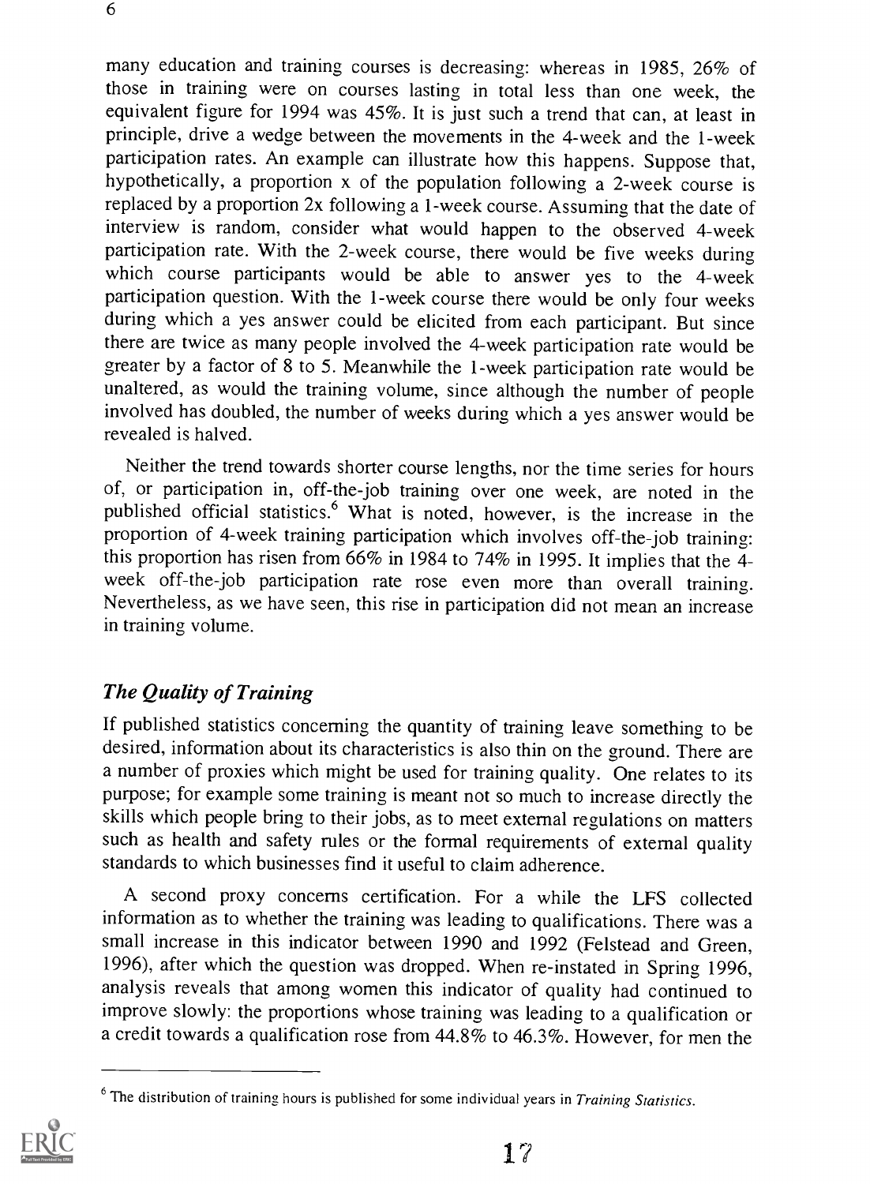many education and training courses is decreasing: whereas in 1985, 26% of those in training were on courses lasting in total less than one week, the equivalent figure for 1994 was 45%. It is just such a trend that can, at least in principle, drive a wedge between the movements in the 4-week and the 1-week participation rates. An example can illustrate how this happens. Suppose that, hypothetically, a proportion x of the population following a 2-week course is replaced by a proportion 2x following a 1-week course. Assuming that the date of interview is random, consider what would happen to the observed 4-week participation rate. With the 2-week course, there would be five weeks during which course participants would be able to answer yes to the 4-week participation question. With the 1-week course there would be only four weeks during which a yes answer could be elicited from each participant. But since there are twice as many people involved the 4-week participation rate would be greater by a factor of 8 to 5. Meanwhile the 1-week participation rate would be unaltered, as would the training volume, since although the number of people involved has doubled, the number of weeks during which a yes answer would be revealed is halved.

Neither the trend towards shorter course lengths, nor the time series for hours of, or participation in, off-the-job training over one week, are noted in the published official statistics.[6] What is noted, however, is the increase in the proportion of 4-week training participation which involves off-the-job training: this proportion has risen from 66% in 1984 to 74% in 1995. It implies that the 4-week off-the-job participation rate rose even more than overall training. Nevertheless, as we have seen, this rise in participation did not mean an increase in training volume.

## *The Quality of Training*

If published statistics concerning the quantity of training leave something to be desired, information about its characteristics is also thin on the ground. There are a number of proxies which might be used for training quality. One relates to its purpose; for example some training is meant not so much to increase directly the skills which people bring to their jobs, as to meet external regulations on matters such as health and safety rules or the formal requirements of external quality standards to which businesses find it useful to claim adherence.

A second proxy concerns certification. For a while the LFS collected information as to whether the training was leading to qualifications. There was a small increase in this indicator between 1990 and 1992 (Felstead and Green, 1996), after which the question was dropped. When re-instated in Spring 1996, analysis reveals that among women this indicator of quality had continued to improve slowly: the proportions whose training was leading to a qualification or a credit towards a qualification rose from 44.8% to 46.3%. However, for men the

---

[6] The distribution of training hours is published for some individual years in *Training Statistics*.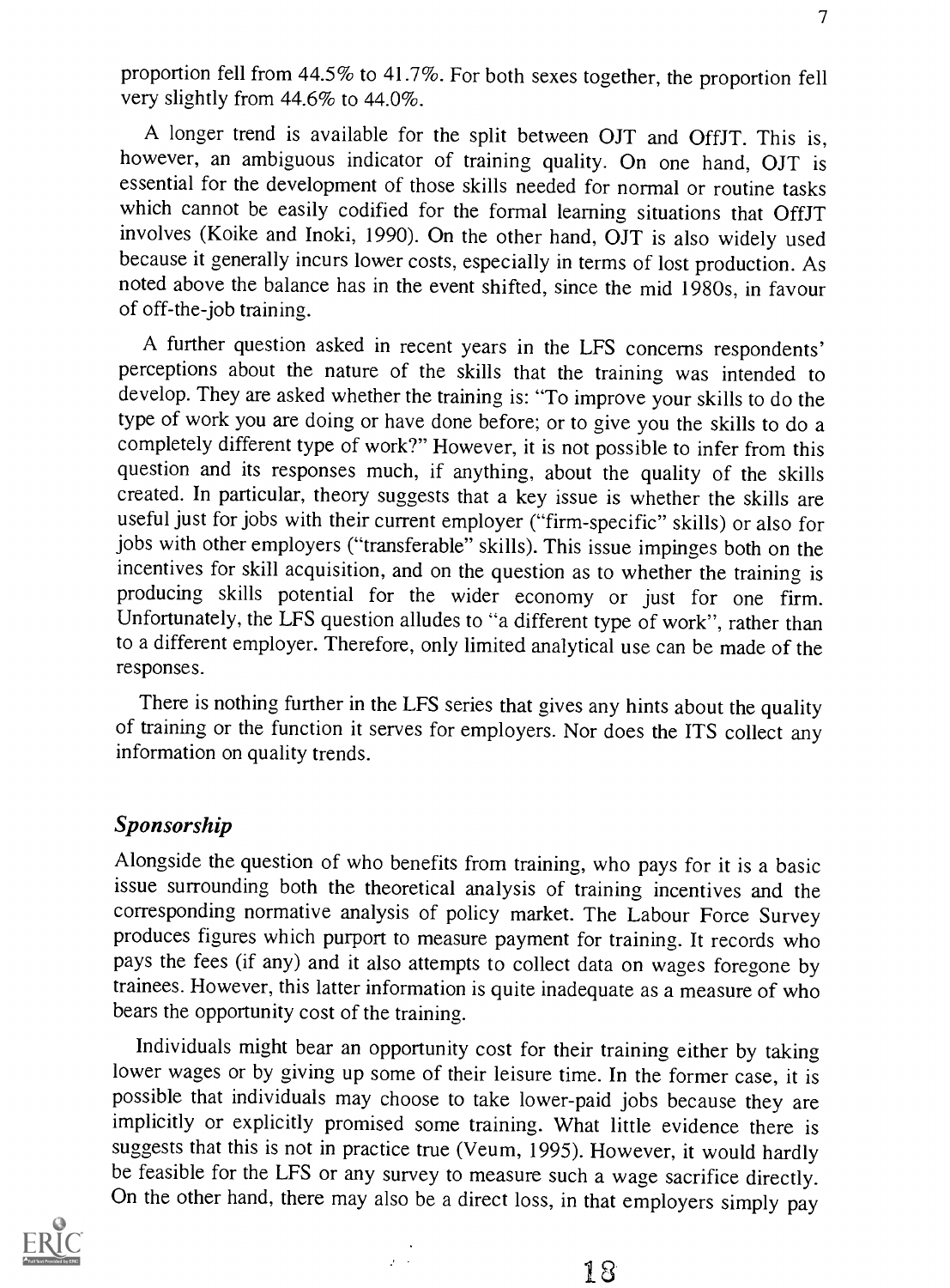proportion fell from 44.5% to 41.7%. For both sexes together, the proportion fell very slightly from 44.6% to 44.0%.

A longer trend is available for the split between OJT and OffJT. This is, however, an ambiguous indicator of training quality. On one hand, OJT is essential for the development of those skills needed for normal or routine tasks which cannot be easily codified for the formal learning situations that OffJT involves (Koike and Inoki, 1990). On the other hand, OJT is also widely used because it generally incurs lower costs, especially in terms of lost production. As noted above the balance has in the event shifted, since the mid 1980s, in favour of off-the-job training.

A further question asked in recent years in the LFS concerns respondents' perceptions about the nature of the skills that the training was intended to develop. They are asked whether the training is: "To improve your skills to do the type of work you are doing or have done before; or to give you the skills to do a completely different type of work?" However, it is not possible to infer from this question and its responses much, if anything, about the quality of the skills created. In particular, theory suggests that a key issue is whether the skills are useful just for jobs with their current employer ("firm-specific" skills) or also for jobs with other employers ("transferable" skills). This issue impinges both on the incentives for skill acquisition, and on the question as to whether the training is producing skills potential for the wider economy or just for one firm. Unfortunately, the LFS question alludes to "a different type of work", rather than to a different employer. Therefore, only limited analytical use can be made of the responses.

There is nothing further in the LFS series that gives any hints about the quality of training or the function it serves for employers. Nor does the ITS collect any information on quality trends.

### *Sponsorship*

Alongside the question of who benefits from training, who pays for it is a basic issue surrounding both the theoretical analysis of training incentives and the corresponding normative analysis of policy market. The Labour Force Survey produces figures which purport to measure payment for training. It records who pays the fees (if any) and it also attempts to collect data on wages foregone by trainees. However, this latter information is quite inadequate as a measure of who bears the opportunity cost of the training.

Individuals might bear an opportunity cost for their training either by taking lower wages or by giving up some of their leisure time. In the former case, it is possible that individuals may choose to take lower-paid jobs because they are implicitly or explicitly promised some training. What little evidence there is suggests that this is not in practice true (Veum, 1995). However, it would hardly be feasible for the LFS or any survey to measure such a wage sacrifice directly. On the other hand, there may also be a direct loss, in that employers simply pay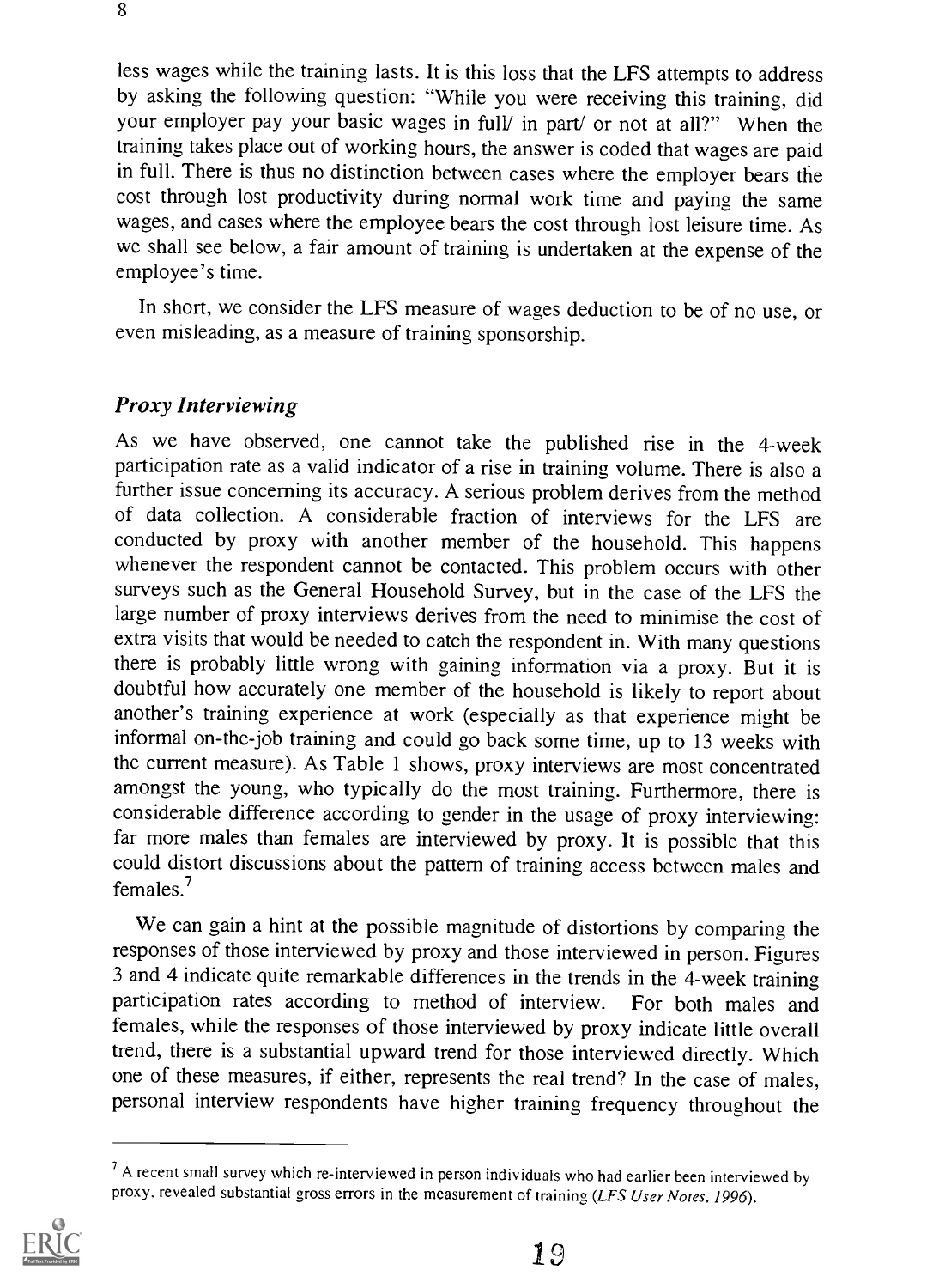less wages while the training lasts. It is this loss that the LFS attempts to address by asking the following question: "While you were receiving this training, did your employer pay your basic wages in full/ in part/ or not at all?" When the training takes place out of working hours, the answer is coded that wages are paid in full. There is thus no distinction between cases where the employer bears the cost through lost productivity during normal work time and paying the same wages, and cases where the employee bears the cost through lost leisure time. As we shall see below, a fair amount of training is undertaken at the expense of the employee's time.

In short, we consider the LFS measure of wages deduction to be of no use, or even misleading, as a measure of training sponsorship.

### *Proxy Interviewing*

As we have observed, one cannot take the published rise in the 4-week participation rate as a valid indicator of a rise in training volume. There is also a further issue concerning its accuracy. A serious problem derives from the method of data collection. A considerable fraction of interviews for the LFS are conducted by proxy with another member of the household. This happens whenever the respondent cannot be contacted. This problem occurs with other surveys such as the General Household Survey, but in the case of the LFS the large number of proxy interviews derives from the need to minimise the cost of extra visits that would be needed to catch the respondent in. With many questions there is probably little wrong with gaining information via a proxy. But it is doubtful how accurately one member of the household is likely to report about another's training experience at work (especially as that experience might be informal on-the-job training and could go back some time, up to 13 weeks with the current measure). As Table 1 shows, proxy interviews are most concentrated amongst the young, who typically do the most training. Furthermore, there is considerable difference according to gender in the usage of proxy interviewing: far more males than females are interviewed by proxy. It is possible that this could distort discussions about the pattern of training access between males and females.[7]

We can gain a hint at the possible magnitude of distortions by comparing the responses of those interviewed by proxy and those interviewed in person. Figures 3 and 4 indicate quite remarkable differences in the trends in the 4-week training participation rates according to method of interview. For both males and females, while the responses of those interviewed by proxy indicate little overall trend, there is a substantial upward trend for those interviewed directly. Which one of these measures, if either, represents the real trend? In the case of males, personal interview respondents have higher training frequency throughout the

[7] A recent small survey which re-interviewed in person individuals who had earlier been interviewed by proxy, revealed substantial gross errors in the measurement of training (*LFS User Notes, 1996*).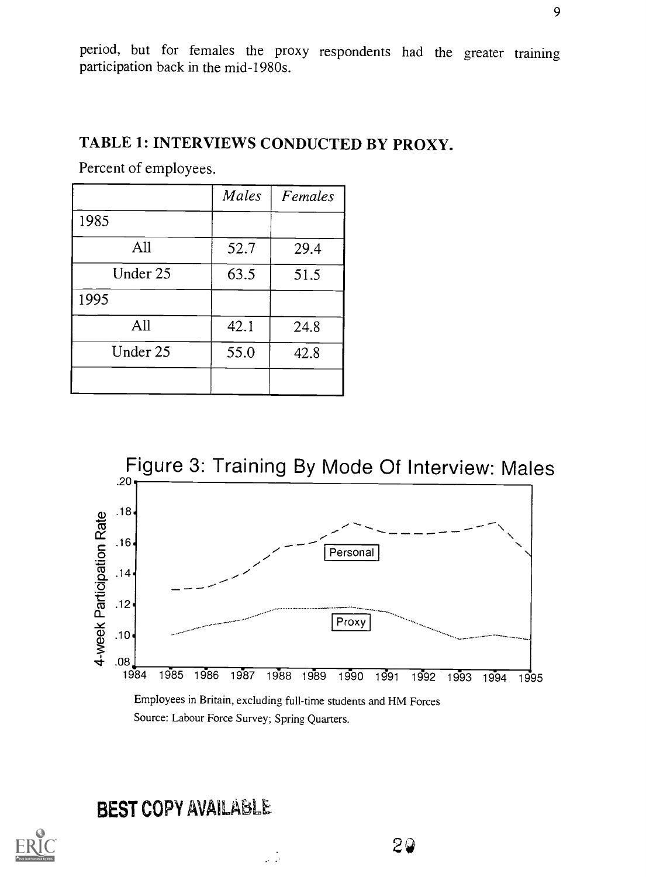period, but for females the proxy respondents had the greater training participation back in the mid-1980s.

## TABLE 1: INTERVIEWS CONDUCTED BY PROXY.

Percent of employees.

| | *Males* | *Females* |
|---|---|---|
| 1985 | | |
| All | 52.7 | 29.4 |
| Under 25 | 63.5 | 51.5 |
| 1995 | | |
| All | 42.1 | 24.8 |
| Under 25 | 55.0 | 42.8 |
| | | |

Figure 3: Training By Mode Of Interview: Males

Employees in Britain, excluding full-time students and HM Forces

Source: Labour Force Survey; Spring Quarters.

**BEST COPY AVAILABLE**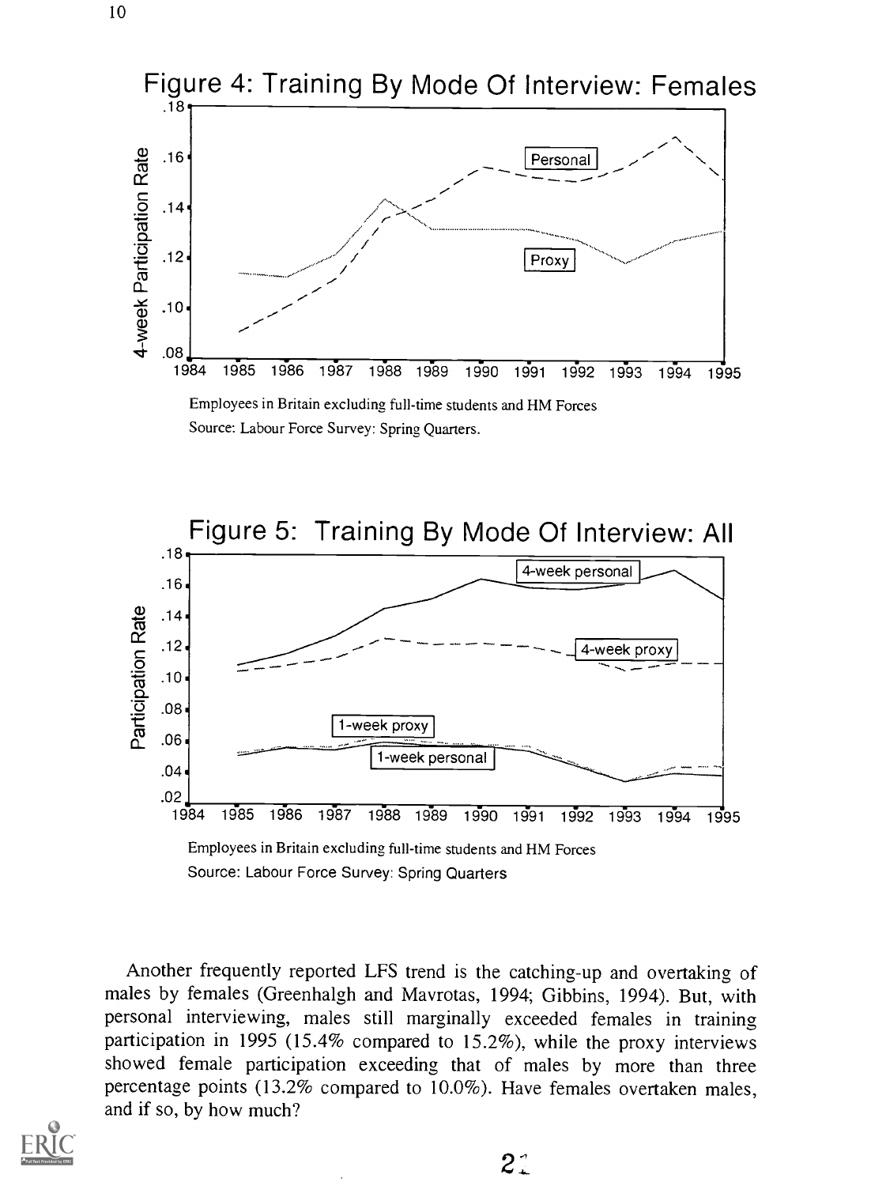Figure 4: Training By Mode Of Interview: Females

Employees in Britain excluding full-time students and HM Forces
Source: Labour Force Survey: Spring Quarters.

Figure 5: Training By Mode Of Interview: All

Employees in Britain excluding full-time students and HM Forces
Source: Labour Force Survey: Spring Quarters

Another frequently reported LFS trend is the catching-up and overtaking of males by females (Greenhalgh and Mavrotas, 1994; Gibbins, 1994). But, with personal interviewing, males still marginally exceeded females in training participation in 1995 (15.4% compared to 15.2%), while the proxy interviews showed female participation exceeding that of males by more than three percentage points (13.2% compared to 10.0%). Have females overtaken males, and if so, by how much?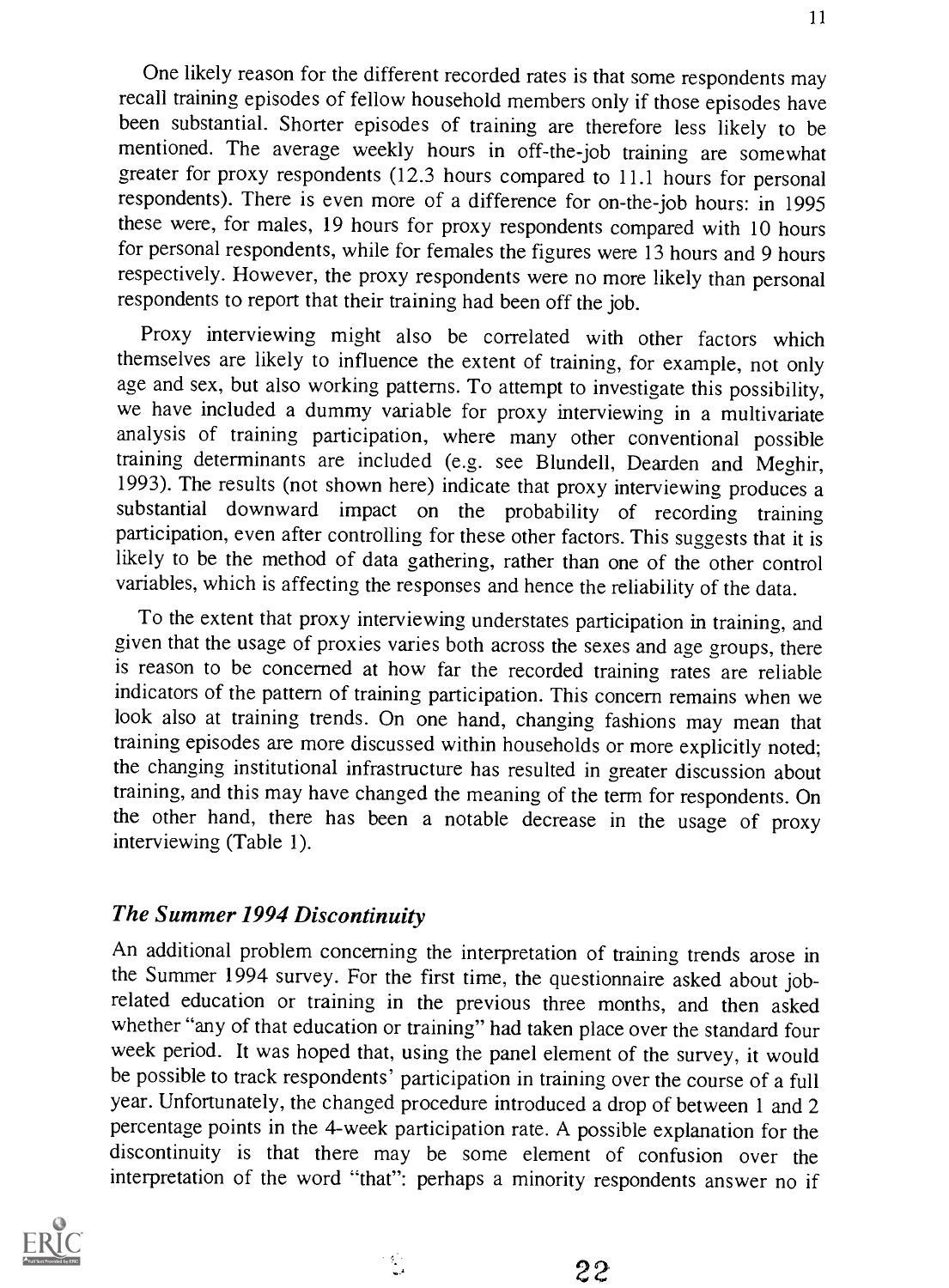One likely reason for the different recorded rates is that some respondents may recall training episodes of fellow household members only if those episodes have been substantial. Shorter episodes of training are therefore less likely to be mentioned. The average weekly hours in off-the-job training are somewhat greater for proxy respondents (12.3 hours compared to 11.1 hours for personal respondents). There is even more of a difference for on-the-job hours: in 1995 these were, for males, 19 hours for proxy respondents compared with 10 hours for personal respondents, while for females the figures were 13 hours and 9 hours respectively. However, the proxy respondents were no more likely than personal respondents to report that their training had been off the job.

Proxy interviewing might also be correlated with other factors which themselves are likely to influence the extent of training, for example, not only age and sex, but also working patterns. To attempt to investigate this possibility, we have included a dummy variable for proxy interviewing in a multivariate analysis of training participation, where many other conventional possible training determinants are included (e.g. see Blundell, Dearden and Meghir, 1993). The results (not shown here) indicate that proxy interviewing produces a substantial downward impact on the probability of recording training participation, even after controlling for these other factors. This suggests that it is likely to be the method of data gathering, rather than one of the other control variables, which is affecting the responses and hence the reliability of the data.

To the extent that proxy interviewing understates participation in training, and given that the usage of proxies varies both across the sexes and age groups, there is reason to be concerned at how far the recorded training rates are reliable indicators of the pattern of training participation. This concern remains when we look also at training trends. On one hand, changing fashions may mean that training episodes are more discussed within households or more explicitly noted; the changing institutional infrastructure has resulted in greater discussion about training, and this may have changed the meaning of the term for respondents. On the other hand, there has been a notable decrease in the usage of proxy interviewing (Table 1).

### *The Summer 1994 Discontinuity*

An additional problem concerning the interpretation of training trends arose in the Summer 1994 survey. For the first time, the questionnaire asked about job-related education or training in the previous three months, and then asked whether "any of that education or training" had taken place over the standard four week period. It was hoped that, using the panel element of the survey, it would be possible to track respondents' participation in training over the course of a full year. Unfortunately, the changed procedure introduced a drop of between 1 and 2 percentage points in the 4-week participation rate. A possible explanation for the discontinuity is that there may be some element of confusion over the interpretation of the word "that": perhaps a minority respondents answer no if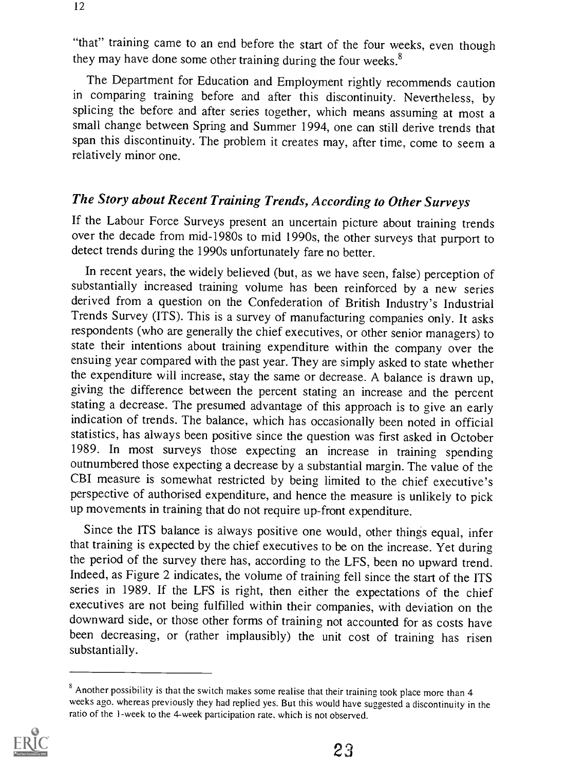"that" training came to an end before the start of the four weeks, even though they may have done some other training during the four weeks.[8]

The Department for Education and Employment rightly recommends caution in comparing training before and after this discontinuity. Nevertheless, by splicing the before and after series together, which means assuming at most a small change between Spring and Summer 1994, one can still derive trends that span this discontinuity. The problem it creates may, after time, come to seem a relatively minor one.

## *The Story about Recent Training Trends, According to Other Surveys*

If the Labour Force Surveys present an uncertain picture about training trends over the decade from mid-1980s to mid 1990s, the other surveys that purport to detect trends during the 1990s unfortunately fare no better.

In recent years, the widely believed (but, as we have seen, false) perception of substantially increased training volume has been reinforced by a new series derived from a question on the Confederation of British Industry's Industrial Trends Survey (ITS). This is a survey of manufacturing companies only. It asks respondents (who are generally the chief executives, or other senior managers) to state their intentions about training expenditure within the company over the ensuing year compared with the past year. They are simply asked to state whether the expenditure will increase, stay the same or decrease. A balance is drawn up, giving the difference between the percent stating an increase and the percent stating a decrease. The presumed advantage of this approach is to give an early indication of trends. The balance, which has occasionally been noted in official statistics, has always been positive since the question was first asked in October 1989. In most surveys those expecting an increase in training spending outnumbered those expecting a decrease by a substantial margin. The value of the CBI measure is somewhat restricted by being limited to the chief executive's perspective of authorised expenditure, and hence the measure is unlikely to pick up movements in training that do not require up-front expenditure.

Since the ITS balance is always positive one would, other things equal, infer that training is expected by the chief executives to be on the increase. Yet during the period of the survey there has, according to the LFS, been no upward trend. Indeed, as Figure 2 indicates, the volume of training fell since the start of the ITS series in 1989. If the LFS is right, then either the expectations of the chief executives are not being fulfilled within their companies, with deviation on the downward side, or those other forms of training not accounted for as costs have been decreasing, or (rather implausibly) the unit cost of training has risen substantially.

---

[8] Another possibility is that the switch makes some realise that their training took place more than 4 weeks ago, whereas previously they had replied yes. But this would have suggested a discontinuity in the ratio of the 1-week to the 4-week participation rate, which is not observed.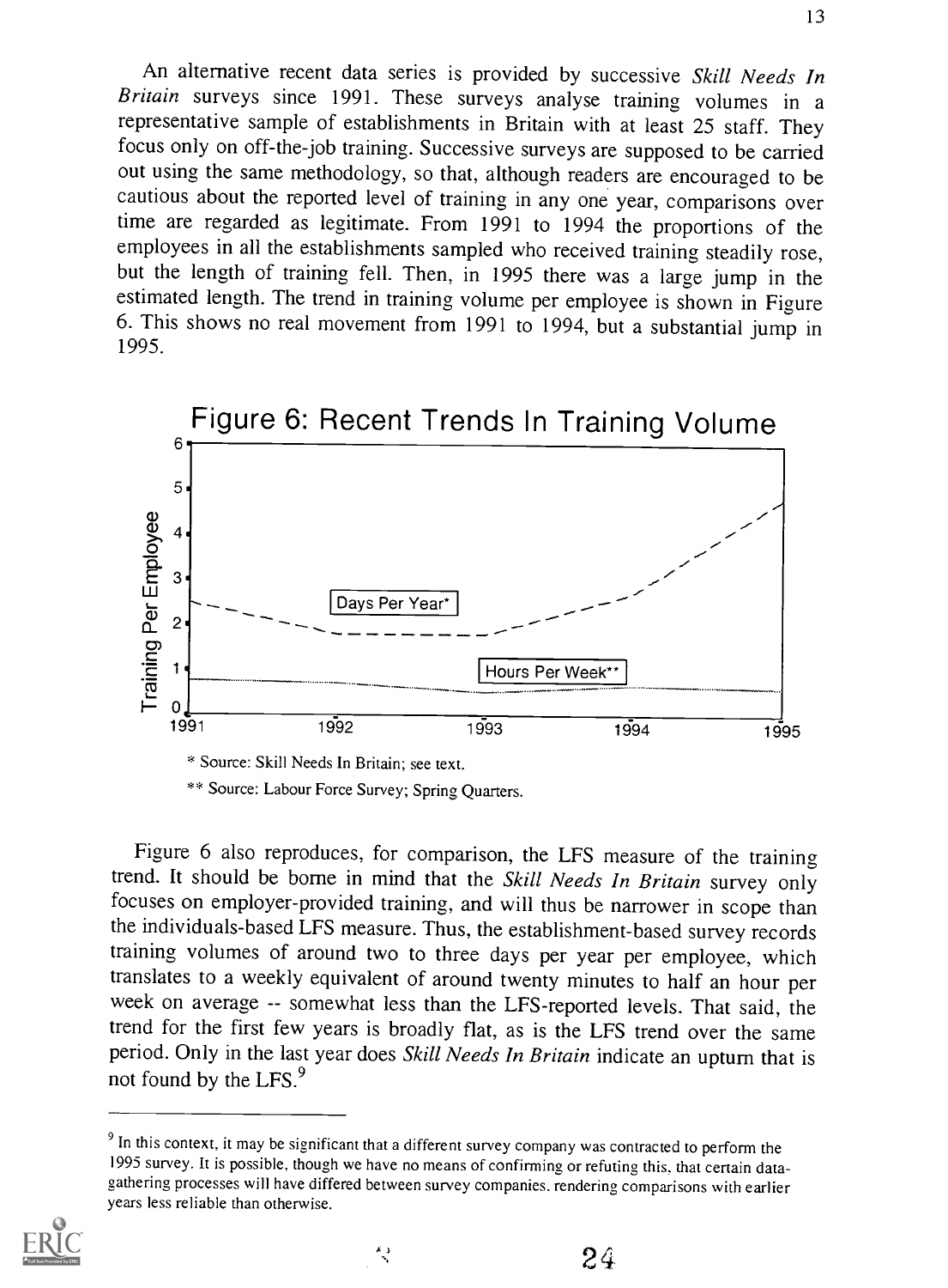An alternative recent data series is provided by successive *Skill Needs In Britain* surveys since 1991. These surveys analyse training volumes in a representative sample of establishments in Britain with at least 25 staff. They focus only on off-the-job training. Successive surveys are supposed to be carried out using the same methodology, so that, although readers are encouraged to be cautious about the reported level of training in any one year, comparisons over time are regarded as legitimate. From 1991 to 1994 the proportions of the employees in all the establishments sampled who received training steadily rose, but the length of training fell. Then, in 1995 there was a large jump in the estimated length. The trend in training volume per employee is shown in Figure 6. This shows no real movement from 1991 to 1994, but a substantial jump in 1995.

Figure 6: Recent Trends In Training Volume

\* Source: Skill Needs In Britain; see text.

\*\* Source: Labour Force Survey; Spring Quarters.

Figure 6 also reproduces, for comparison, the LFS measure of the training trend. It should be borne in mind that the *Skill Needs In Britain* survey only focuses on employer-provided training, and will thus be narrower in scope than the individuals-based LFS measure. Thus, the establishment-based survey records training volumes of around two to three days per year per employee, which translates to a weekly equivalent of around twenty minutes to half an hour per week on average -- somewhat less than the LFS-reported levels. That said, the trend for the first few years is broadly flat, as is the LFS trend over the same period. Only in the last year does *Skill Needs In Britain* indicate an upturn that is not found by the LFS.[9]

---

[9] In this context, it may be significant that a different survey company was contracted to perform the 1995 survey. It is possible, though we have no means of confirming or refuting this, that certain data-gathering processes will have differed between survey companies, rendering comparisons with earlier years less reliable than otherwise.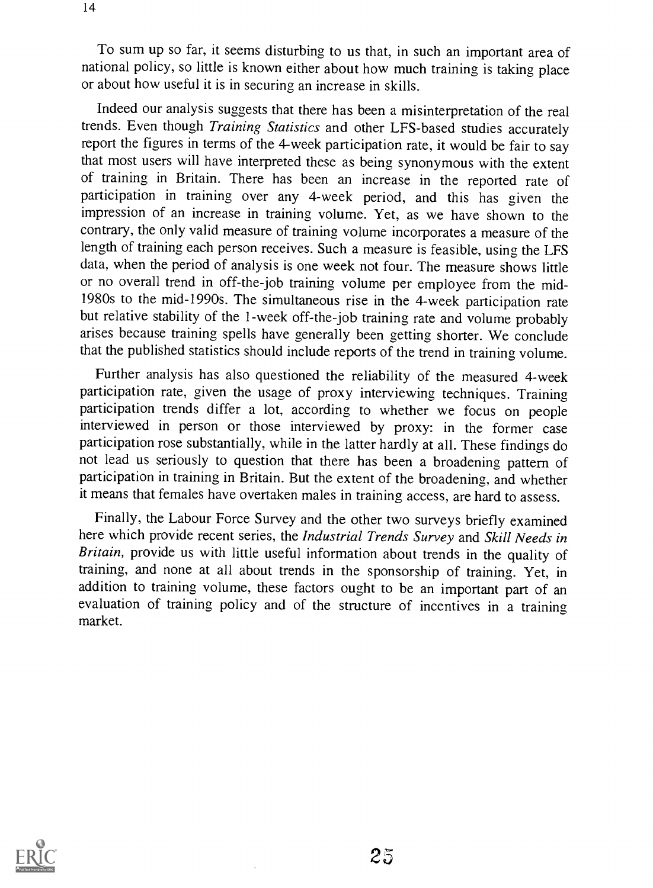To sum up so far, it seems disturbing to us that, in such an important area of national policy, so little is known either about how much training is taking place or about how useful it is in securing an increase in skills.

Indeed our analysis suggests that there has been a misinterpretation of the real trends. Even though *Training Statistics* and other LFS-based studies accurately report the figures in terms of the 4-week participation rate, it would be fair to say that most users will have interpreted these as being synonymous with the extent of training in Britain. There has been an increase in the reported rate of participation in training over any 4-week period, and this has given the impression of an increase in training volume. Yet, as we have shown to the contrary, the only valid measure of training volume incorporates a measure of the length of training each person receives. Such a measure is feasible, using the LFS data, when the period of analysis is one week not four. The measure shows little or no overall trend in off-the-job training volume per employee from the mid-1980s to the mid-1990s. The simultaneous rise in the 4-week participation rate but relative stability of the 1-week off-the-job training rate and volume probably arises because training spells have generally been getting shorter. We conclude that the published statistics should include reports of the trend in training volume.

Further analysis has also questioned the reliability of the measured 4-week participation rate, given the usage of proxy interviewing techniques. Training participation trends differ a lot, according to whether we focus on people interviewed in person or those interviewed by proxy: in the former case participation rose substantially, while in the latter hardly at all. These findings do not lead us seriously to question that there has been a broadening pattern of participation in training in Britain. But the extent of the broadening, and whether it means that females have overtaken males in training access, are hard to assess.

Finally, the Labour Force Survey and the other two surveys briefly examined here which provide recent series, the *Industrial Trends Survey* and *Skill Needs in Britain,* provide us with little useful information about trends in the quality of training, and none at all about trends in the sponsorship of training. Yet, in addition to training volume, these factors ought to be an important part of an evaluation of training policy and of the structure of incentives in a training market.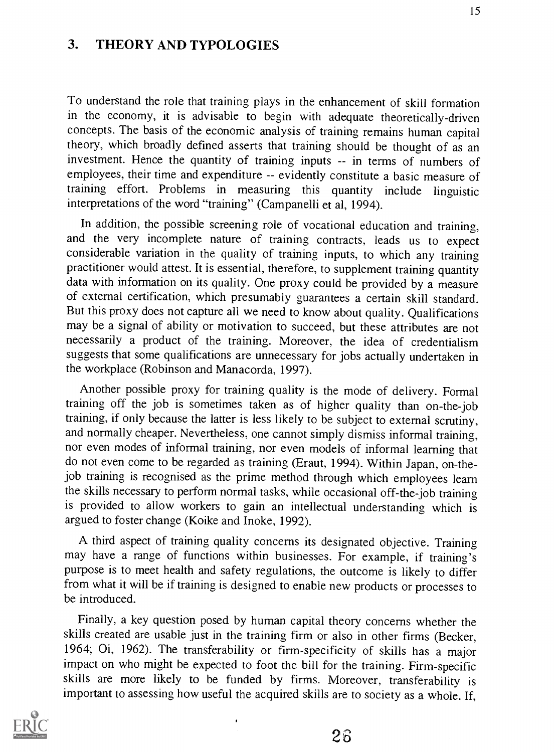## 3. THEORY AND TYPOLOGIES

To understand the role that training plays in the enhancement of skill formation in the economy, it is advisable to begin with adequate theoretically-driven concepts. The basis of the economic analysis of training remains human capital theory, which broadly defined asserts that training should be thought of as an investment. Hence the quantity of training inputs -- in terms of numbers of employees, their time and expenditure -- evidently constitute a basic measure of training effort. Problems in measuring this quantity include linguistic interpretations of the word "training" (Campanelli et al, 1994).

In addition, the possible screening role of vocational education and training, and the very incomplete nature of training contracts, leads us to expect considerable variation in the quality of training inputs, to which any training practitioner would attest. It is essential, therefore, to supplement training quantity data with information on its quality. One proxy could be provided by a measure of external certification, which presumably guarantees a certain skill standard. But this proxy does not capture all we need to know about quality. Qualifications may be a signal of ability or motivation to succeed, but these attributes are not necessarily a product of the training. Moreover, the idea of credentialism suggests that some qualifications are unnecessary for jobs actually undertaken in the workplace (Robinson and Manacorda, 1997).

Another possible proxy for training quality is the mode of delivery. Formal training off the job is sometimes taken as of higher quality than on-the-job training, if only because the latter is less likely to be subject to external scrutiny, and normally cheaper. Nevertheless, one cannot simply dismiss informal training, nor even modes of informal training, nor even models of informal learning that do not even come to be regarded as training (Eraut, 1994). Within Japan, on-the-job training is recognised as the prime method through which employees learn the skills necessary to perform normal tasks, while occasional off-the-job training is provided to allow workers to gain an intellectual understanding which is argued to foster change (Koike and Inoke, 1992).

A third aspect of training quality concerns its designated objective. Training may have a range of functions within businesses. For example, if training's purpose is to meet health and safety regulations, the outcome is likely to differ from what it will be if training is designed to enable new products or processes to be introduced.

Finally, a key question posed by human capital theory concerns whether the skills created are usable just in the training firm or also in other firms (Becker, 1964; Oi, 1962). The transferability or firm-specificity of skills has a major impact on who might be expected to foot the bill for the training. Firm-specific skills are more likely to be funded by firms. Moreover, transferability is important to assessing how useful the acquired skills are to society as a whole. If,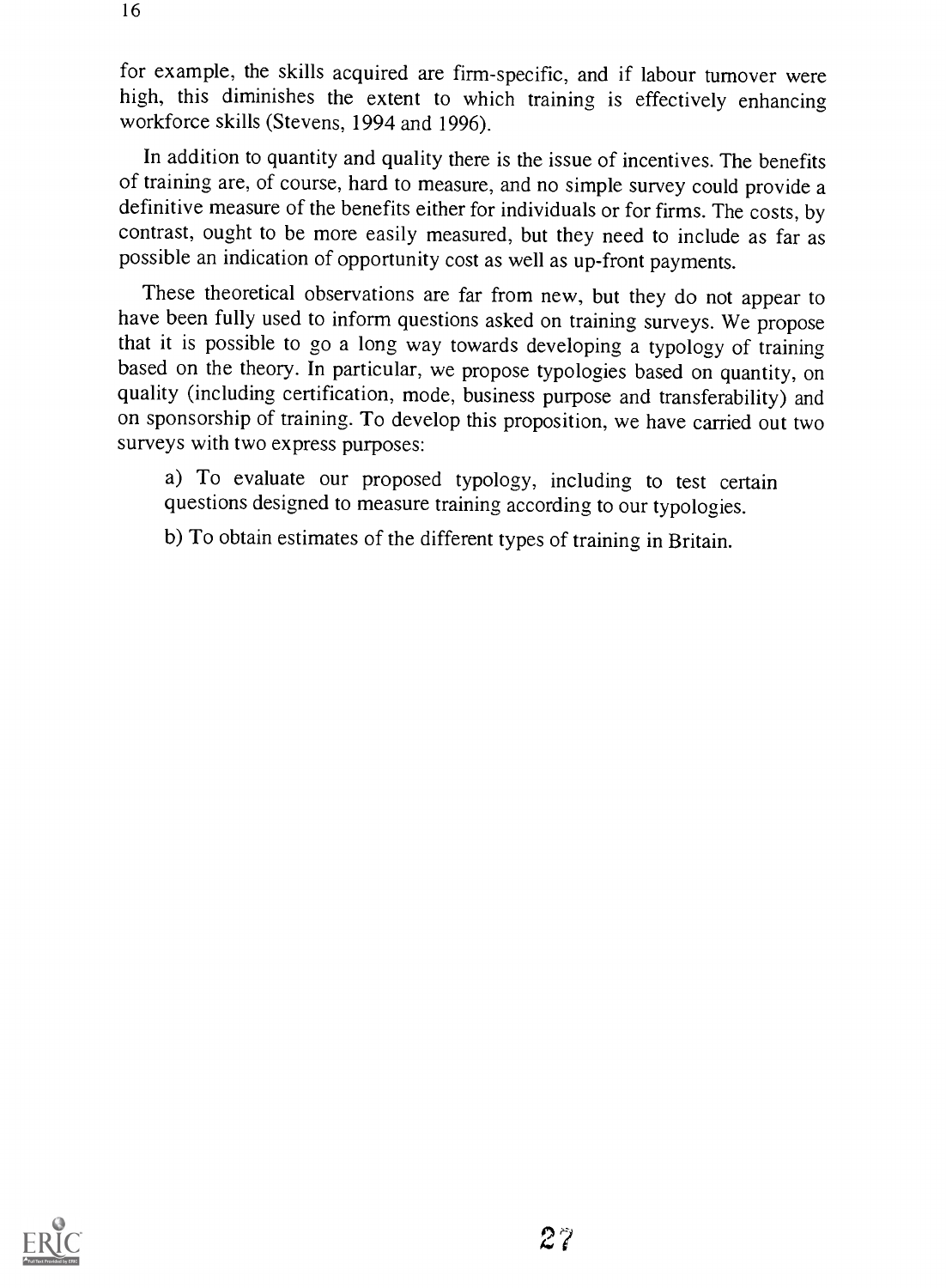for example, the skills acquired are firm-specific, and if labour turnover were high, this diminishes the extent to which training is effectively enhancing workforce skills (Stevens, 1994 and 1996).

In addition to quantity and quality there is the issue of incentives. The benefits of training are, of course, hard to measure, and no simple survey could provide a definitive measure of the benefits either for individuals or for firms. The costs, by contrast, ought to be more easily measured, but they need to include as far as possible an indication of opportunity cost as well as up-front payments.

These theoretical observations are far from new, but they do not appear to have been fully used to inform questions asked on training surveys. We propose that it is possible to go a long way towards developing a typology of training based on the theory. In particular, we propose typologies based on quantity, on quality (including certification, mode, business purpose and transferability) and on sponsorship of training. To develop this proposition, we have carried out two surveys with two express purposes:

a) To evaluate our proposed typology, including to test certain questions designed to measure training according to our typologies.

b) To obtain estimates of the different types of training in Britain.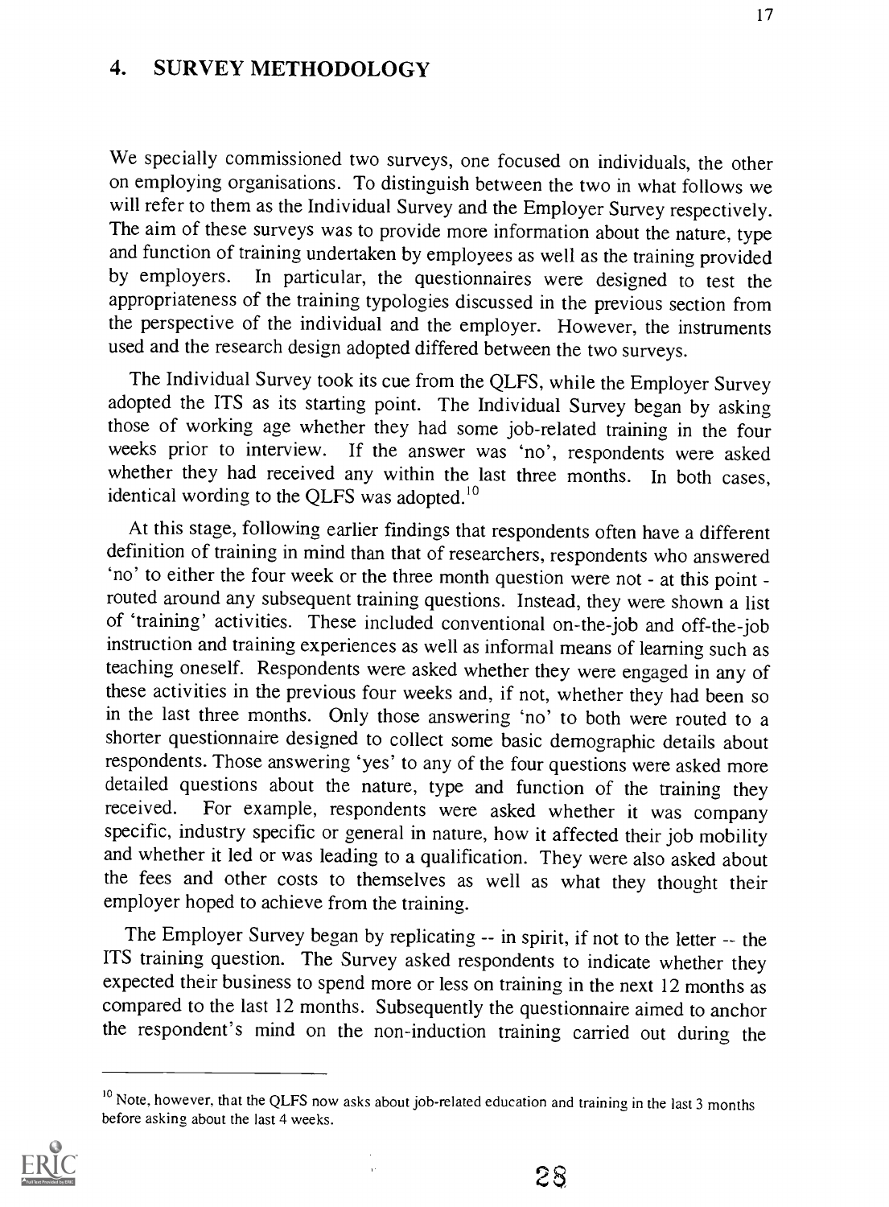## 4. SURVEY METHODOLOGY

We specially commissioned two surveys, one focused on individuals, the other on employing organisations. To distinguish between the two in what follows we will refer to them as the Individual Survey and the Employer Survey respectively. The aim of these surveys was to provide more information about the nature, type and function of training undertaken by employees as well as the training provided by employers. In particular, the questionnaires were designed to test the appropriateness of the training typologies discussed in the previous section from the perspective of the individual and the employer. However, the instruments used and the research design adopted differed between the two surveys.

The Individual Survey took its cue from the QLFS, while the Employer Survey adopted the ITS as its starting point. The Individual Survey began by asking those of working age whether they had some job-related training in the four weeks prior to interview. If the answer was 'no', respondents were asked whether they had received any within the last three months. In both cases, identical wording to the QLFS was adopted.[10]

At this stage, following earlier findings that respondents often have a different definition of training in mind than that of researchers, respondents who answered 'no' to either the four week or the three month question were not - at this point - routed around any subsequent training questions. Instead, they were shown a list of 'training' activities. These included conventional on-the-job and off-the-job instruction and training experiences as well as informal means of learning such as teaching oneself. Respondents were asked whether they were engaged in any of these activities in the previous four weeks and, if not, whether they had been so in the last three months. Only those answering 'no' to both were routed to a shorter questionnaire designed to collect some basic demographic details about respondents. Those answering 'yes' to any of the four questions were asked more detailed questions about the nature, type and function of the training they received. For example, respondents were asked whether it was company specific, industry specific or general in nature, how it affected their job mobility and whether it led or was leading to a qualification. They were also asked about the fees and other costs to themselves as well as what they thought their employer hoped to achieve from the training.

The Employer Survey began by replicating -- in spirit, if not to the letter -- the ITS training question. The Survey asked respondents to indicate whether they expected their business to spend more or less on training in the next 12 months as compared to the last 12 months. Subsequently the questionnaire aimed to anchor the respondent's mind on the non-induction training carried out during the

---

[10] Note, however, that the QLFS now asks about job-related education and training in the last 3 months before asking about the last 4 weeks.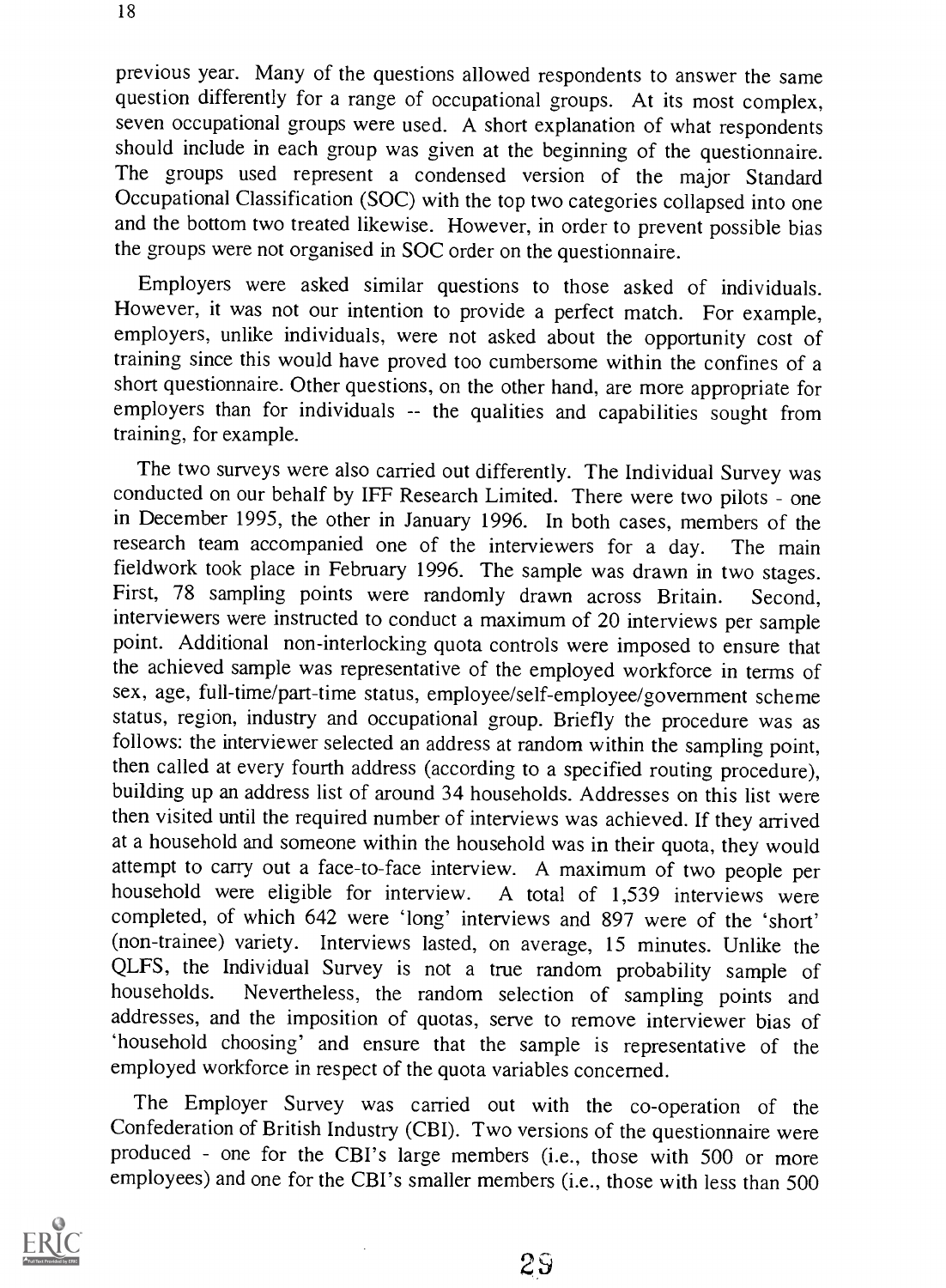previous year. Many of the questions allowed respondents to answer the same question differently for a range of occupational groups. At its most complex, seven occupational groups were used. A short explanation of what respondents should include in each group was given at the beginning of the questionnaire. The groups used represent a condensed version of the major Standard Occupational Classification (SOC) with the top two categories collapsed into one and the bottom two treated likewise. However, in order to prevent possible bias the groups were not organised in SOC order on the questionnaire.

Employers were asked similar questions to those asked of individuals. However, it was not our intention to provide a perfect match. For example, employers, unlike individuals, were not asked about the opportunity cost of training since this would have proved too cumbersome within the confines of a short questionnaire. Other questions, on the other hand, are more appropriate for employers than for individuals -- the qualities and capabilities sought from training, for example.

The two surveys were also carried out differently. The Individual Survey was conducted on our behalf by IFF Research Limited. There were two pilots - one in December 1995, the other in January 1996. In both cases, members of the research team accompanied one of the interviewers for a day. The main fieldwork took place in February 1996. The sample was drawn in two stages. First, 78 sampling points were randomly drawn across Britain. Second, interviewers were instructed to conduct a maximum of 20 interviews per sample point. Additional non-interlocking quota controls were imposed to ensure that the achieved sample was representative of the employed workforce in terms of sex, age, full-time/part-time status, employee/self-employee/government scheme status, region, industry and occupational group. Briefly the procedure was as follows: the interviewer selected an address at random within the sampling point, then called at every fourth address (according to a specified routing procedure), building up an address list of around 34 households. Addresses on this list were then visited until the required number of interviews was achieved. If they arrived at a household and someone within the household was in their quota, they would attempt to carry out a face-to-face interview. A maximum of two people per household were eligible for interview. A total of 1,539 interviews were completed, of which 642 were 'long' interviews and 897 were of the 'short' (non-trainee) variety. Interviews lasted, on average, 15 minutes. Unlike the QLFS, the Individual Survey is not a true random probability sample of households. Nevertheless, the random selection of sampling points and addresses, and the imposition of quotas, serve to remove interviewer bias of 'household choosing' and ensure that the sample is representative of the employed workforce in respect of the quota variables concerned.

The Employer Survey was carried out with the co-operation of the Confederation of British Industry (CBI). Two versions of the questionnaire were produced - one for the CBI's large members (i.e., those with 500 or more employees) and one for the CBI's smaller members (i.e., those with less than 500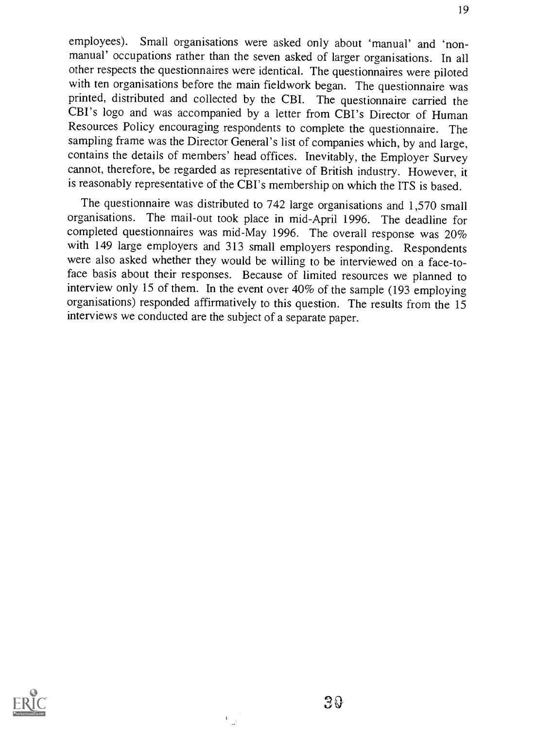employees). Small organisations were asked only about 'manual' and 'non-manual' occupations rather than the seven asked of larger organisations. In all other respects the questionnaires were identical. The questionnaires were piloted with ten organisations before the main fieldwork began. The questionnaire was printed, distributed and collected by the CBI. The questionnaire carried the CBI's logo and was accompanied by a letter from CBI's Director of Human Resources Policy encouraging respondents to complete the questionnaire. The sampling frame was the Director General's list of companies which, by and large, contains the details of members' head offices. Inevitably, the Employer Survey cannot, therefore, be regarded as representative of British industry. However, it is reasonably representative of the CBI's membership on which the ITS is based.

The questionnaire was distributed to 742 large organisations and 1,570 small organisations. The mail-out took place in mid-April 1996. The deadline for completed questionnaires was mid-May 1996. The overall response was 20% with 149 large employers and 313 small employers responding. Respondents were also asked whether they would be willing to be interviewed on a face-to-face basis about their responses. Because of limited resources we planned to interview only 15 of them. In the event over 40% of the sample (193 employing organisations) responded affirmatively to this question. The results from the 15 interviews we conducted are the subject of a separate paper.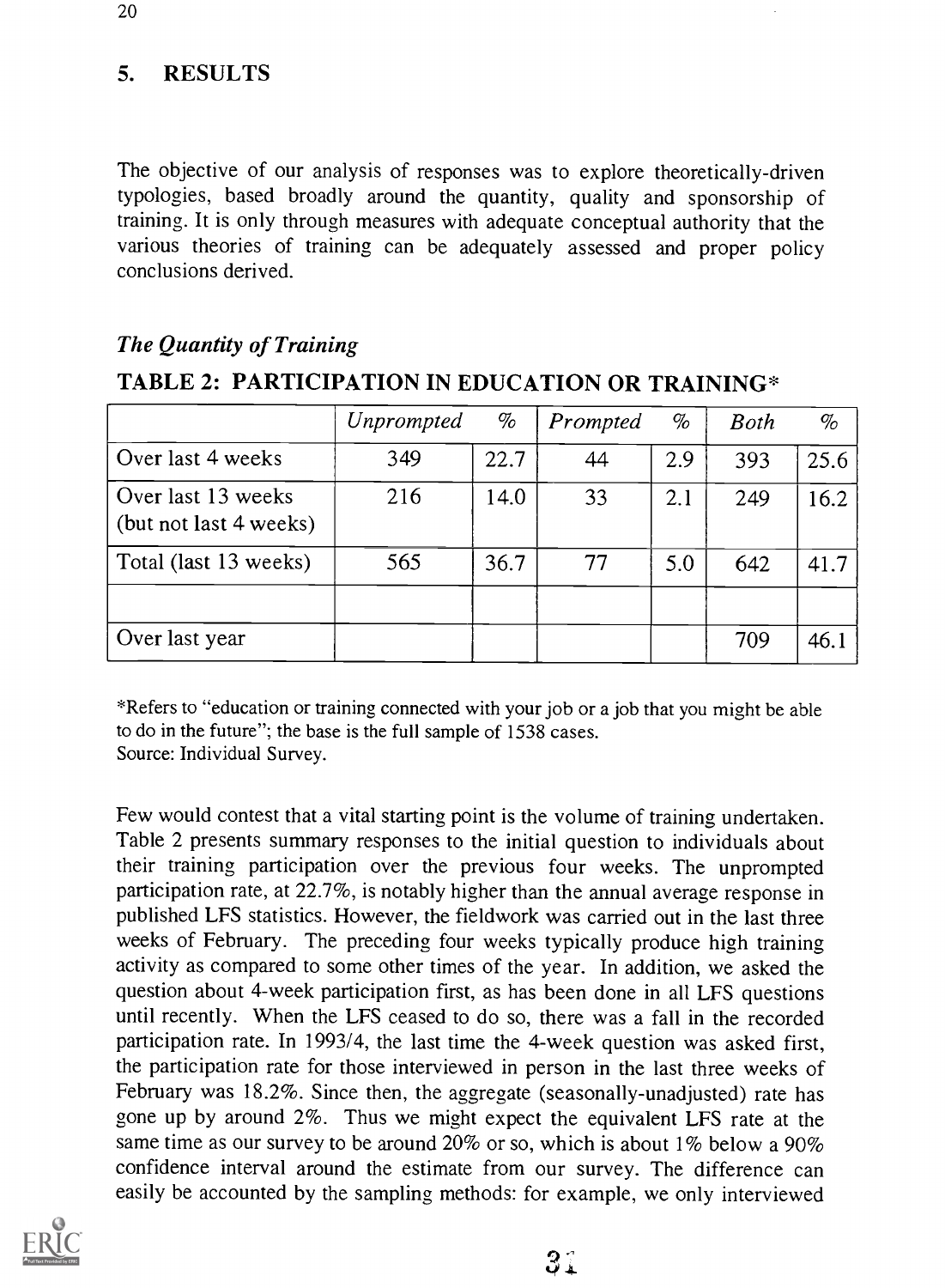## 5. RESULTS

The objective of our analysis of responses was to explore theoretically-driven typologies, based broadly around the quantity, quality and sponsorship of training. It is only through measures with adequate conceptual authority that the various theories of training can be adequately assessed and proper policy conclusions derived.

### *The Quantity of Training*

**TABLE 2: PARTICIPATION IN EDUCATION OR TRAINING***

| | *Unprompted* | *%* | *Prompted* | *%* | *Both* | *%* |
|---|---|---|---|---|---|---|
| Over last 4 weeks | 349 | 22.7 | 44 | 2.9 | 393 | 25.6 |
| Over last 13 weeks (but not last 4 weeks) | 216 | 14.0 | 33 | 2.1 | 249 | 16.2 |
| Total (last 13 weeks) | 565 | 36.7 | 77 | 5.0 | 642 | 41.7 |
| | | | | | | |
| Over last year | | | | | 709 | 46.1 |

*Refers to "education or training connected with your job or a job that you might be able to do in the future"; the base is the full sample of 1538 cases.
Source: Individual Survey.

Few would contest that a vital starting point is the volume of training undertaken. Table 2 presents summary responses to the initial question to individuals about their training participation over the previous four weeks. The unprompted participation rate, at 22.7%, is notably higher than the annual average response in published LFS statistics. However, the fieldwork was carried out in the last three weeks of February. The preceding four weeks typically produce high training activity as compared to some other times of the year. In addition, we asked the question about 4-week participation first, as has been done in all LFS questions until recently. When the LFS ceased to do so, there was a fall in the recorded participation rate. In 1993/4, the last time the 4-week question was asked first, the participation rate for those interviewed in person in the last three weeks of February was 18.2%. Since then, the aggregate (seasonally-unadjusted) rate has gone up by around 2%. Thus we might expect the equivalent LFS rate at the same time as our survey to be around 20% or so, which is about 1% below a 90% confidence interval around the estimate from our survey. The difference can easily be accounted by the sampling methods: for example, we only interviewed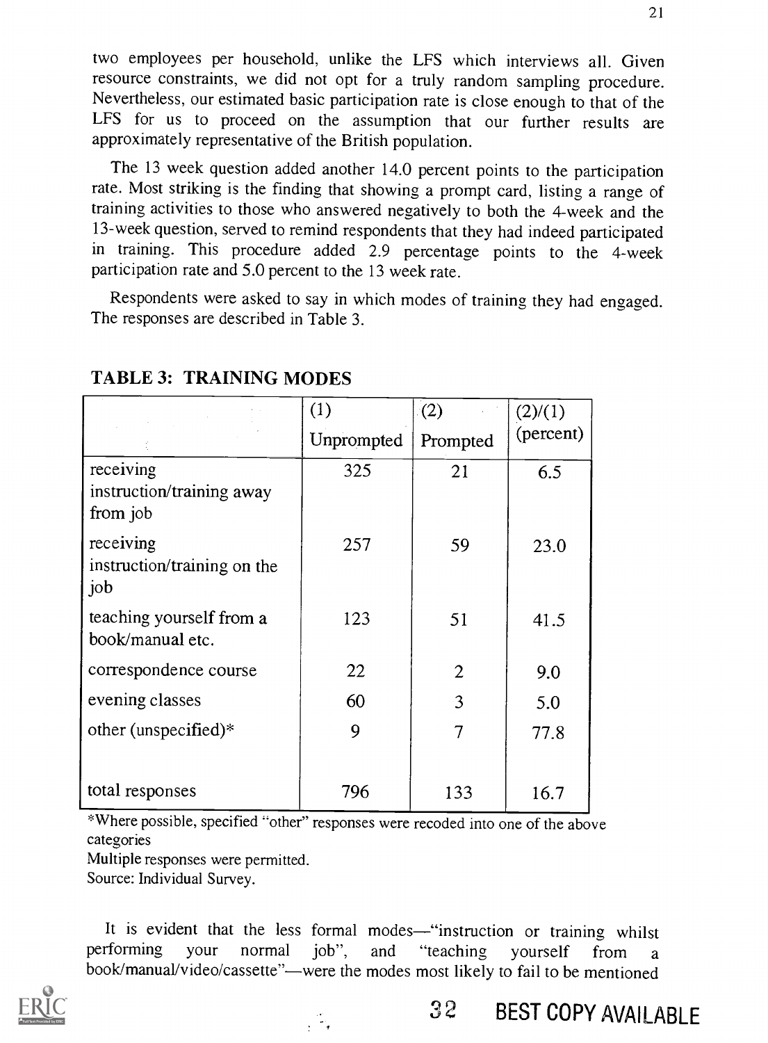two employees per household, unlike the LFS which interviews all. Given resource constraints, we did not opt for a truly random sampling procedure. Nevertheless, our estimated basic participation rate is close enough to that of the LFS for us to proceed on the assumption that our further results are approximately representative of the British population.

The 13 week question added another 14.0 percent points to the participation rate. Most striking is the finding that showing a prompt card, listing a range of training activities to those who answered negatively to both the 4-week and the 13-week question, served to remind respondents that they had indeed participated in training. This procedure added 2.9 percentage points to the 4-week participation rate and 5.0 percent to the 13 week rate.

Respondents were asked to say in which modes of training they had engaged. The responses are described in Table 3.

**TABLE 3: TRAINING MODES**

| | (1) Unprompted | (2) Prompted | (2)/(1) (percent) |
|---|---|---|---|
| receiving instruction/training away from job | 325 | 21 | 6.5 |
| receiving instruction/training on the job | 257 | 59 | 23.0 |
| teaching yourself from a book/manual etc. | 123 | 51 | 41.5 |
| correspondence course | 22 | 2 | 9.0 |
| evening classes | 60 | 3 | 5.0 |
| other (unspecified)* | 9 | 7 | 77.8 |
| total responses | 796 | 133 | 16.7 |

*Where possible, specified "other" responses were recoded into one of the above categories

Multiple responses were permitted.

Source: Individual Survey.

It is evident that the less formal modes—"instruction or training whilst performing your normal job", and "teaching yourself from a book/manual/video/cassette"—were the modes most likely to fail to be mentioned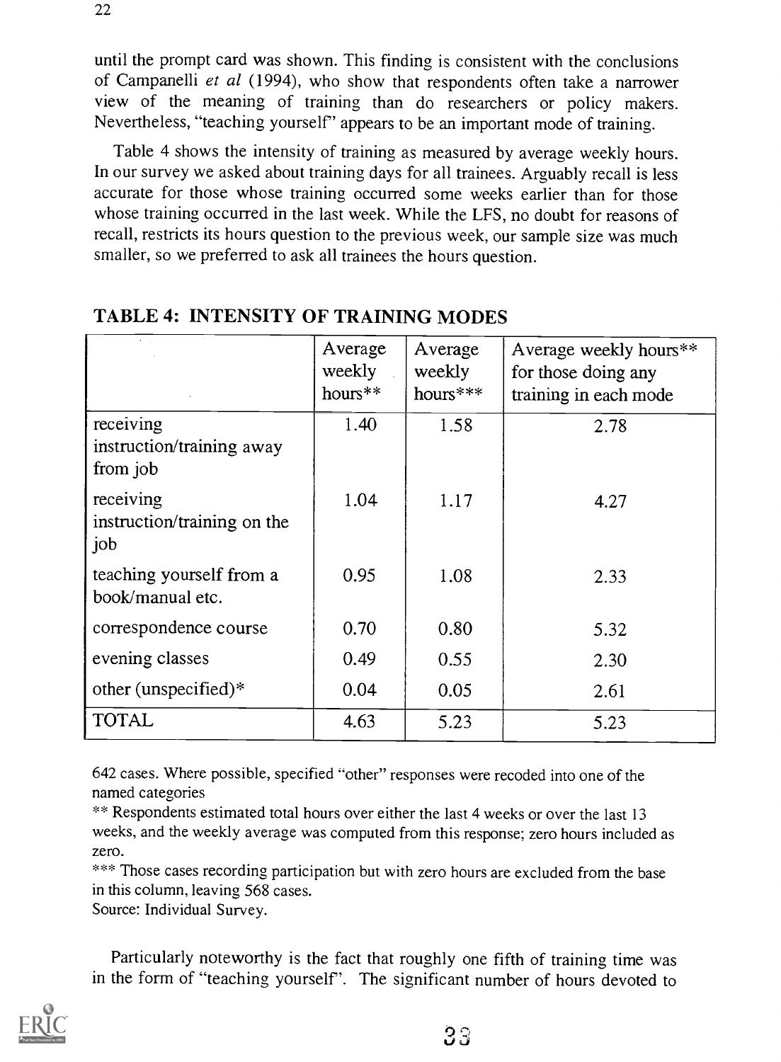until the prompt card was shown. This finding is consistent with the conclusions of Campanelli *et al* (1994), who show that respondents often take a narrower view of the meaning of training than do researchers or policy makers. Nevertheless, "teaching yourself" appears to be an important mode of training.

Table 4 shows the intensity of training as measured by average weekly hours. In our survey we asked about training days for all trainees. Arguably recall is less accurate for those whose training occurred some weeks earlier than for those whose training occurred in the last week. While the LFS, no doubt for reasons of recall, restricts its hours question to the previous week, our sample size was much smaller, so we preferred to ask all trainees the hours question.

## TABLE 4: INTENSITY OF TRAINING MODES

| | Average weekly hours** | Average weekly hours*** | Average weekly hours** for those doing any training in each mode |
|---|---|---|---|
| receiving instruction/training away from job | 1.40 | 1.58 | 2.78 |
| receiving instruction/training on the job | 1.04 | 1.17 | 4.27 |
| teaching yourself from a book/manual etc. | 0.95 | 1.08 | 2.33 |
| correspondence course | 0.70 | 0.80 | 5.32 |
| evening classes | 0.49 | 0.55 | 2.30 |
| other (unspecified)* | 0.04 | 0.05 | 2.61 |
| TOTAL | 4.63 | 5.23 | 5.23 |

642 cases. Where possible, specified "other" responses were recoded into one of the named categories

** Respondents estimated total hours over either the last 4 weeks or over the last 13 weeks, and the weekly average was computed from this response; zero hours included as zero.

*** Those cases recording participation but with zero hours are excluded from the base in this column, leaving 568 cases.

Source: Individual Survey.

Particularly noteworthy is the fact that roughly one fifth of training time was in the form of "teaching yourself". The significant number of hours devoted to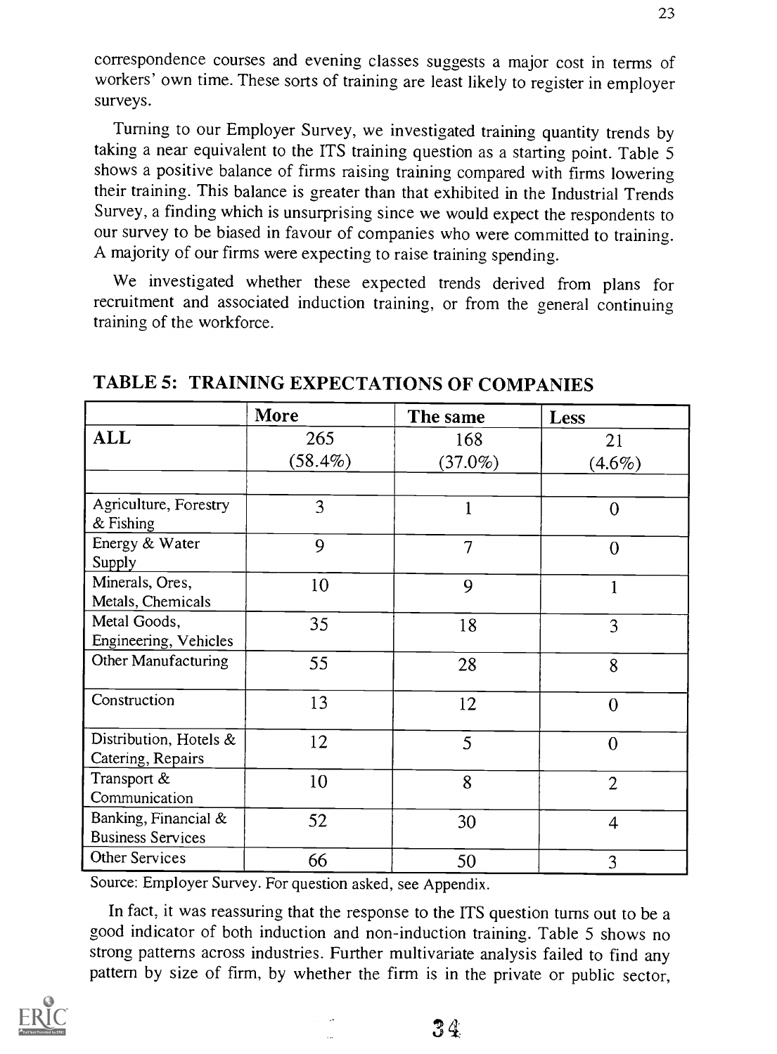correspondence courses and evening classes suggests a major cost in terms of workers' own time. These sorts of training are least likely to register in employer surveys.

Turning to our Employer Survey, we investigated training quantity trends by taking a near equivalent to the ITS training question as a starting point. Table 5 shows a positive balance of firms raising training compared with firms lowering their training. This balance is greater than that exhibited in the Industrial Trends Survey, a finding which is unsurprising since we would expect the respondents to our survey to be biased in favour of companies who were committed to training. A majority of our firms were expecting to raise training spending.

We investigated whether these expected trends derived from plans for recruitment and associated induction training, or from the general continuing training of the workforce.

## TABLE 5: TRAINING EXPECTATIONS OF COMPANIES

| | More | The same | Less |
|---|---|---|---|
| **ALL** | 265 (58.4%) | 168 (37.0%) | 21 (4.6%) |
| | | | |
| Agriculture, Forestry & Fishing | 3 | 1 | 0 |
| Energy & Water Supply | 9 | 7 | 0 |
| Minerals, Ores, Metals, Chemicals | 10 | 9 | 1 |
| Metal Goods, Engineering, Vehicles | 35 | 18 | 3 |
| Other Manufacturing | 55 | 28 | 8 |
| Construction | 13 | 12 | 0 |
| Distribution, Hotels & Catering, Repairs | 12 | 5 | 0 |
| Transport & Communication | 10 | 8 | 2 |
| Banking, Financial & Business Services | 52 | 30 | 4 |
| Other Services | 66 | 50 | 3 |

Source: Employer Survey. For question asked, see Appendix.

In fact, it was reassuring that the response to the ITS question turns out to be a good indicator of both induction and non-induction training. Table 5 shows no strong patterns across industries. Further multivariate analysis failed to find any pattern by size of firm, by whether the firm is in the private or public sector,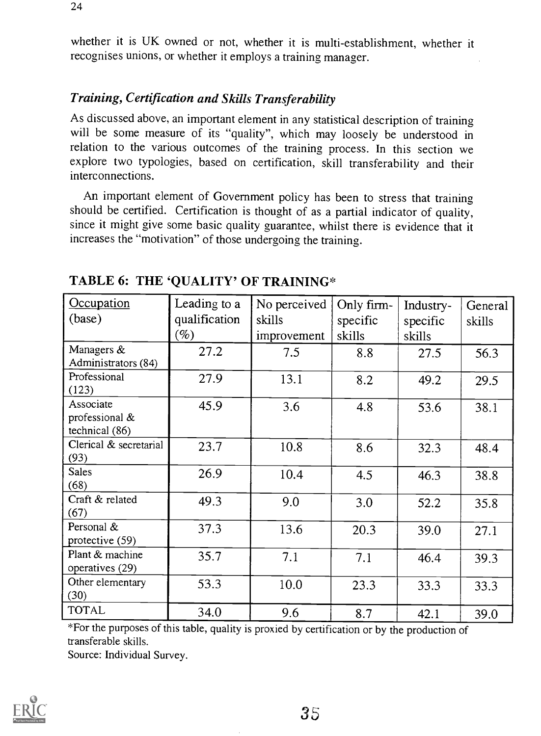whether it is UK owned or not, whether it is multi-establishment, whether it recognises unions, or whether it employs a training manager.

### *Training, Certification and Skills Transferability*

As discussed above, an important element in any statistical description of training will be some measure of its "quality", which may loosely be understood in relation to the various outcomes of the training process. In this section we explore two typologies, based on certification, skill transferability and their interconnections.

An important element of Government policy has been to stress that training should be certified. Certification is thought of as a partial indicator of quality, since it might give some basic quality guarantee, whilst there is evidence that it increases the "motivation" of those undergoing the training.

**TABLE 6: THE 'QUALITY' OF TRAINING***

| Occupation (base) | Leading to a qualification (%) | No perceived skills improvement | Only firm-specific skills | Industry-specific skills | General skills |
|---|---|---|---|---|---|
| Managers & Administrators (84) | 27.2 | 7.5 | 8.8 | 27.5 | 56.3 |
| Professional (123) | 27.9 | 13.1 | 8.2 | 49.2 | 29.5 |
| Associate professional & technical (86) | 45.9 | 3.6 | 4.8 | 53.6 | 38.1 |
| Clerical & secretarial (93) | 23.7 | 10.8 | 8.6 | 32.3 | 48.4 |
| Sales (68) | 26.9 | 10.4 | 4.5 | 46.3 | 38.8 |
| Craft & related (67) | 49.3 | 9.0 | 3.0 | 52.2 | 35.8 |
| Personal & protective (59) | 37.3 | 13.6 | 20.3 | 39.0 | 27.1 |
| Plant & machine operatives (29) | 35.7 | 7.1 | 7.1 | 46.4 | 39.3 |
| Other elementary (30) | 53.3 | 10.0 | 23.3 | 33.3 | 33.3 |
| TOTAL | 34.0 | 9.6 | 8.7 | 42.1 | 39.0 |

*For the purposes of this table, quality is proxied by certification or by the production of transferable skills.

Source: Individual Survey.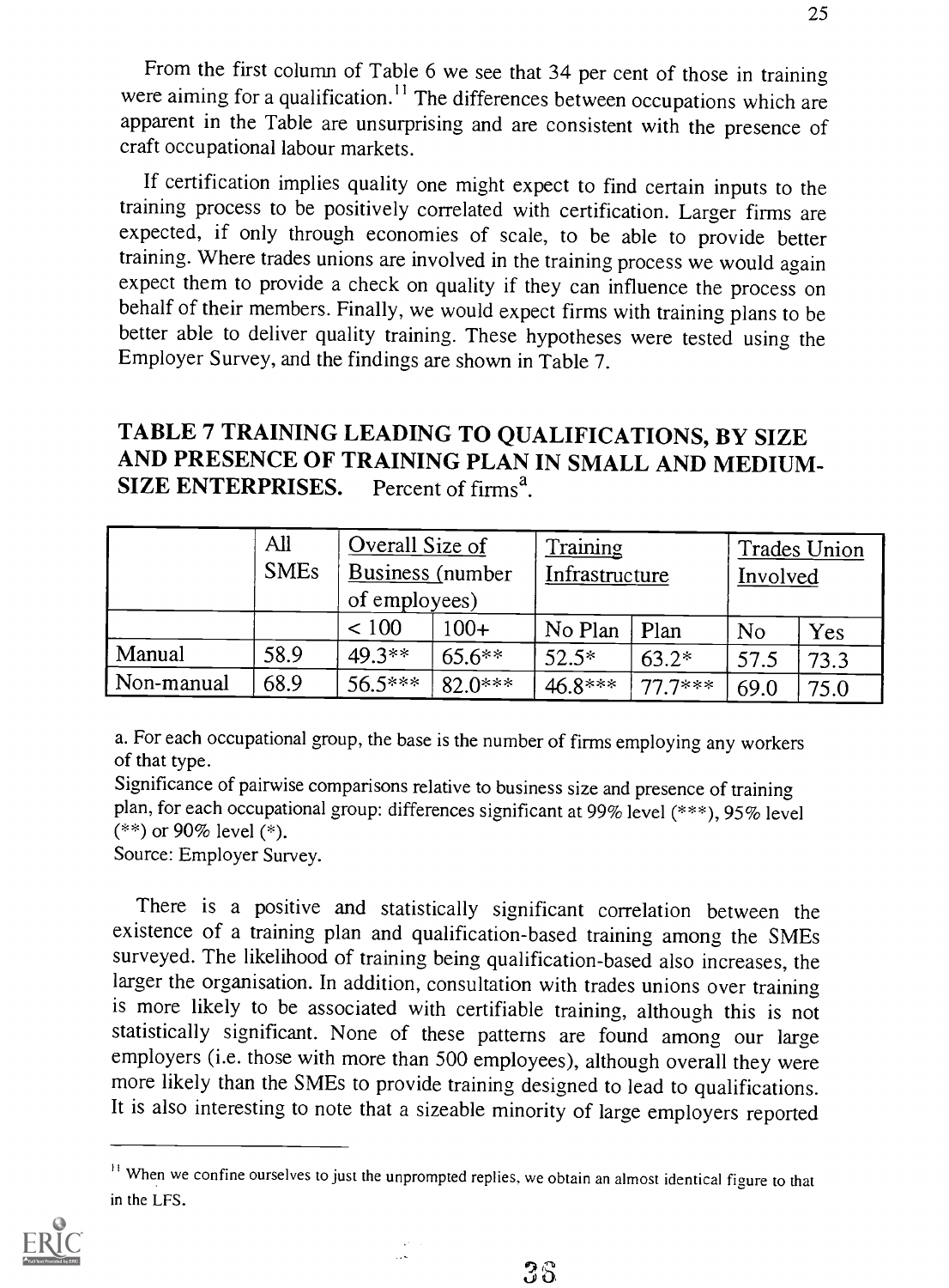From the first column of Table 6 we see that 34 per cent of those in training were aiming for a qualification.[11] The differences between occupations which are apparent in the Table are unsurprising and are consistent with the presence of craft occupational labour markets.

If certification implies quality one might expect to find certain inputs to the training process to be positively correlated with certification. Larger firms are expected, if only through economies of scale, to be able to provide better training. Where trades unions are involved in the training process we would again expect them to provide a check on quality if they can influence the process on behalf of their members. Finally, we would expect firms with training plans to be better able to deliver quality training. These hypotheses were tested using the Employer Survey, and the findings are shown in Table 7.

## TABLE 7 TRAINING LEADING TO QUALIFICATIONS, BY SIZE AND PRESENCE OF TRAINING PLAN IN SMALL AND MEDIUM-SIZE ENTERPRISES. Percent of firms[a].

| | All SMEs | Overall Size of Business (number of employees) | | Training Infrastructure | | Trades Union Involved | |
|---|---|---|---|---|---|---|---|
| | | < 100 | 100+ | No Plan | Plan | No | Yes |
| Manual | 58.9 | 49.3** | 65.6** | 52.5* | 63.2* | 57.5 | 73.3 |
| Non-manual | 68.9 | 56.5*** | 82.0*** | 46.8*** | 77.7*** | 69.0 | 75.0 |

a. For each occupational group, the base is the number of firms employing any workers of that type.

Significance of pairwise comparisons relative to business size and presence of training plan, for each occupational group: differences significant at 99% level (***), 95% level (**) or 90% level (*).

Source: Employer Survey.

There is a positive and statistically significant correlation between the existence of a training plan and qualification-based training among the SMEs surveyed. The likelihood of training being qualification-based also increases, the larger the organisation. In addition, consultation with trades unions over training is more likely to be associated with certifiable training, although this is not statistically significant. None of these patterns are found among our large employers (i.e. those with more than 500 employees), although overall they were more likely than the SMEs to provide training designed to lead to qualifications. It is also interesting to note that a sizeable minority of large employers reported

---

[11] When we confine ourselves to just the unprompted replies, we obtain an almost identical figure to that in the LFS.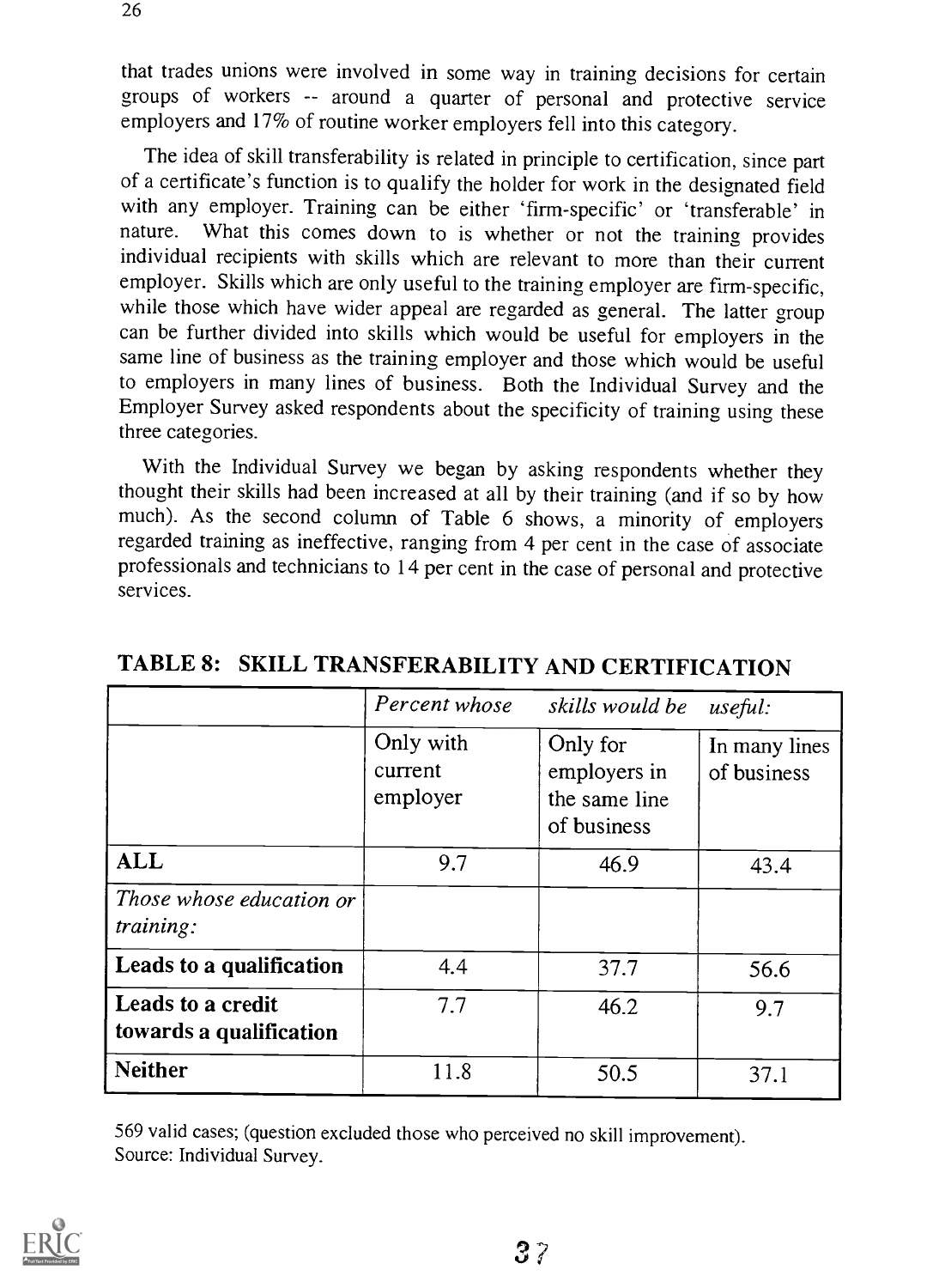that trades unions were involved in some way in training decisions for certain groups of workers -- around a quarter of personal and protective service employers and 17% of routine worker employers fell into this category.

The idea of skill transferability is related in principle to certification, since part of a certificate's function is to qualify the holder for work in the designated field with any employer. Training can be either 'firm-specific' or 'transferable' in nature. What this comes down to is whether or not the training provides individual recipients with skills which are relevant to more than their current employer. Skills which are only useful to the training employer are firm-specific, while those which have wider appeal are regarded as general. The latter group can be further divided into skills which would be useful for employers in the same line of business as the training employer and those which would be useful to employers in many lines of business. Both the Individual Survey and the Employer Survey asked respondents about the specificity of training using these three categories.

With the Individual Survey we began by asking respondents whether they thought their skills had been increased at all by their training (and if so by how much). As the second column of Table 6 shows, a minority of employers regarded training as ineffective, ranging from 4 per cent in the case of associate professionals and technicians to 14 per cent in the case of personal and protective services.

## TABLE 8: SKILL TRANSFERABILITY AND CERTIFICATION

| | *Percent whose skills would be useful:* | | |
|---|---|---|---|
| | Only with current employer | Only for employers in the same line of business | In many lines of business |
| **ALL** | 9.7 | 46.9 | 43.4 |
| *Those whose education or training:* | | | |
| **Leads to a qualification** | 4.4 | 37.7 | 56.6 |
| **Leads to a credit towards a qualification** | 7.7 | 46.2 | 9.7 |
| **Neither** | 11.8 | 50.5 | 37.1 |

569 valid cases; (question excluded those who perceived no skill improvement).
Source: Individual Survey.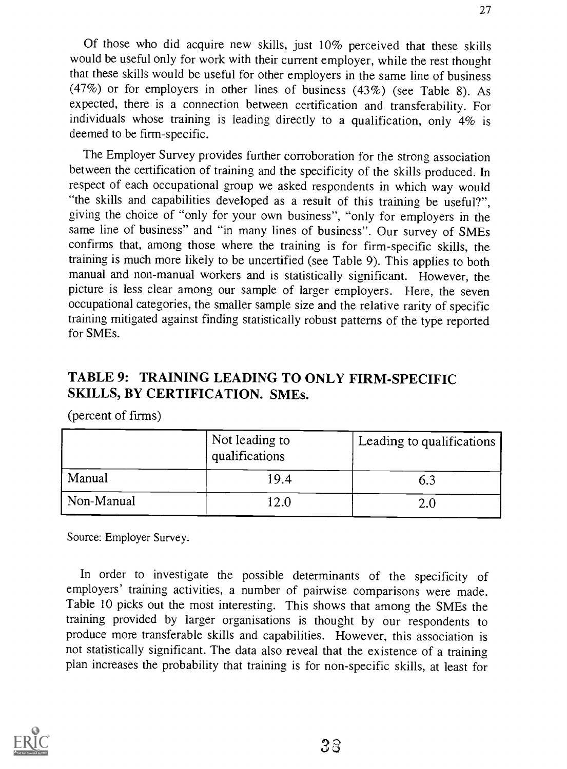Of those who did acquire new skills, just 10% perceived that these skills would be useful only for work with their current employer, while the rest thought that these skills would be useful for other employers in the same line of business (47%) or for employers in other lines of business (43%) (see Table 8). As expected, there is a connection between certification and transferability. For individuals whose training is leading directly to a qualification, only 4% is deemed to be firm-specific.

The Employer Survey provides further corroboration for the strong association between the certification of training and the specificity of the skills produced. In respect of each occupational group we asked respondents in which way would "the skills and capabilities developed as a result of this training be useful?", giving the choice of "only for your own business", "only for employers in the same line of business" and "in many lines of business". Our survey of SMEs confirms that, among those where the training is for firm-specific skills, the training is much more likely to be uncertified (see Table 9). This applies to both manual and non-manual workers and is statistically significant. However, the picture is less clear among our sample of larger employers. Here, the seven occupational categories, the smaller sample size and the relative rarity of specific training mitigated against finding statistically robust patterns of the type reported for SMEs.

## TABLE 9: TRAINING LEADING TO ONLY FIRM-SPECIFIC SKILLS, BY CERTIFICATION. SMEs.

(percent of firms)

| | Not leading to qualifications | Leading to qualifications |
|---|---|---|
| Manual | 19.4 | 6.3 |
| Non-Manual | 12.0 | 2.0 |

Source: Employer Survey.

In order to investigate the possible determinants of the specificity of employers' training activities, a number of pairwise comparisons were made. Table 10 picks out the most interesting. This shows that among the SMEs the training provided by larger organisations is thought by our respondents to produce more transferable skills and capabilities. However, this association is not statistically significant. The data also reveal that the existence of a training plan increases the probability that training is for non-specific skills, at least for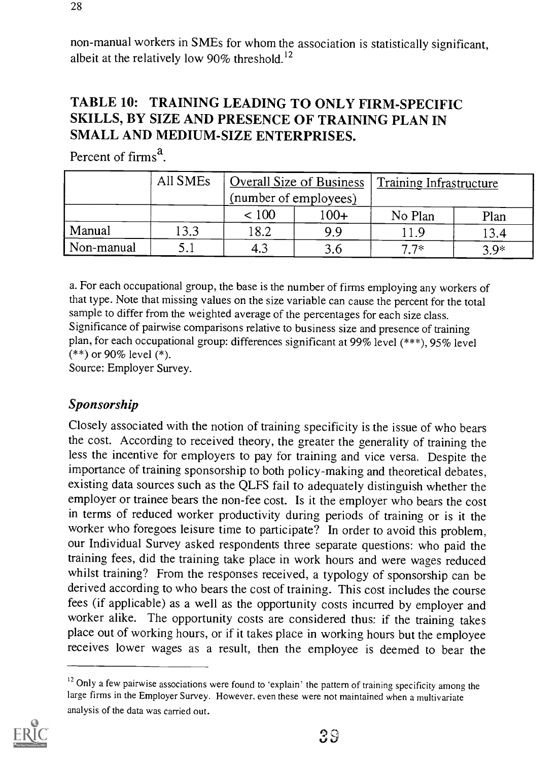non-manual workers in SMEs for whom the association is statistically significant, albeit at the relatively low 90% threshold.[12]

## TABLE 10: TRAINING LEADING TO ONLY FIRM-SPECIFIC SKILLS, BY SIZE AND PRESENCE OF TRAINING PLAN IN SMALL AND MEDIUM-SIZE ENTERPRISES.

Percent of firms[a].

| | All SMEs | Overall Size of Business (number of employees) | | Training Infrastructure | |
|---|---|---|---|---|---|
| | | < 100 | 100+ | No Plan | Plan |
| Manual | 13.3 | 18.2 | 9.9 | 11.9 | 13.4 |
| Non-manual | 5.1 | 4.3 | 3.6 | 7.7* | 3.9* |

a. For each occupational group, the base is the number of firms employing any workers of that type. Note that missing values on the size variable can cause the percent for the total sample to differ from the weighted average of the percentages for each size class. Significance of pairwise comparisons relative to business size and presence of training plan, for each occupational group: differences significant at 99% level (***), 95% level (**) or 90% level (*).
Source: Employer Survey.

### *Sponsorship*

Closely associated with the notion of training specificity is the issue of who bears the cost. According to received theory, the greater the generality of training the less the incentive for employers to pay for training and vice versa. Despite the importance of training sponsorship to both policy-making and theoretical debates, existing data sources such as the QLFS fail to adequately distinguish whether the employer or trainee bears the non-fee cost. Is it the employer who bears the cost in terms of reduced worker productivity during periods of training or is it the worker who foregoes leisure time to participate? In order to avoid this problem, our Individual Survey asked respondents three separate questions: who paid the training fees, did the training take place in work hours and were wages reduced whilst training? From the responses received, a typology of sponsorship can be derived according to who bears the cost of training. This cost includes the course fees (if applicable) as a well as the opportunity costs incurred by employer and worker alike. The opportunity costs are considered thus: if the training takes place out of working hours, or if it takes place in working hours but the employee receives lower wages as a result, then the employee is deemed to bear the

[12] Only a few pairwise associations were found to 'explain' the pattern of training specificity among the large firms in the Employer Survey. However, even these were not maintained when a multivariate analysis of the data was carried out.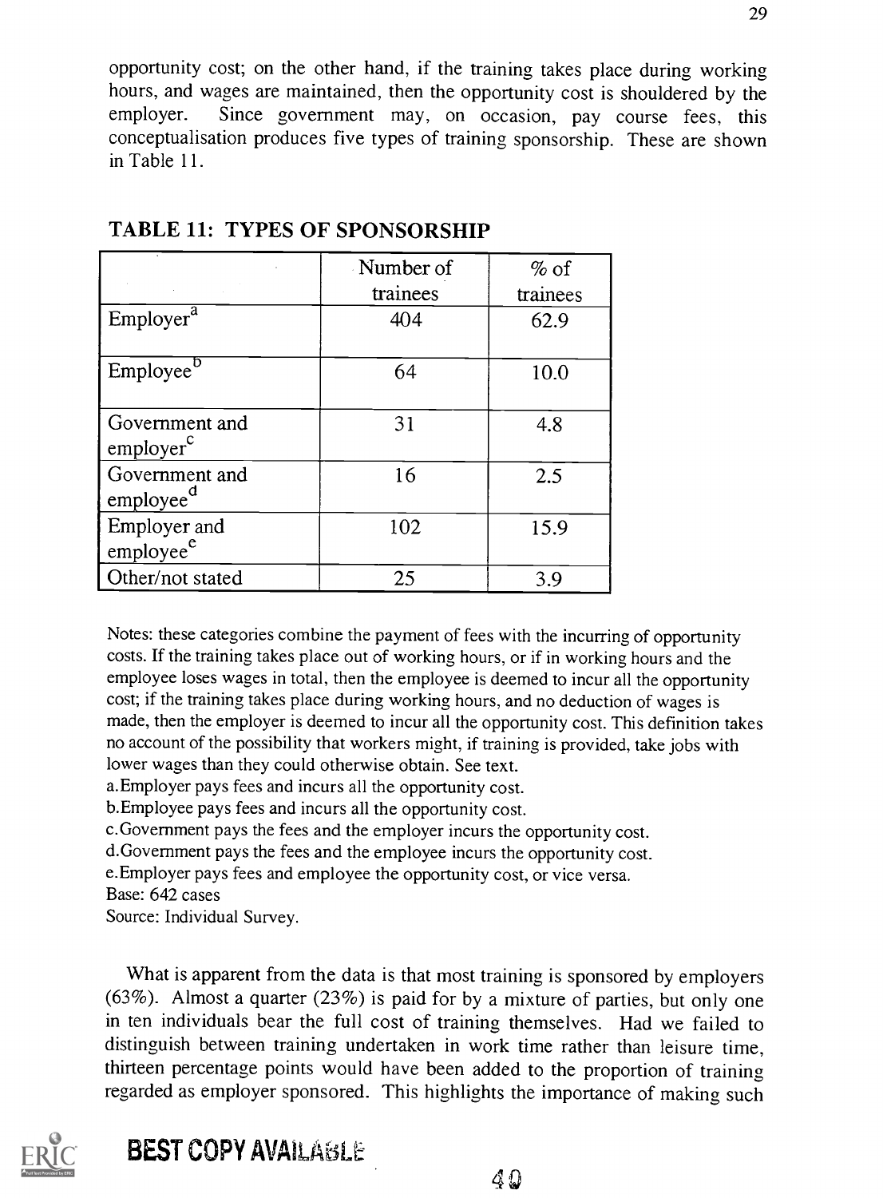opportunity cost; on the other hand, if the training takes place during working hours, and wages are maintained, then the opportunity cost is shouldered by the employer. Since government may, on occasion, pay course fees, this conceptualisation produces five types of training sponsorship. These are shown in Table 11.

## TABLE 11: TYPES OF SPONSORSHIP

| | Number of trainees | % of trainees |
|---|---|---|
| Employer[a] | 404 | 62.9 |
| Employee[b] | 64 | 10.0 |
| Government and employer[c] | 31 | 4.8 |
| Government and employee[d] | 16 | 2.5 |
| Employer and employee[e] | 102 | 15.9 |
| Other/not stated | 25 | 3.9 |

Notes: these categories combine the payment of fees with the incurring of opportunity costs. If the training takes place out of working hours, or if in working hours and the employee loses wages in total, then the employee is deemed to incur all the opportunity cost; if the training takes place during working hours, and no deduction of wages is made, then the employer is deemed to incur all the opportunity cost. This definition takes no account of the possibility that workers might, if training is provided, take jobs with lower wages than they could otherwise obtain. See text.

a. Employer pays fees and incurs all the opportunity cost.

b. Employee pays fees and incurs all the opportunity cost.

c. Government pays the fees and the employer incurs the opportunity cost.

d. Government pays the fees and the employee incurs the opportunity cost.

e. Employer pays fees and employee the opportunity cost, or vice versa.

Base: 642 cases

Source: Individual Survey.

What is apparent from the data is that most training is sponsored by employers (63%). Almost a quarter (23%) is paid for by a mixture of parties, but only one in ten individuals bear the full cost of training themselves. Had we failed to distinguish between training undertaken in work time rather than leisure time, thirteen percentage points would have been added to the proportion of training regarded as employer sponsored. This highlights the importance of making such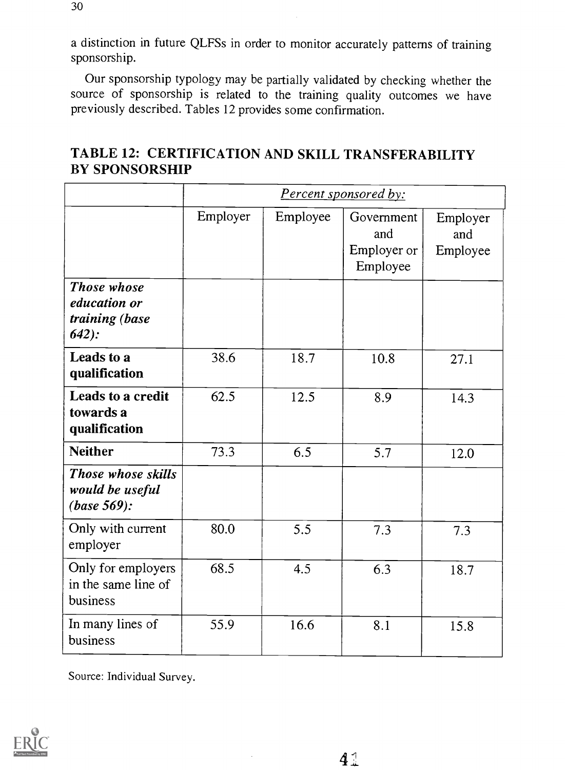a distinction in future QLFSs in order to monitor accurately patterns of training sponsorship.

Our sponsorship typology may be partially validated by checking whether the source of sponsorship is related to the training quality outcomes we have previously described. Tables 12 provides some confirmation.

## TABLE 12: CERTIFICATION AND SKILL TRANSFERABILITY BY SPONSORSHIP

| | *Percent sponsored by:* | | | |
|---|---|---|---|---|
| | Employer | Employee | Government and Employer or Employee | Employer and Employee |
| ***Those whose education or training (base 642):*** | | | | |
| **Leads to a qualification** | 38.6 | 18.7 | 10.8 | 27.1 |
| **Leads to a credit towards a qualification** | 62.5 | 12.5 | 8.9 | 14.3 |
| **Neither** | 73.3 | 6.5 | 5.7 | 12.0 |
| ***Those whose skills would be useful (base 569):*** | | | | |
| Only with current employer | 80.0 | 5.5 | 7.3 | 7.3 |
| Only for employers in the same line of business | 68.5 | 4.5 | 6.3 | 18.7 |
| In many lines of business | 55.9 | 16.6 | 8.1 | 15.8 |

Source: Individual Survey.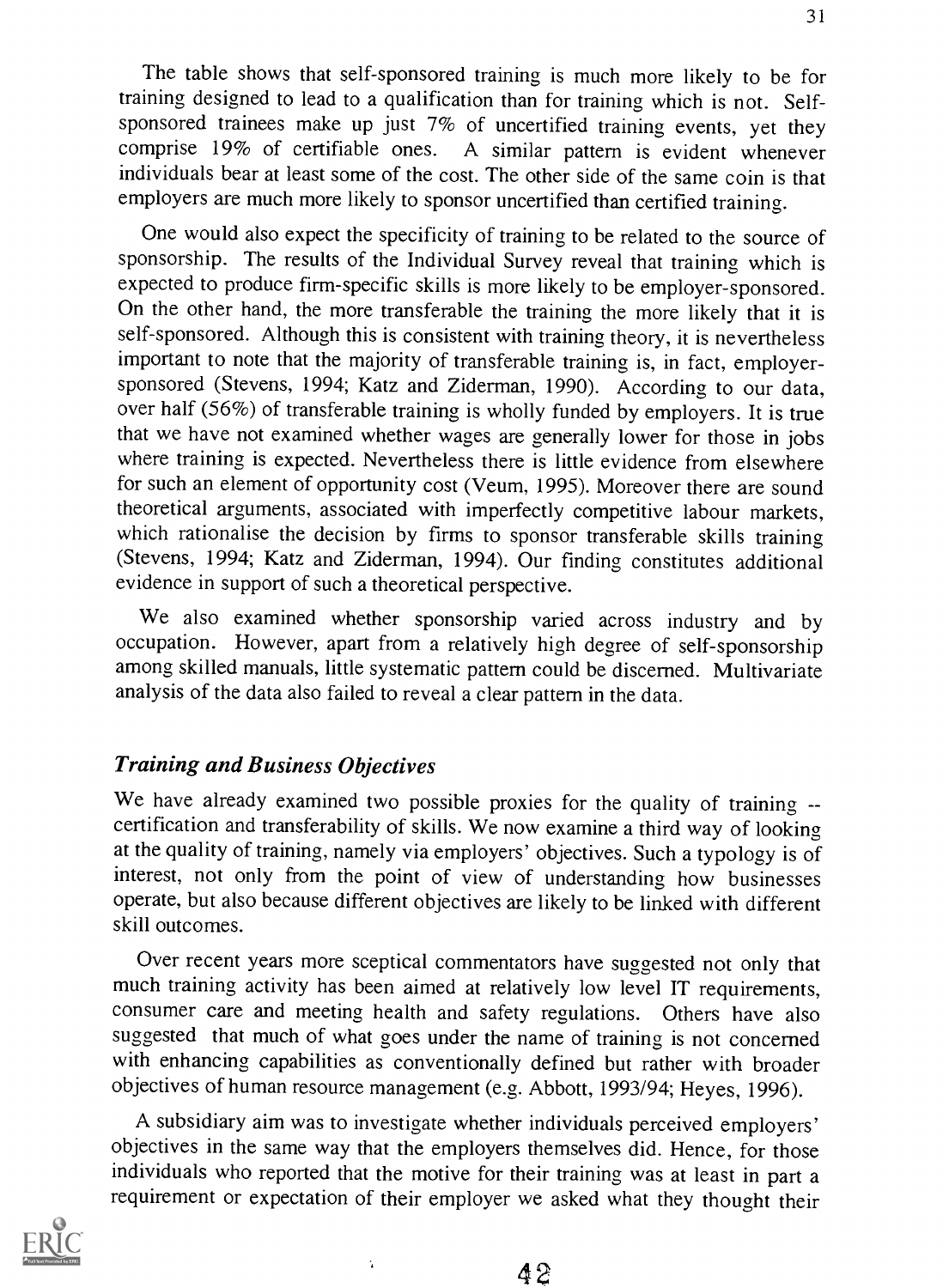The table shows that self-sponsored training is much more likely to be for training designed to lead to a qualification than for training which is not. Self-sponsored trainees make up just 7% of uncertified training events, yet they comprise 19% of certifiable ones. A similar pattern is evident whenever individuals bear at least some of the cost. The other side of the same coin is that employers are much more likely to sponsor uncertified than certified training.

One would also expect the specificity of training to be related to the source of sponsorship. The results of the Individual Survey reveal that training which is expected to produce firm-specific skills is more likely to be employer-sponsored. On the other hand, the more transferable the training the more likely that it is self-sponsored. Although this is consistent with training theory, it is nevertheless important to note that the majority of transferable training is, in fact, employer-sponsored (Stevens, 1994; Katz and Ziderman, 1990). According to our data, over half (56%) of transferable training is wholly funded by employers. It is true that we have not examined whether wages are generally lower for those in jobs where training is expected. Nevertheless there is little evidence from elsewhere for such an element of opportunity cost (Veum, 1995). Moreover there are sound theoretical arguments, associated with imperfectly competitive labour markets, which rationalise the decision by firms to sponsor transferable skills training (Stevens, 1994; Katz and Ziderman, 1994). Our finding constitutes additional evidence in support of such a theoretical perspective.

We also examined whether sponsorship varied across industry and by occupation. However, apart from a relatively high degree of self-sponsorship among skilled manuals, little systematic pattern could be discerned. Multivariate analysis of the data also failed to reveal a clear pattern in the data.

### *Training and Business Objectives*

We have already examined two possible proxies for the quality of training -- certification and transferability of skills. We now examine a third way of looking at the quality of training, namely via employers' objectives. Such a typology is of interest, not only from the point of view of understanding how businesses operate, but also because different objectives are likely to be linked with different skill outcomes.

Over recent years more sceptical commentators have suggested not only that much training activity has been aimed at relatively low level IT requirements, consumer care and meeting health and safety regulations. Others have also suggested that much of what goes under the name of training is not concerned with enhancing capabilities as conventionally defined but rather with broader objectives of human resource management (e.g. Abbott, 1993/94; Heyes, 1996).

A subsidiary aim was to investigate whether individuals perceived employers' objectives in the same way that the employers themselves did. Hence, for those individuals who reported that the motive for their training was at least in part a requirement or expectation of their employer we asked what they thought their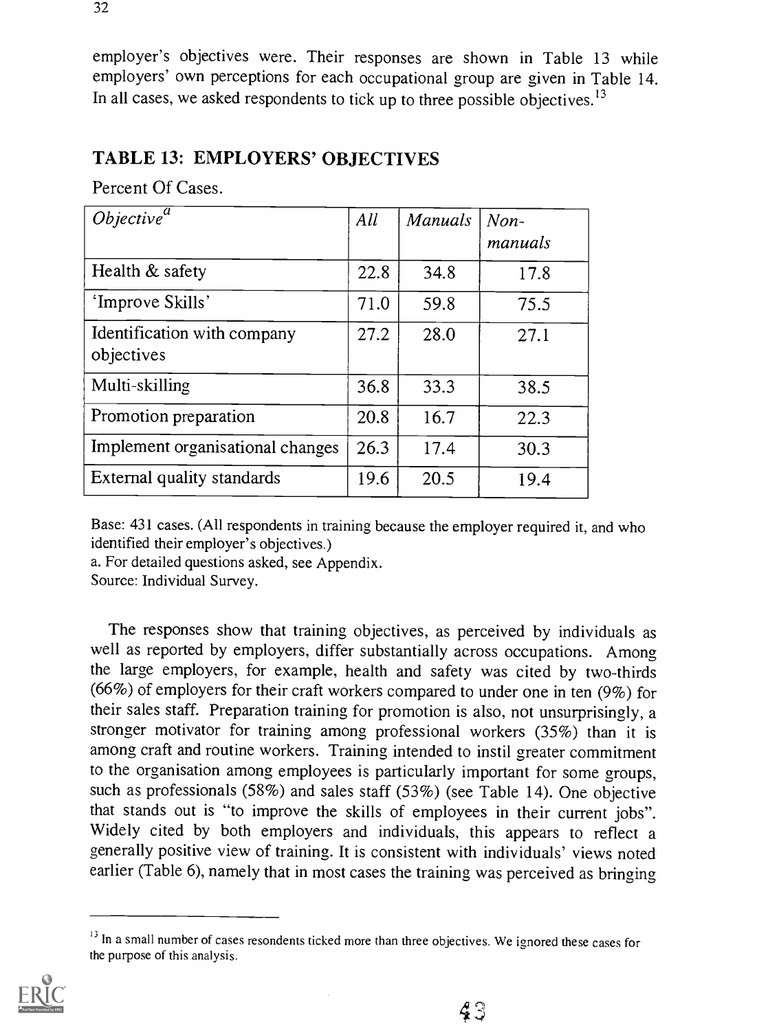employer's objectives were. Their responses are shown in Table 13 while employers' own perceptions for each occupational group are given in Table 14. In all cases, we asked respondents to tick up to three possible objectives.[13]

## TABLE 13: EMPLOYERS' OBJECTIVES

Percent Of Cases.

| *Objective*[a] | *All* | *Manuals* | *Non-manuals* |
|---|---|---|---|
| Health & safety | 22.8 | 34.8 | 17.8 |
| 'Improve Skills' | 71.0 | 59.8 | 75.5 |
| Identification with company objectives | 27.2 | 28.0 | 27.1 |
| Multi-skilling | 36.8 | 33.3 | 38.5 |
| Promotion preparation | 20.8 | 16.7 | 22.3 |
| Implement organisational changes | 26.3 | 17.4 | 30.3 |
| External quality standards | 19.6 | 20.5 | 19.4 |

Base: 431 cases. (All respondents in training because the employer required it, and who identified their employer's objectives.)
a. For detailed questions asked, see Appendix.
Source: Individual Survey.

The responses show that training objectives, as perceived by individuals as well as reported by employers, differ substantially across occupations. Among the large employers, for example, health and safety was cited by two-thirds (66%) of employers for their craft workers compared to under one in ten (9%) for their sales staff. Preparation training for promotion is also, not unsurprisingly, a stronger motivator for training among professional workers (35%) than it is among craft and routine workers. Training intended to instil greater commitment to the organisation among employees is particularly important for some groups, such as professionals (58%) and sales staff (53%) (see Table 14). One objective that stands out is "to improve the skills of employees in their current jobs". Widely cited by both employers and individuals, this appears to reflect a generally positive view of training. It is consistent with individuals' views noted earlier (Table 6), namely that in most cases the training was perceived as bringing

[13] In a small number of cases resondents ticked more than three objectives. We ignored these cases for the purpose of this analysis.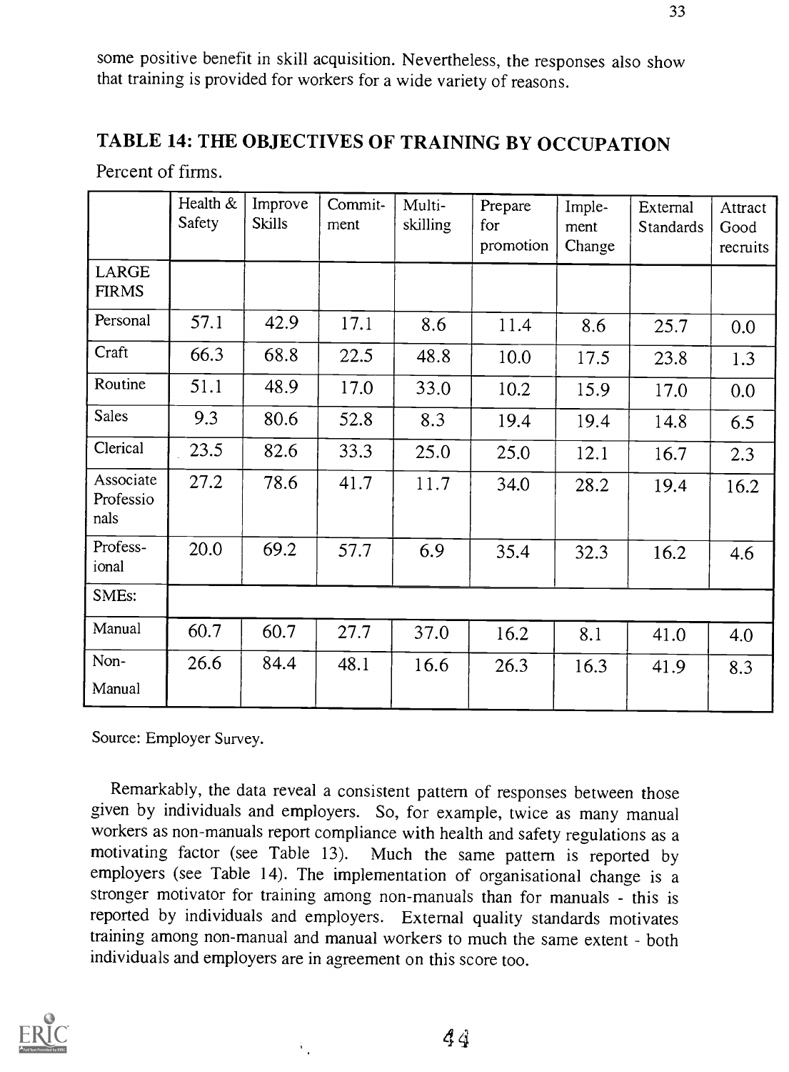some positive benefit in skill acquisition. Nevertheless, the responses also show that training is provided for workers for a wide variety of reasons.

## TABLE 14: THE OBJECTIVES OF TRAINING BY OCCUPATION

Percent of firms.

| | Health & Safety | Improve Skills | Commit-ment | Multi-skilling | Prepare for promotion | Imple-ment Change | External Standards | Attract Good recruits |
|---|---|---|---|---|---|---|---|---|
| LARGE FIRMS | | | | | | | | |
| Personal | 57.1 | 42.9 | 17.1 | 8.6 | 11.4 | 8.6 | 25.7 | 0.0 |
| Craft | 66.3 | 68.8 | 22.5 | 48.8 | 10.0 | 17.5 | 23.8 | 1.3 |
| Routine | 51.1 | 48.9 | 17.0 | 33.0 | 10.2 | 15.9 | 17.0 | 0.0 |
| Sales | 9.3 | 80.6 | 52.8 | 8.3 | 19.4 | 19.4 | 14.8 | 6.5 |
| Clerical | 23.5 | 82.6 | 33.3 | 25.0 | 25.0 | 12.1 | 16.7 | 2.3 |
| Associate Professionals | 27.2 | 78.6 | 41.7 | 11.7 | 34.0 | 28.2 | 19.4 | 16.2 |
| Profess-ional | 20.0 | 69.2 | 57.7 | 6.9 | 35.4 | 32.3 | 16.2 | 4.6 |
| SMEs: | | | | | | | | |
| Manual | 60.7 | 60.7 | 27.7 | 37.0 | 16.2 | 8.1 | 41.0 | 4.0 |
| Non-Manual | 26.6 | 84.4 | 48.1 | 16.6 | 26.3 | 16.3 | 41.9 | 8.3 |

Source: Employer Survey.

Remarkably, the data reveal a consistent pattern of responses between those given by individuals and employers. So, for example, twice as many manual workers as non-manuals report compliance with health and safety regulations as a motivating factor (see Table 13). Much the same pattern is reported by employers (see Table 14). The implementation of organisational change is a stronger motivator for training among non-manuals than for manuals - this is reported by individuals and employers. External quality standards motivates training among non-manual and manual workers to much the same extent - both individuals and employers are in agreement on this score too.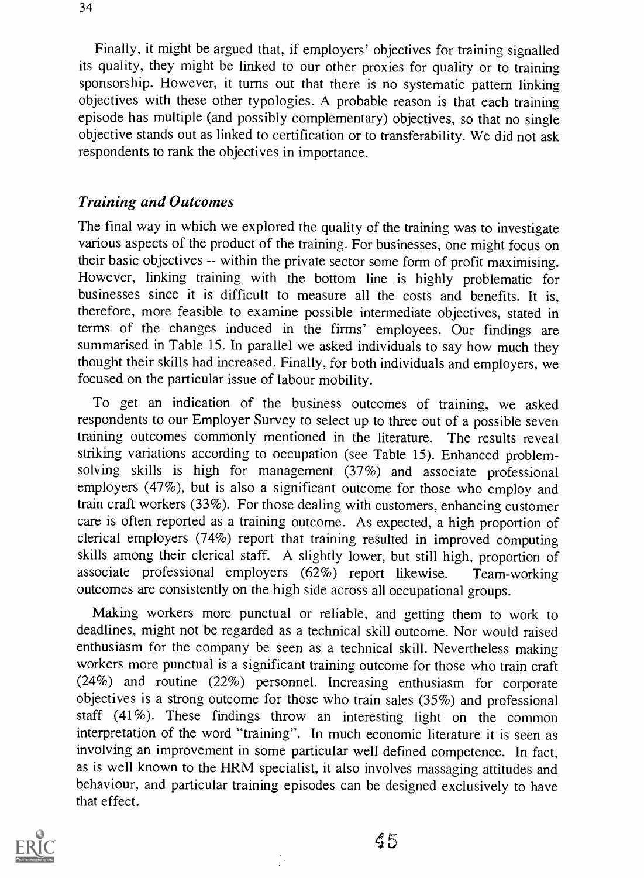Finally, it might be argued that, if employers' objectives for training signalled its quality, they might be linked to our other proxies for quality or to training sponsorship. However, it turns out that there is no systematic pattern linking objectives with these other typologies. A probable reason is that each training episode has multiple (and possibly complementary) objectives, so that no single objective stands out as linked to certification or to transferability. We did not ask respondents to rank the objectives in importance.

### *Training and Outcomes*

The final way in which we explored the quality of the training was to investigate various aspects of the product of the training. For businesses, one might focus on their basic objectives -- within the private sector some form of profit maximising. However, linking training with the bottom line is highly problematic for businesses since it is difficult to measure all the costs and benefits. It is, therefore, more feasible to examine possible intermediate objectives, stated in terms of the changes induced in the firms' employees. Our findings are summarised in Table 15. In parallel we asked individuals to say how much they thought their skills had increased. Finally, for both individuals and employers, we focused on the particular issue of labour mobility.

To get an indication of the business outcomes of training, we asked respondents to our Employer Survey to select up to three out of a possible seven training outcomes commonly mentioned in the literature. The results reveal striking variations according to occupation (see Table 15). Enhanced problem-solving skills is high for management (37%) and associate professional employers (47%), but is also a significant outcome for those who employ and train craft workers (33%). For those dealing with customers, enhancing customer care is often reported as a training outcome. As expected, a high proportion of clerical employers (74%) report that training resulted in improved computing skills among their clerical staff. A slightly lower, but still high, proportion of associate professional employers (62%) report likewise. Team-working outcomes are consistently on the high side across all occupational groups.

Making workers more punctual or reliable, and getting them to work to deadlines, might not be regarded as a technical skill outcome. Nor would raised enthusiasm for the company be seen as a technical skill. Nevertheless making workers more punctual is a significant training outcome for those who train craft (24%) and routine (22%) personnel. Increasing enthusiasm for corporate objectives is a strong outcome for those who train sales (35%) and professional staff (41%). These findings throw an interesting light on the common interpretation of the word "training". In much economic literature it is seen as involving an improvement in some particular well defined competence. In fact, as is well known to the HRM specialist, it also involves massaging attitudes and behaviour, and particular training episodes can be designed exclusively to have that effect.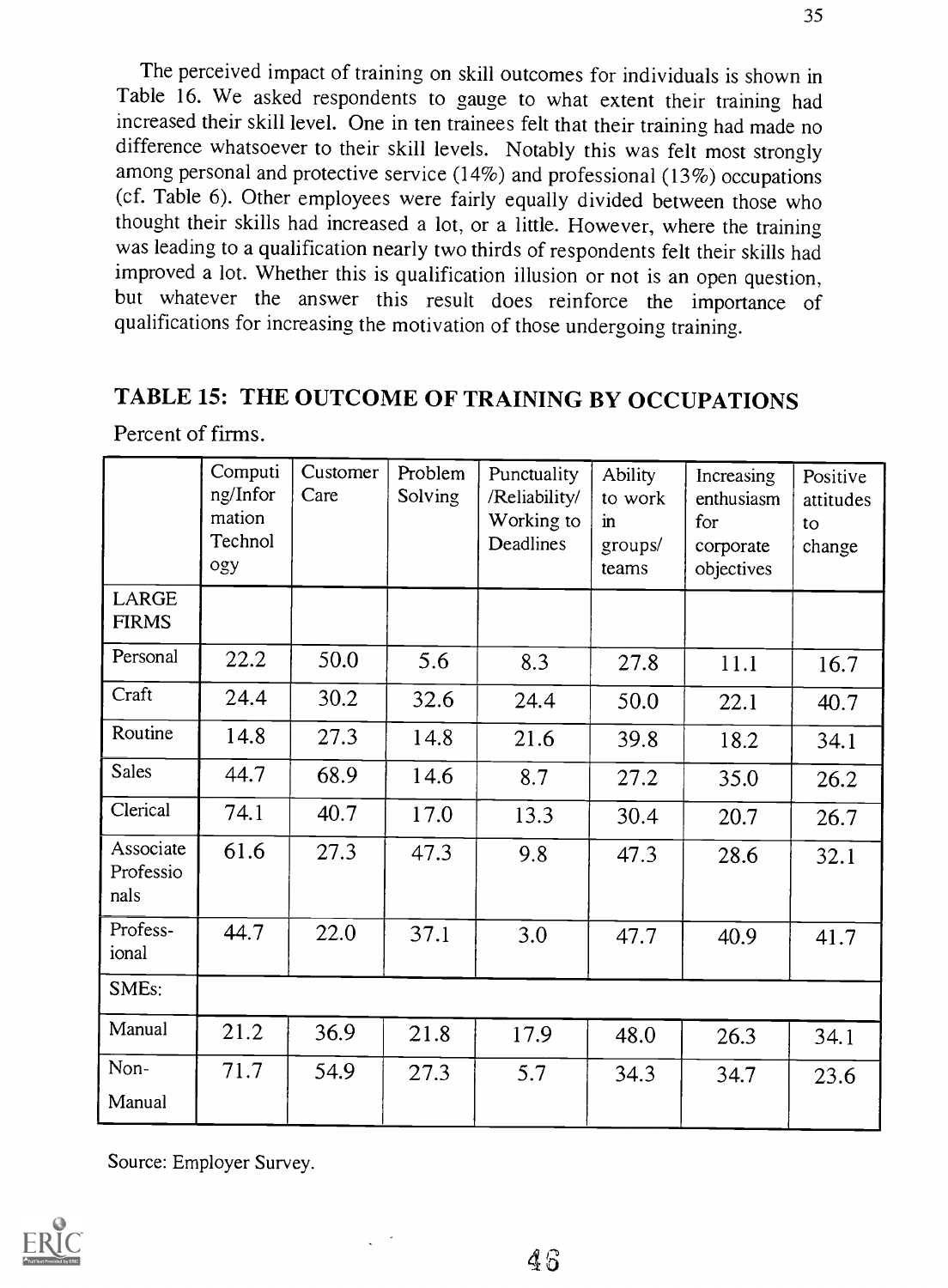The perceived impact of training on skill outcomes for individuals is shown in Table 16. We asked respondents to gauge to what extent their training had increased their skill level. One in ten trainees felt that their training had made no difference whatsoever to their skill levels. Notably this was felt most strongly among personal and protective service (14%) and professional (13%) occupations (cf. Table 6). Other employees were fairly equally divided between those who thought their skills had increased a lot, or a little. However, where the training was leading to a qualification nearly two thirds of respondents felt their skills had improved a lot. Whether this is qualification illusion or not is an open question, but whatever the answer this result does reinforce the importance of qualifications for increasing the motivation of those undergoing training.

## TABLE 15: THE OUTCOME OF TRAINING BY OCCUPATIONS

Percent of firms.

| | Computing/Information Technology | Customer Care | Problem Solving | Punctuality /Reliability/ Working to Deadlines | Ability to work in groups/ teams | Increasing enthusiasm for corporate objectives | Positive attitudes to change |
|---|---|---|---|---|---|---|---|
| LARGE FIRMS | | | | | | | |
| Personal | 22.2 | 50.0 | 5.6 | 8.3 | 27.8 | 11.1 | 16.7 |
| Craft | 24.4 | 30.2 | 32.6 | 24.4 | 50.0 | 22.1 | 40.7 |
| Routine | 14.8 | 27.3 | 14.8 | 21.6 | 39.8 | 18.2 | 34.1 |
| Sales | 44.7 | 68.9 | 14.6 | 8.7 | 27.2 | 35.0 | 26.2 |
| Clerical | 74.1 | 40.7 | 17.0 | 13.3 | 30.4 | 20.7 | 26.7 |
| Associate Professionals | 61.6 | 27.3 | 47.3 | 9.8 | 47.3 | 28.6 | 32.1 |
| Professional | 44.7 | 22.0 | 37.1 | 3.0 | 47.7 | 40.9 | 41.7 |
| SMEs: | | | | | | | |
| Manual | 21.2 | 36.9 | 21.8 | 17.9 | 48.0 | 26.3 | 34.1 |
| Non-Manual | 71.7 | 54.9 | 27.3 | 5.7 | 34.3 | 34.7 | 23.6 |

Source: Employer Survey.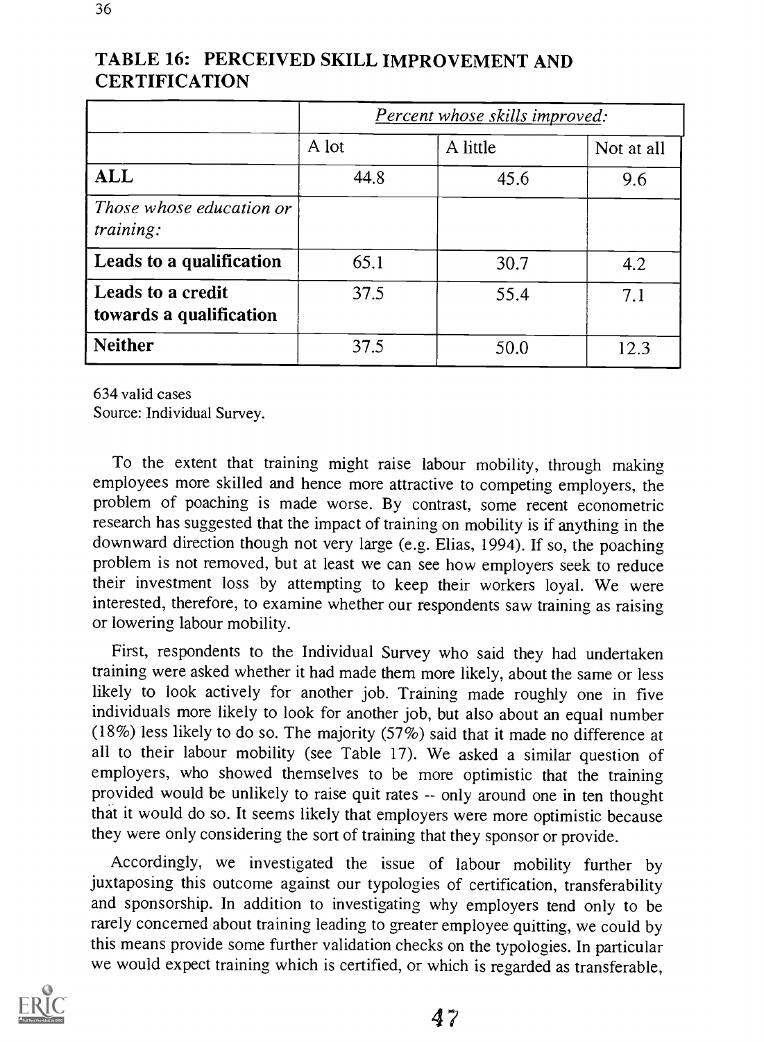## TABLE 16: PERCEIVED SKILL IMPROVEMENT AND CERTIFICATION

| | *Percent whose skills improved:* | | |
|---|---|---|---|
| | A lot | A little | Not at all |
| **ALL** | 44.8 | 45.6 | 9.6 |
| *Those whose education or training:* | | | |
| **Leads to a qualification** | 65.1 | 30.7 | 4.2 |
| **Leads to a credit towards a qualification** | 37.5 | 55.4 | 7.1 |
| **Neither** | 37.5 | 50.0 | 12.3 |

634 valid cases
Source: Individual Survey.

To the extent that training might raise labour mobility, through making employees more skilled and hence more attractive to competing employers, the problem of poaching is made worse. By contrast, some recent econometric research has suggested that the impact of training on mobility is if anything in the downward direction though not very large (e.g. Elias, 1994). If so, the poaching problem is not removed, but at least we can see how employers seek to reduce their investment loss by attempting to keep their workers loyal. We were interested, therefore, to examine whether our respondents saw training as raising or lowering labour mobility.

First, respondents to the Individual Survey who said they had undertaken training were asked whether it had made them more likely, about the same or less likely to look actively for another job. Training made roughly one in five individuals more likely to look for another job, but also about an equal number (18%) less likely to do so. The majority (57%) said that it made no difference at all to their labour mobility (see Table 17). We asked a similar question of employers, who showed themselves to be more optimistic that the training provided would be unlikely to raise quit rates -- only around one in ten thought that it would do so. It seems likely that employers were more optimistic because they were only considering the sort of training that they sponsor or provide.

Accordingly, we investigated the issue of labour mobility further by juxtaposing this outcome against our typologies of certification, transferability and sponsorship. In addition to investigating why employers tend only to be rarely concerned about training leading to greater employee quitting, we could by this means provide some further validation checks on the typologies. In particular we would expect training which is certified, or which is regarded as transferable,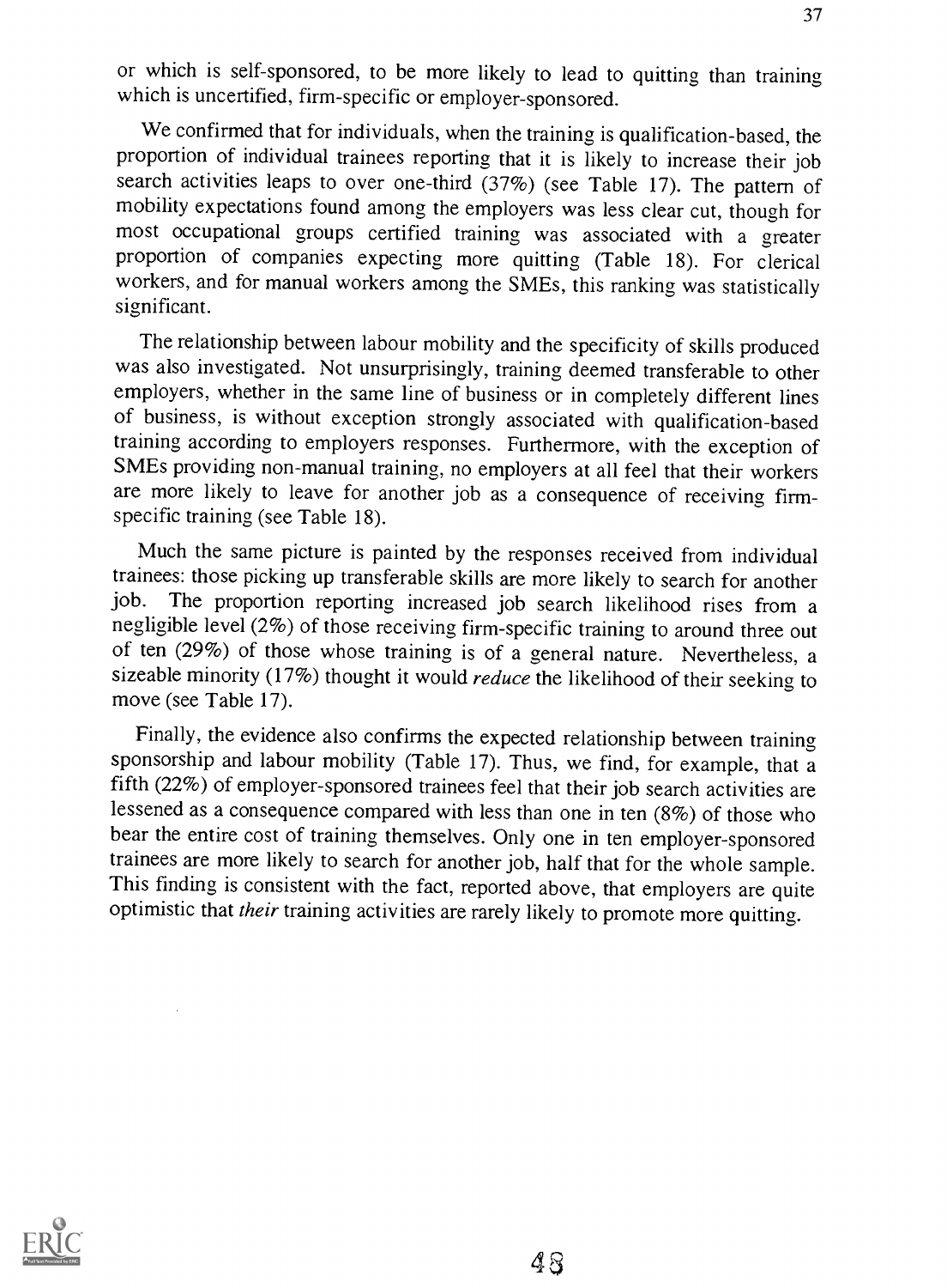or which is self-sponsored, to be more likely to lead to quitting than training which is uncertified, firm-specific or employer-sponsored.

We confirmed that for individuals, when the training is qualification-based, the proportion of individual trainees reporting that it is likely to increase their job search activities leaps to over one-third (37%) (see Table 17). The pattern of mobility expectations found among the employers was less clear cut, though for most occupational groups certified training was associated with a greater proportion of companies expecting more quitting (Table 18). For clerical workers, and for manual workers among the SMEs, this ranking was statistically significant.

The relationship between labour mobility and the specificity of skills produced was also investigated. Not unsurprisingly, training deemed transferable to other employers, whether in the same line of business or in completely different lines of business, is without exception strongly associated with qualification-based training according to employers responses. Furthermore, with the exception of SMEs providing non-manual training, no employers at all feel that their workers are more likely to leave for another job as a consequence of receiving firm-specific training (see Table 18).

Much the same picture is painted by the responses received from individual trainees: those picking up transferable skills are more likely to search for another job. The proportion reporting increased job search likelihood rises from a negligible level (2%) of those receiving firm-specific training to around three out of ten (29%) of those whose training is of a general nature. Nevertheless, a sizeable minority (17%) thought it would *reduce* the likelihood of their seeking to move (see Table 17).

Finally, the evidence also confirms the expected relationship between training sponsorship and labour mobility (Table 17). Thus, we find, for example, that a fifth (22%) of employer-sponsored trainees feel that their job search activities are lessened as a consequence compared with less than one in ten (8%) of those who bear the entire cost of training themselves. Only one in ten employer-sponsored trainees are more likely to search for another job, half that for the whole sample. This finding is consistent with the fact, reported above, that employers are quite optimistic that *their* training activities are rarely likely to promote more quitting.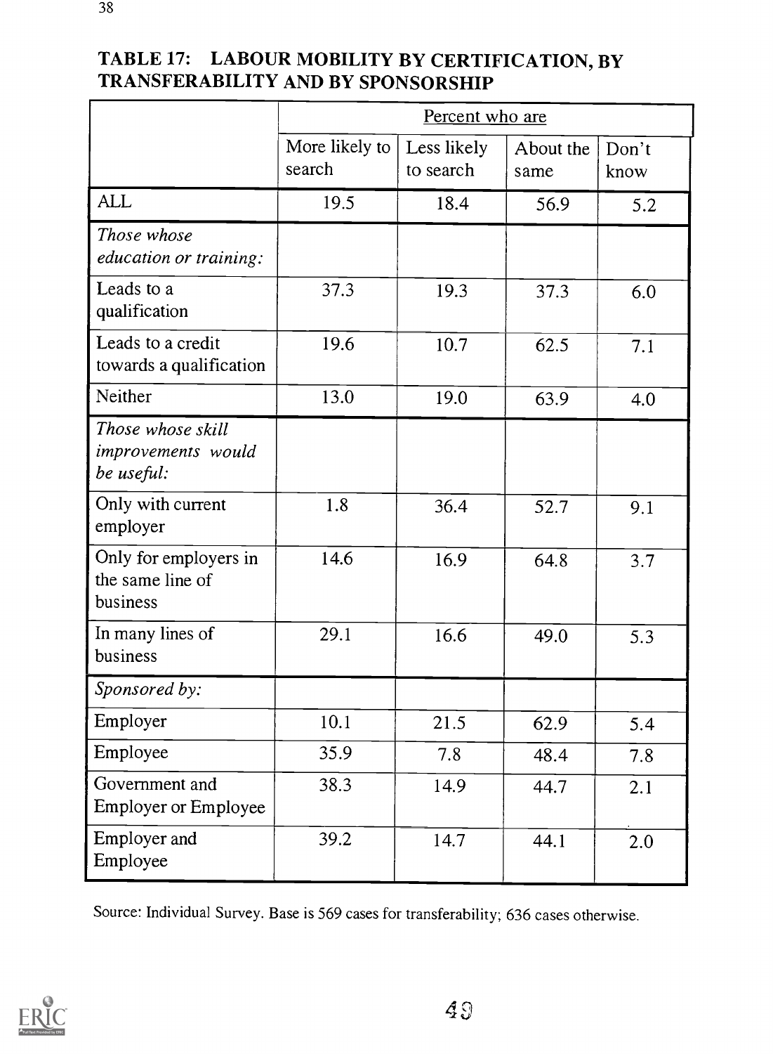## TABLE 17: LABOUR MOBILITY BY CERTIFICATION, BY TRANSFERABILITY AND BY SPONSORSHIP

| | Percent who are | | | |
|---|---|---|---|---|
| | More likely to search | Less likely to search | About the same | Don't know |
| ALL | 19.5 | 18.4 | 56.9 | 5.2 |
| *Those whose education or training:* | | | | |
| Leads to a qualification | 37.3 | 19.3 | 37.3 | 6.0 |
| Leads to a credit towards a qualification | 19.6 | 10.7 | 62.5 | 7.1 |
| Neither | 13.0 | 19.0 | 63.9 | 4.0 |
| *Those whose skill improvements would be useful:* | | | | |
| Only with current employer | 1.8 | 36.4 | 52.7 | 9.1 |
| Only for employers in the same line of business | 14.6 | 16.9 | 64.8 | 3.7 |
| In many lines of business | 29.1 | 16.6 | 49.0 | 5.3 |
| *Sponsored by:* | | | | |
| Employer | 10.1 | 21.5 | 62.9 | 5.4 |
| Employee | 35.9 | 7.8 | 48.4 | 7.8 |
| Government and Employer or Employee | 38.3 | 14.9 | 44.7 | 2.1 |
| Employer and Employee | 39.2 | 14.7 | 44.1 | 2.0 |

Source: Individual Survey. Base is 569 cases for transferability; 636 cases otherwise.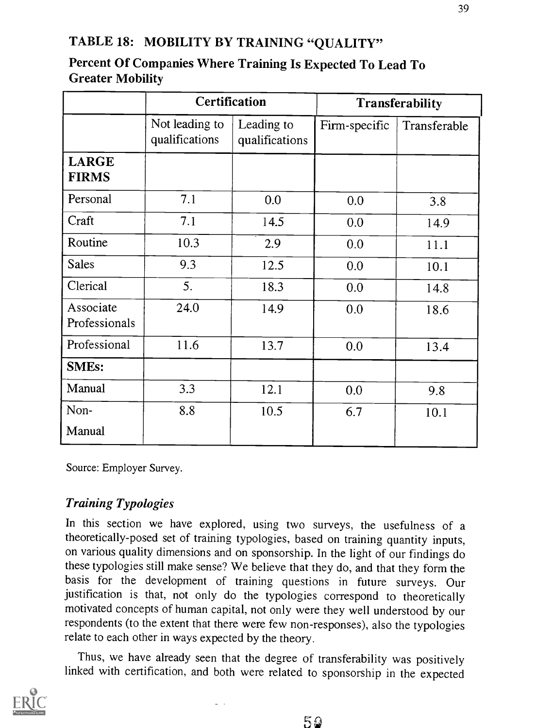## TABLE 18: MOBILITY BY TRAINING "QUALITY"

**Percent Of Companies Where Training Is Expected To Lead To Greater Mobility**

| | Certification | | Transferability | |
|---|---|---|---|---|
| | Not leading to qualifications | Leading to qualifications | Firm-specific | Transferable |
| **LARGE FIRMS** | | | | |
| Personal | 7.1 | 0.0 | 0.0 | 3.8 |
| Craft | 7.1 | 14.5 | 0.0 | 14.9 |
| Routine | 10.3 | 2.9 | 0.0 | 11.1 |
| Sales | 9.3 | 12.5 | 0.0 | 10.1 |
| Clerical | 5. | 18.3 | 0.0 | 14.8 |
| Associate Professionals | 24.0 | 14.9 | 0.0 | 18.6 |
| Professional | 11.6 | 13.7 | 0.0 | 13.4 |
| **SMEs:** | | | | |
| Manual | 3.3 | 12.1 | 0.0 | 9.8 |
| Non-Manual | 8.8 | 10.5 | 6.7 | 10.1 |

Source: Employer Survey.

### *Training Typologies*

In this section we have explored, using two surveys, the usefulness of a theoretically-posed set of training typologies, based on training quantity inputs, on various quality dimensions and on sponsorship. In the light of our findings do these typologies still make sense? We believe that they do, and that they form the basis for the development of training questions in future surveys. Our justification is that, not only do the typologies correspond to theoretically motivated concepts of human capital, not only were they well understood by our respondents (to the extent that there were few non-responses), also the typologies relate to each other in ways expected by the theory.

Thus, we have already seen that the degree of transferability was positively linked with certification, and both were related to sponsorship in the expected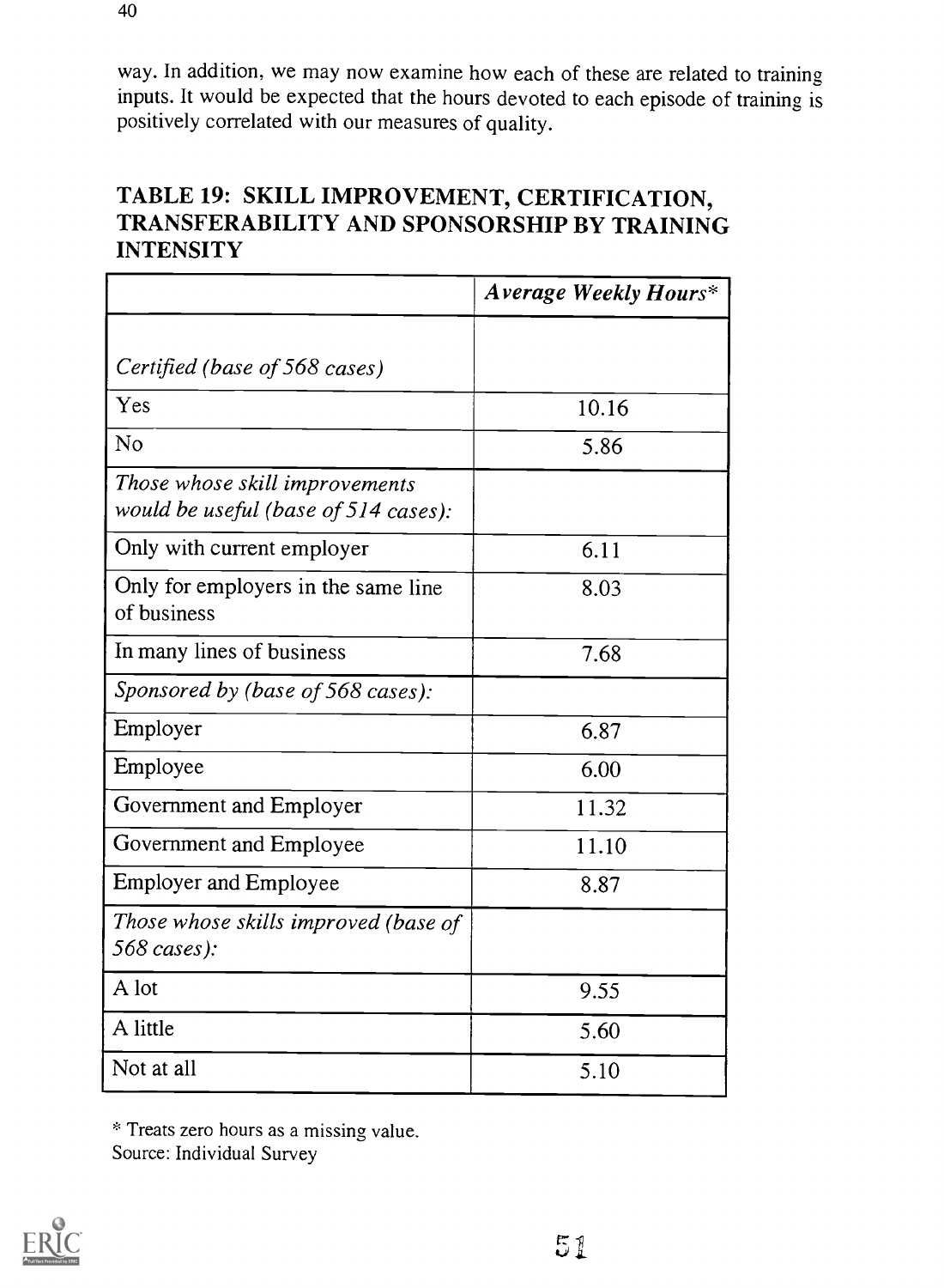way. In addition, we may now examine how each of these are related to training inputs. It would be expected that the hours devoted to each episode of training is positively correlated with our measures of quality.

## TABLE 19: SKILL IMPROVEMENT, CERTIFICATION, TRANSFERABILITY AND SPONSORSHIP BY TRAINING INTENSITY

| | *Average Weekly Hours** |
|---|---|
| *Certified (base of 568 cases)* | |
| Yes | 10.16 |
| No | 5.86 |
| *Those whose skill improvements would be useful (base of 514 cases):* | |
| Only with current employer | 6.11 |
| Only for employers in the same line of business | 8.03 |
| In many lines of business | 7.68 |
| *Sponsored by (base of 568 cases):* | |
| Employer | 6.87 |
| Employee | 6.00 |
| Government and Employer | 11.32 |
| Government and Employee | 11.10 |
| Employer and Employee | 8.87 |
| *Those whose skills improved (base of 568 cases):* | |
| A lot | 9.55 |
| A little | 5.60 |
| Not at all | 5.10 |

\* Treats zero hours as a missing value.
Source: Individual Survey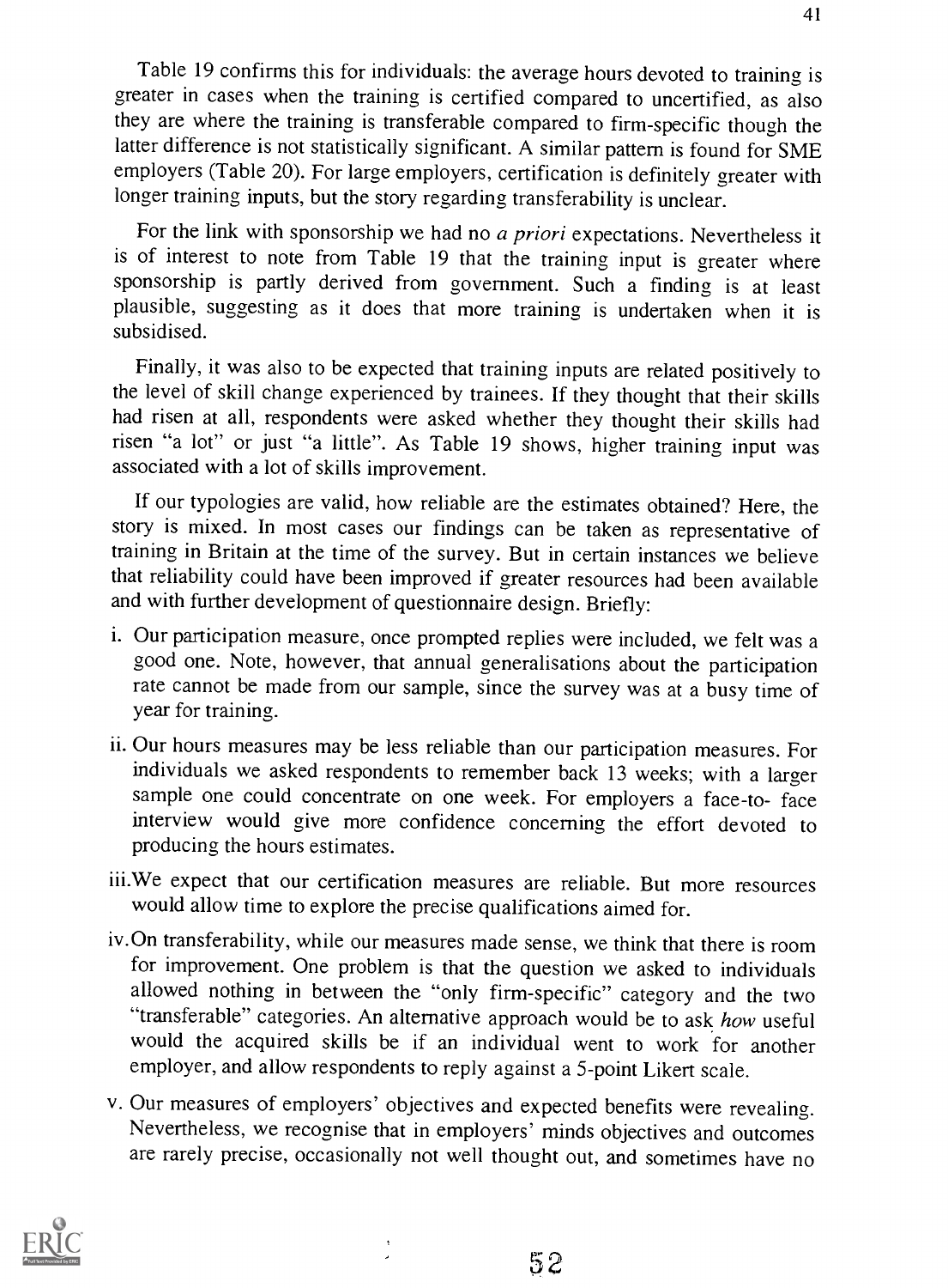Table 19 confirms this for individuals: the average hours devoted to training is greater in cases when the training is certified compared to uncertified, as also they are where the training is transferable compared to firm-specific though the latter difference is not statistically significant. A similar pattern is found for SME employers (Table 20). For large employers, certification is definitely greater with longer training inputs, but the story regarding transferability is unclear.

For the link with sponsorship we had no *a priori* expectations. Nevertheless it is of interest to note from Table 19 that the training input is greater where sponsorship is partly derived from government. Such a finding is at least plausible, suggesting as it does that more training is undertaken when it is subsidised.

Finally, it was also to be expected that training inputs are related positively to the level of skill change experienced by trainees. If they thought that their skills had risen at all, respondents were asked whether they thought their skills had risen "a lot" or just "a little". As Table 19 shows, higher training input was associated with a lot of skills improvement.

If our typologies are valid, how reliable are the estimates obtained? Here, the story is mixed. In most cases our findings can be taken as representative of training in Britain at the time of the survey. But in certain instances we believe that reliability could have been improved if greater resources had been available and with further development of questionnaire design. Briefly:

i. Our participation measure, once prompted replies were included, we felt was a good one. Note, however, that annual generalisations about the participation rate cannot be made from our sample, since the survey was at a busy time of year for training.

ii. Our hours measures may be less reliable than our participation measures. For individuals we asked respondents to remember back 13 weeks; with a larger sample one could concentrate on one week. For employers a face-to- face interview would give more confidence concerning the effort devoted to producing the hours estimates.

iii. We expect that our certification measures are reliable. But more resources would allow time to explore the precise qualifications aimed for.

iv. On transferability, while our measures made sense, we think that there is room for improvement. One problem is that the question we asked to individuals allowed nothing in between the "only firm-specific" category and the two "transferable" categories. An alternative approach would be to ask *how* useful would the acquired skills be if an individual went to work for another employer, and allow respondents to reply against a 5-point Likert scale.

v. Our measures of employers' objectives and expected benefits were revealing. Nevertheless, we recognise that in employers' minds objectives and outcomes are rarely precise, occasionally not well thought out, and sometimes have no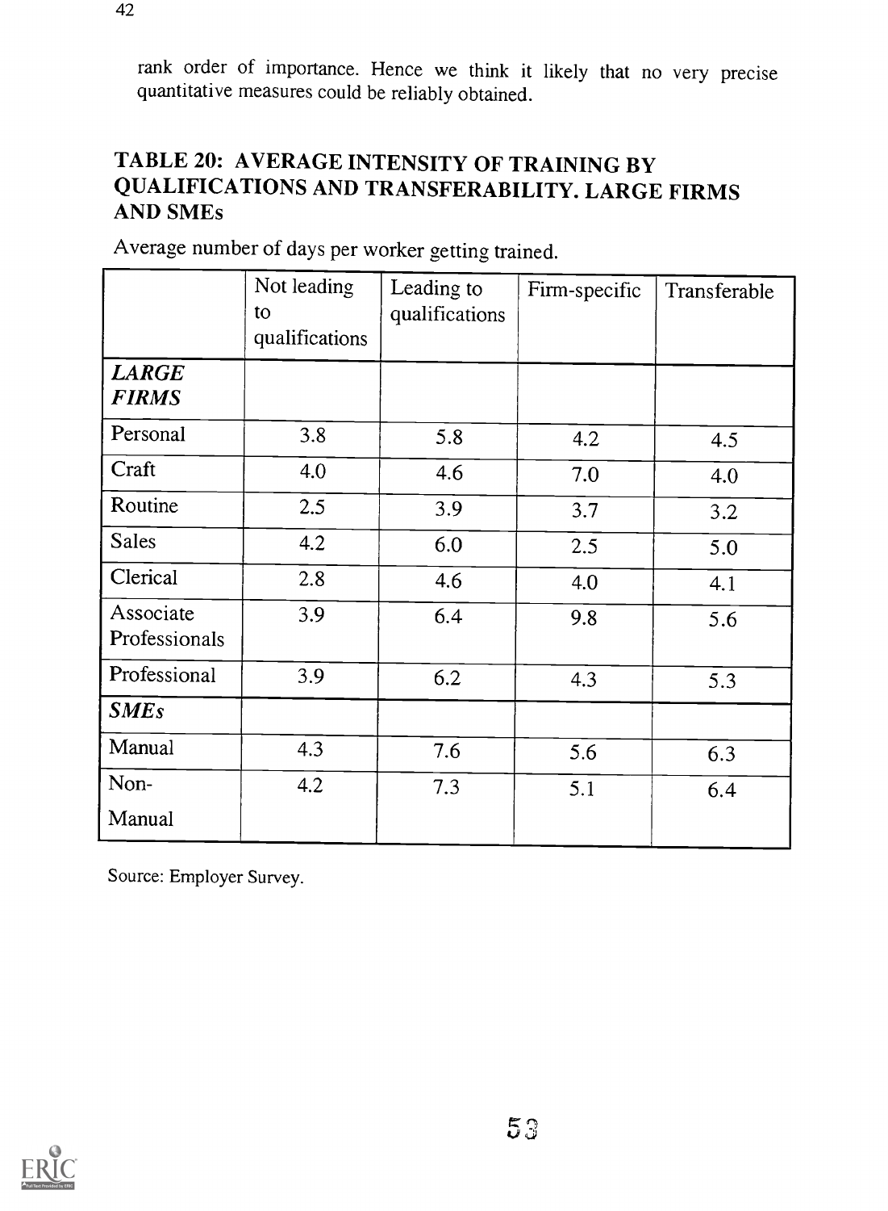rank order of importance. Hence we think it likely that no very precise quantitative measures could be reliably obtained.

## TABLE 20: AVERAGE INTENSITY OF TRAINING BY QUALIFICATIONS AND TRANSFERABILITY. LARGE FIRMS AND SMEs

Average number of days per worker getting trained.

| | Not leading to qualifications | Leading to qualifications | Firm-specific | Transferable |
|---|---|---|---|---|
| ***LARGE FIRMS*** | | | | |
| Personal | 3.8 | 5.8 | 4.2 | 4.5 |
| Craft | 4.0 | 4.6 | 7.0 | 4.0 |
| Routine | 2.5 | 3.9 | 3.7 | 3.2 |
| Sales | 4.2 | 6.0 | 2.5 | 5.0 |
| Clerical | 2.8 | 4.6 | 4.0 | 4.1 |
| Associate Professionals | 3.9 | 6.4 | 9.8 | 5.6 |
| Professional | 3.9 | 6.2 | 4.3 | 5.3 |
| ***SMEs*** | | | | |
| Manual | 4.3 | 7.6 | 5.6 | 6.3 |
| Non-Manual | 4.2 | 7.3 | 5.1 | 6.4 |

Source: Employer Survey.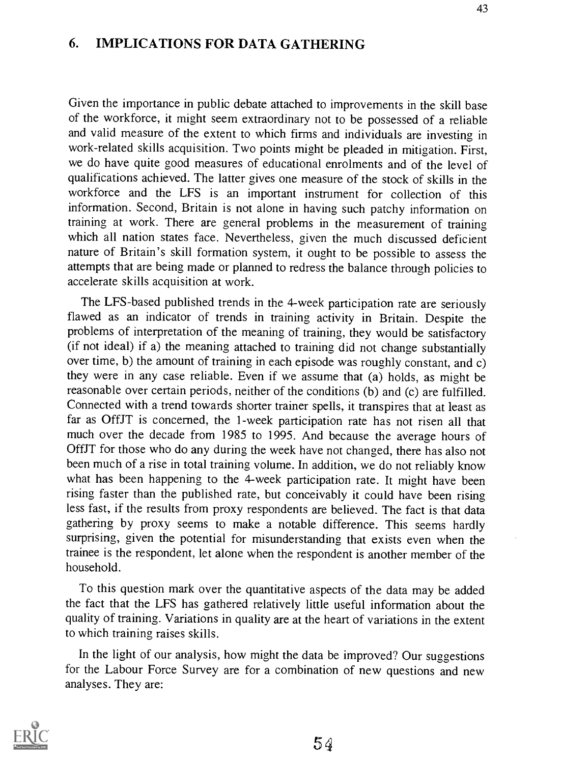## 6. IMPLICATIONS FOR DATA GATHERING

Given the importance in public debate attached to improvements in the skill base of the workforce, it might seem extraordinary not to be possessed of a reliable and valid measure of the extent to which firms and individuals are investing in work-related skills acquisition. Two points might be pleaded in mitigation. First, we do have quite good measures of educational enrolments and of the level of qualifications achieved. The latter gives one measure of the stock of skills in the workforce and the LFS is an important instrument for collection of this information. Second, Britain is not alone in having such patchy information on training at work. There are general problems in the measurement of training which all nation states face. Nevertheless, given the much discussed deficient nature of Britain's skill formation system, it ought to be possible to assess the attempts that are being made or planned to redress the balance through policies to accelerate skills acquisition at work.

The LFS-based published trends in the 4-week participation rate are seriously flawed as an indicator of trends in training activity in Britain. Despite the problems of interpretation of the meaning of training, they would be satisfactory (if not ideal) if a) the meaning attached to training did not change substantially over time, b) the amount of training in each episode was roughly constant, and c) they were in any case reliable. Even if we assume that (a) holds, as might be reasonable over certain periods, neither of the conditions (b) and (c) are fulfilled. Connected with a trend towards shorter trainer spells, it transpires that at least as far as OffJT is concerned, the 1-week participation rate has not risen all that much over the decade from 1985 to 1995. And because the average hours of OffJT for those who do any during the week have not changed, there has also not been much of a rise in total training volume. In addition, we do not reliably know what has been happening to the 4-week participation rate. It might have been rising faster than the published rate, but conceivably it could have been rising less fast, if the results from proxy respondents are believed. The fact is that data gathering by proxy seems to make a notable difference. This seems hardly surprising, given the potential for misunderstanding that exists even when the trainee is the respondent, let alone when the respondent is another member of the household.

To this question mark over the quantitative aspects of the data may be added the fact that the LFS has gathered relatively little useful information about the quality of training. Variations in quality are at the heart of variations in the extent to which training raises skills.

In the light of our analysis, how might the data be improved? Our suggestions for the Labour Force Survey are for a combination of new questions and new analyses. They are: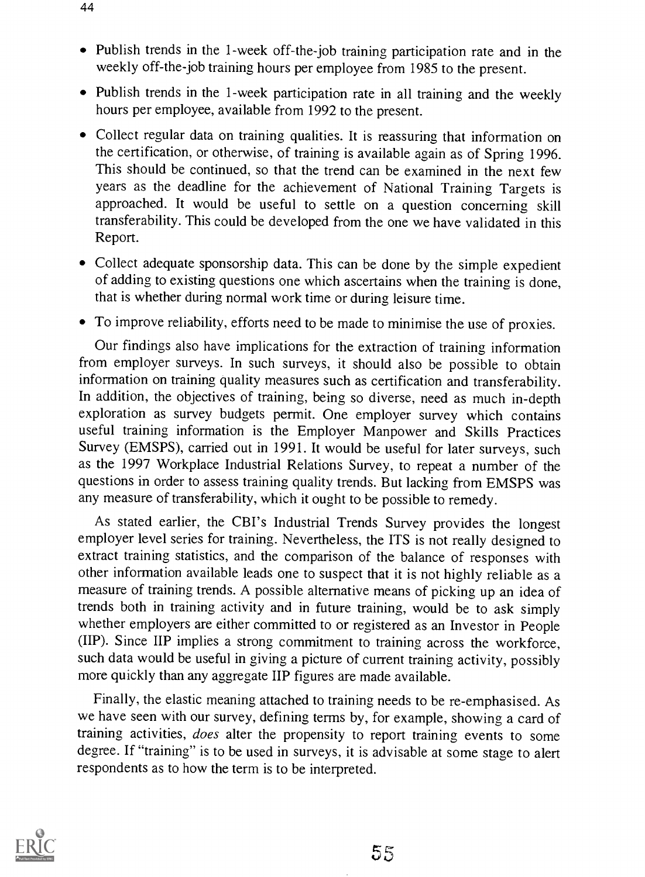- Publish trends in the 1-week off-the-job training participation rate and in the weekly off-the-job training hours per employee from 1985 to the present.
- Publish trends in the 1-week participation rate in all training and the weekly hours per employee, available from 1992 to the present.
- Collect regular data on training qualities. It is reassuring that information on the certification, or otherwise, of training is available again as of Spring 1996. This should be continued, so that the trend can be examined in the next few years as the deadline for the achievement of National Training Targets is approached. It would be useful to settle on a question concerning skill transferability. This could be developed from the one we have validated in this Report.
- Collect adequate sponsorship data. This can be done by the simple expedient of adding to existing questions one which ascertains when the training is done, that is whether during normal work time or during leisure time.
- To improve reliability, efforts need to be made to minimise the use of proxies.

Our findings also have implications for the extraction of training information from employer surveys. In such surveys, it should also be possible to obtain information on training quality measures such as certification and transferability. In addition, the objectives of training, being so diverse, need as much in-depth exploration as survey budgets permit. One employer survey which contains useful training information is the Employer Manpower and Skills Practices Survey (EMSPS), carried out in 1991. It would be useful for later surveys, such as the 1997 Workplace Industrial Relations Survey, to repeat a number of the questions in order to assess training quality trends. But lacking from EMSPS was any measure of transferability, which it ought to be possible to remedy.

As stated earlier, the CBI's Industrial Trends Survey provides the longest employer level series for training. Nevertheless, the ITS is not really designed to extract training statistics, and the comparison of the balance of responses with other information available leads one to suspect that it is not highly reliable as a measure of training trends. A possible alternative means of picking up an idea of trends both in training activity and in future training, would be to ask simply whether employers are either committed to or registered as an Investor in People (IIP). Since IIP implies a strong commitment to training across the workforce, such data would be useful in giving a picture of current training activity, possibly more quickly than any aggregate IIP figures are made available.

Finally, the elastic meaning attached to training needs to be re-emphasised. As we have seen with our survey, defining terms by, for example, showing a card of training activities, *does* alter the propensity to report training events to some degree. If "training" is to be used in surveys, it is advisable at some stage to alert respondents as to how the term is to be interpreted.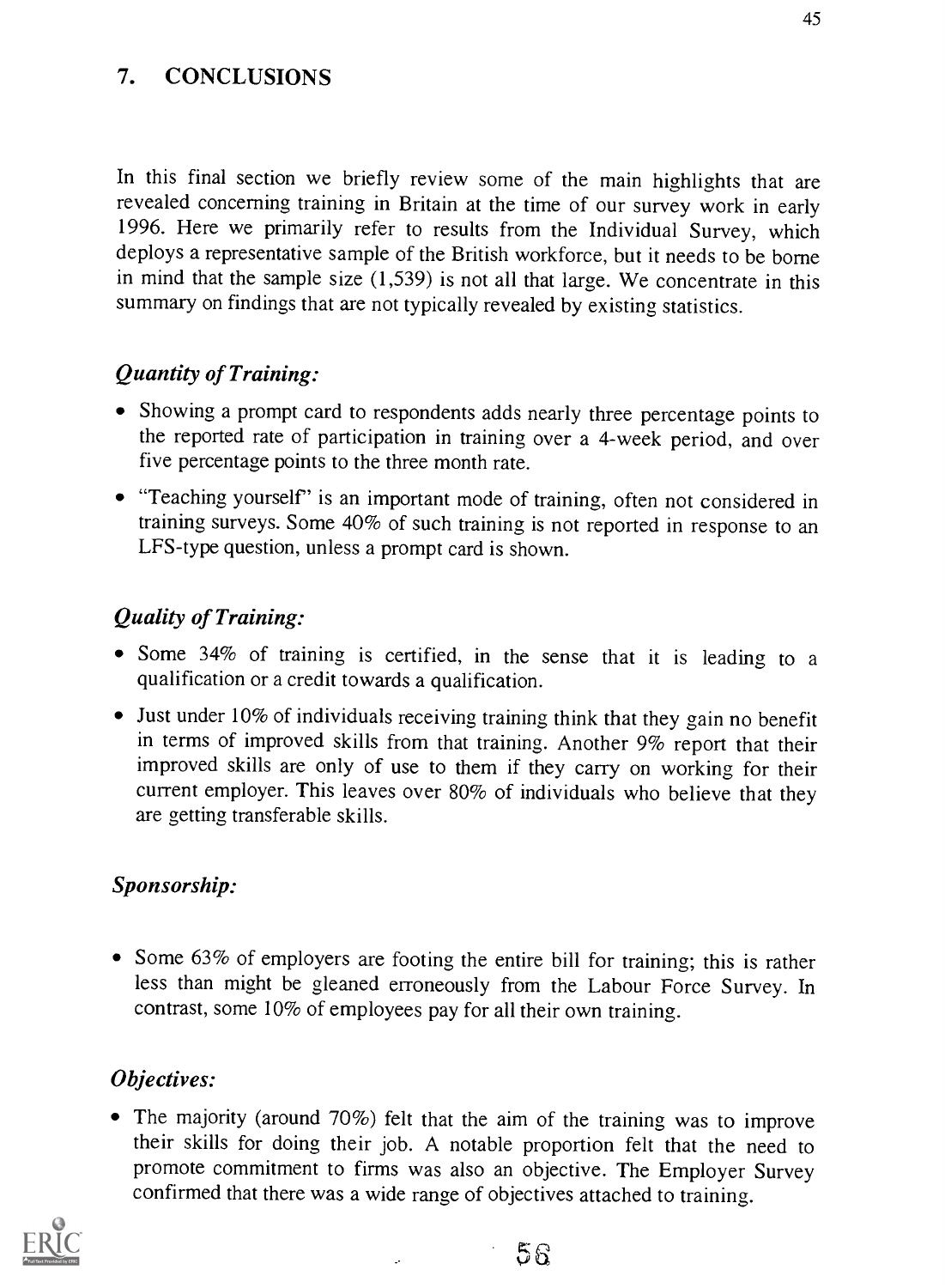## 7. CONCLUSIONS

In this final section we briefly review some of the main highlights that are revealed concerning training in Britain at the time of our survey work in early 1996. Here we primarily refer to results from the Individual Survey, which deploys a representative sample of the British workforce, but it needs to be borne in mind that the sample size (1,539) is not all that large. We concentrate in this summary on findings that are not typically revealed by existing statistics.

### *Quantity of Training:*

- Showing a prompt card to respondents adds nearly three percentage points to the reported rate of participation in training over a 4-week period, and over five percentage points to the three month rate.
- "Teaching yourself" is an important mode of training, often not considered in training surveys. Some 40% of such training is not reported in response to an LFS-type question, unless a prompt card is shown.

### *Quality of Training:*

- Some 34% of training is certified, in the sense that it is leading to a qualification or a credit towards a qualification.
- Just under 10% of individuals receiving training think that they gain no benefit in terms of improved skills from that training. Another 9% report that their improved skills are only of use to them if they carry on working for their current employer. This leaves over 80% of individuals who believe that they are getting transferable skills.

### *Sponsorship:*

- Some 63% of employers are footing the entire bill for training; this is rather less than might be gleaned erroneously from the Labour Force Survey. In contrast, some 10% of employees pay for all their own training.

### *Objectives:*

- The majority (around 70%) felt that the aim of the training was to improve their skills for doing their job. A notable proportion felt that the need to promote commitment to firms was also an objective. The Employer Survey confirmed that there was a wide range of objectives attached to training.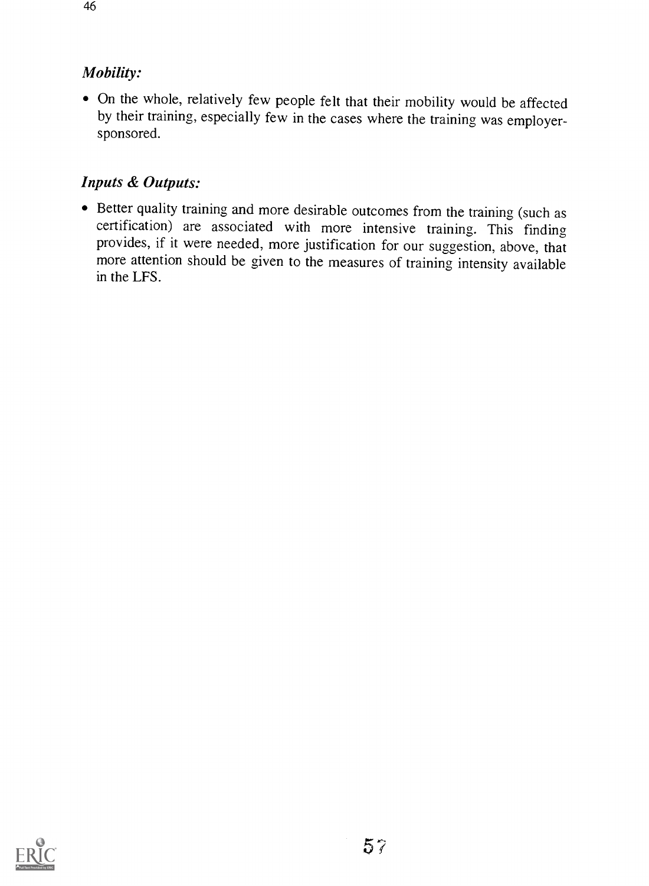### *Mobility:*

- On the whole, relatively few people felt that their mobility would be affected by their training, especially few in the cases where the training was employer-sponsored.

### *Inputs & Outputs:*

- Better quality training and more desirable outcomes from the training (such as certification) are associated with more intensive training. This finding provides, if it were needed, more justification for our suggestion, above, that more attention should be given to the measures of training intensity available in the LFS.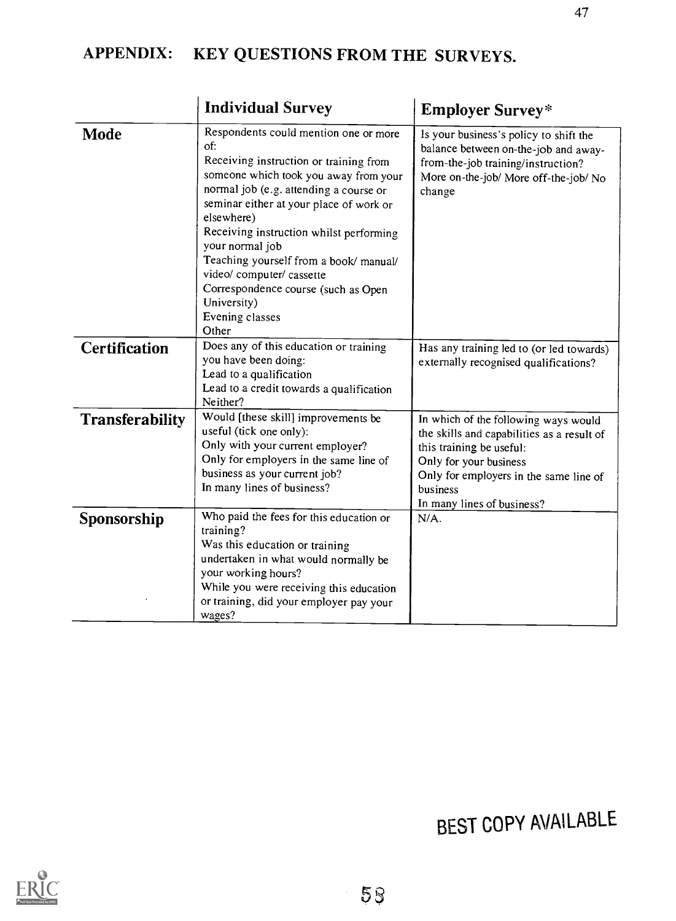## APPENDIX: KEY QUESTIONS FROM THE SURVEYS.

| | Individual Survey | Employer Survey* |
|---|---|---|
| **Mode** | Respondents could mention one or more of:<br>Receiving instruction or training from someone which took you away from your normal job (e.g. attending a course or seminar either at your place of work or elsewhere)<br>Receiving instruction whilst performing your normal job<br>Teaching yourself from a book/ manual/ video/ computer/ cassette<br>Correspondence course (such as Open University)<br>Evening classes<br>Other | Is your business's policy to shift the balance between on-the-job and away-from-the-job training/instruction?<br>More on-the-job/ More off-the-job/ No change |
| **Certification** | Does any of this education or training you have been doing:<br>Lead to a qualification<br>Lead to a credit towards a qualification<br>Neither? | Has any training led to (or led towards) externally recognised qualifications? |
| **Transferability** | Would [these skill] improvements be useful (tick one only):<br>Only with your current employer?<br>Only for employers in the same line of business as your current job?<br>In many lines of business? | In which of the following ways would the skills and capabilities as a result of this training be useful:<br>Only for your business<br>Only for employers in the same line of business<br>In many lines of business? |
| **Sponsorship** | Who paid the fees for this education or training?<br>Was this education or training undertaken in what would normally be your working hours?<br>While you were receiving this education or training, did your employer pay your wages? | N/A. |

BEST COPY AVAILABLE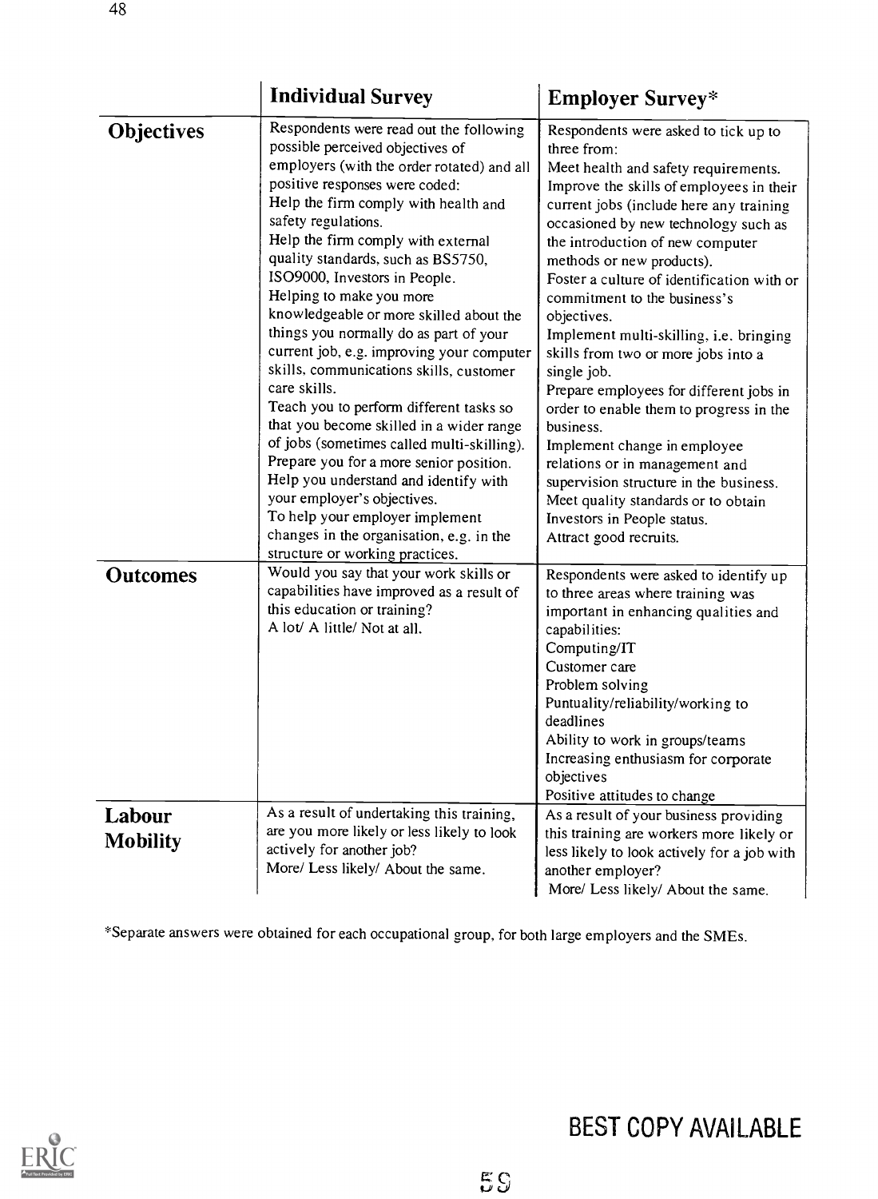| | Individual Survey | Employer Survey* |
|---|---|---|
| **Objectives** | Respondents were read out the following possible perceived objectives of employers (with the order rotated) and all positive responses were coded:<br>Help the firm comply with health and safety regulations.<br>Help the firm comply with external quality standards, such as BS5750, ISO9000, Investors in People.<br>Helping to make you more knowledgeable or more skilled about the things you normally do as part of your current job, e.g. improving your computer skills, communications skills, customer care skills.<br>Teach you to perform different tasks so that you become skilled in a wider range of jobs (sometimes called multi-skilling).<br>Prepare you for a more senior position.<br>Help you understand and identify with your employer's objectives.<br>To help your employer implement changes in the organisation, e.g. in the structure or working practices. | Respondents were asked to tick up to three from:<br>Meet health and safety requirements.<br>Improve the skills of employees in their current jobs (include here any training occasioned by new technology such as the introduction of new computer methods or new products).<br>Foster a culture of identification with or commitment to the business's objectives.<br>Implement multi-skilling, i.e. bringing skills from two or more jobs into a single job.<br>Prepare employees for different jobs in order to enable them to progress in the business.<br>Implement change in employee relations or in management and supervision structure in the business.<br>Meet quality standards or to obtain Investors in People status.<br>Attract good recruits. |
| **Outcomes** | Would you say that your work skills or capabilities have improved as a result of this education or training?<br>A lot/ A little/ Not at all. | Respondents were asked to identify up to three areas where training was important in enhancing qualities and capabilities:<br>Computing/IT<br>Customer care<br>Problem solving<br>Puntuality/reliability/working to deadlines<br>Ability to work in groups/teams<br>Increasing enthusiasm for corporate objectives<br>Positive attitudes to change |
| **Labour Mobility** | As a result of undertaking this training, are you more likely or less likely to look actively for another job?<br>More/ Less likely/ About the same. | As a result of your business providing this training are workers more likely or less likely to look actively for a job with another employer?<br>More/ Less likely/ About the same. |

*Separate answers were obtained for each occupational group, for both large employers and the SMEs.

BEST COPY AVAILABLE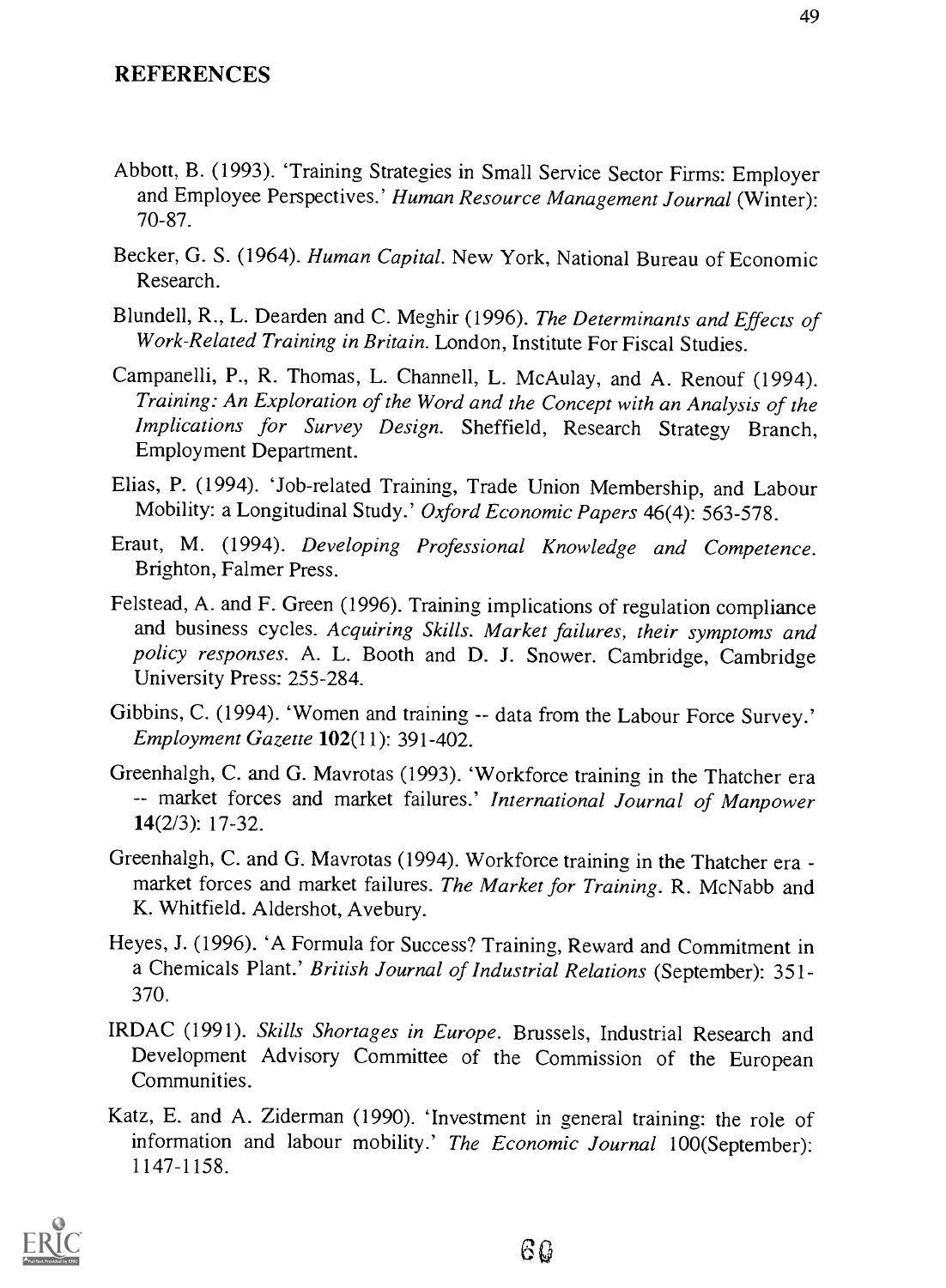## REFERENCES

Abbott, B. (1993). 'Training Strategies in Small Service Sector Firms: Employer and Employee Perspectives.' *Human Resource Management Journal* (Winter): 70-87.

Becker, G. S. (1964). *Human Capital*. New York, National Bureau of Economic Research.

Blundell, R., L. Dearden and C. Meghir (1996). *The Determinants and Effects of Work-Related Training in Britain*. London, Institute For Fiscal Studies.

Campanelli, P., R. Thomas, L. Channell, L. McAulay, and A. Renouf (1994). *Training: An Exploration of the Word and the Concept with an Analysis of the Implications for Survey Design*. Sheffield, Research Strategy Branch, Employment Department.

Elias, P. (1994). 'Job-related Training, Trade Union Membership, and Labour Mobility: a Longitudinal Study.' *Oxford Economic Papers* 46(4): 563-578.

Eraut, M. (1994). *Developing Professional Knowledge and Competence*. Brighton, Falmer Press.

Felstead, A. and F. Green (1996). Training implications of regulation compliance and business cycles. *Acquiring Skills. Market failures, their symptoms and policy responses*. A. L. Booth and D. J. Snower. Cambridge, Cambridge University Press: 255-284.

Gibbins, C. (1994). 'Women and training -- data from the Labour Force Survey.' *Employment Gazette* **102**(11): 391-402.

Greenhalgh, C. and G. Mavrotas (1993). 'Workforce training in the Thatcher era -- market forces and market failures.' *International Journal of Manpower* **14**(2/3): 17-32.

Greenhalgh, C. and G. Mavrotas (1994). Workforce training in the Thatcher era - market forces and market failures. *The Market for Training*. R. McNabb and K. Whitfield. Aldershot, Avebury.

Heyes, J. (1996). 'A Formula for Success? Training, Reward and Commitment in a Chemicals Plant.' *British Journal of Industrial Relations* (September): 351-370.

IRDAC (1991). *Skills Shortages in Europe*. Brussels, Industrial Research and Development Advisory Committee of the Commission of the European Communities.

Katz, E. and A. Ziderman (1990). 'Investment in general training: the role of information and labour mobility.' *The Economic Journal* 100(September): 1147-1158.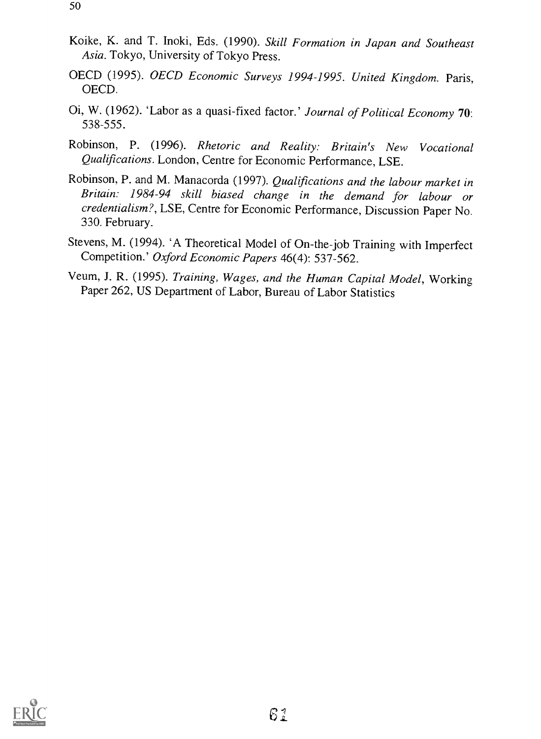Koike, K. and T. Inoki, Eds. (1990). *Skill Formation in Japan and Southeast Asia*. Tokyo, University of Tokyo Press.

OECD (1995). *OECD Economic Surveys 1994-1995. United Kingdom*. Paris, OECD.

Oi, W. (1962). 'Labor as a quasi-fixed factor.' *Journal of Political Economy* **70**: 538-555.

Robinson, P. (1996). *Rhetoric and Reality: Britain's New Vocational Qualifications*. London, Centre for Economic Performance, LSE.

Robinson, P. and M. Manacorda (1997). *Qualifications and the labour market in Britain: 1984-94 skill biased change in the demand for labour or credentialism?*, LSE, Centre for Economic Performance, Discussion Paper No. 330. February.

Stevens, M. (1994). 'A Theoretical Model of On-the-job Training with Imperfect Competition.' *Oxford Economic Papers* 46(4): 537-562.

Veum, J. R. (1995). *Training, Wages, and the Human Capital Model*, Working Paper 262, US Department of Labor, Bureau of Labor Statistics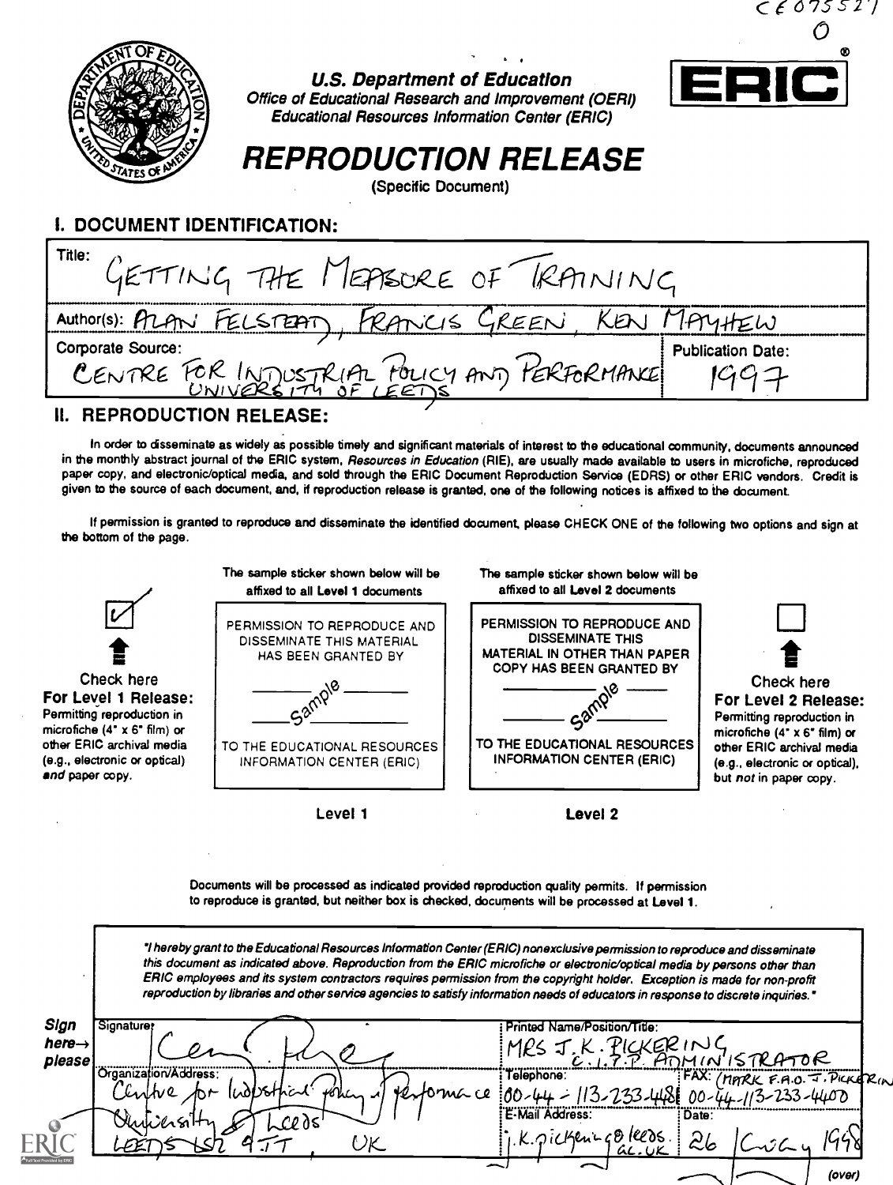CE075527

O

U.S. Department of Education
Office of Educational Research and Improvement (OERI)
Educational Resources Information Center (ERIC)

ERIC

# REPRODUCTION RELEASE

(Specific Document)

## I. DOCUMENT IDENTIFICATION:

| | |
|---|---|
| Title: GETTING THE MEASURE OF TRAINING | |
| Author(s): ALAN FELSTEAD, FRANCIS GREEN, KEN MAYHEW | |
| Corporate Source: CENTRE FOR INDUSTRIAL POLICY AND PERFORMANCE UNIVERSITY OF LEEDS | Publication Date: 1997 |

## II. REPRODUCTION RELEASE:

In order to disseminate as widely as possible timely and significant materials of interest to the educational community, documents announced in the monthly abstract journal of the ERIC system, *Resources in Education* (RIE), are usually made available to users in microfiche, reproduced paper copy, and electronic/optical media, and sold through the ERIC Document Reproduction Service (EDRS) or other ERIC vendors. Credit is given to the source of each document, and, if reproduction release is granted, one of the following notices is affixed to the document.

If permission is granted to reproduce and disseminate the identified document, please CHECK ONE of the following two options and sign at the bottom of the page.

[✓] Check here **For Level 1 Release:** Permitting reproduction in microfiche (4" x 6" film) or other ERIC archival media (e.g., electronic or optical) *and* paper copy.

The sample sticker shown below will be affixed to all Level 1 documents

PERMISSION TO REPRODUCE AND DISSEMINATE THIS MATERIAL HAS BEEN GRANTED BY

Sample

TO THE EDUCATIONAL RESOURCES INFORMATION CENTER (ERIC)

Level 1

The sample sticker shown below will be affixed to all Level 2 documents

PERMISSION TO REPRODUCE AND DISSEMINATE THIS MATERIAL IN OTHER THAN PAPER COPY HAS BEEN GRANTED BY

Sample

TO THE EDUCATIONAL RESOURCES INFORMATION CENTER (ERIC)

Level 2

[ ] Check here **For Level 2 Release:** Permitting reproduction in microfiche (4" x 6" film) or other ERIC archival media (e.g., electronic or optical), but *not* in paper copy.

Documents will be processed as indicated provided reproduction quality permits. If permission to reproduce is granted, but neither box is checked, documents will be processed at Level 1.

*"I hereby grant to the Educational Resources Information Center (ERIC) nonexclusive permission to reproduce and disseminate this document as indicated above. Reproduction from the ERIC microfiche or electronic/optical media by persons other than ERIC employees and its system contractors requires permission from the copyright holder. Exception is made for non-profit reproduction by libraries and other service agencies to satisfy information needs of educators in response to discrete inquiries."*

**Sign here→ please**

| | |
|---|---|
| Signature: [signature] | Printed Name/Position/Title: MRS J.K. PICKERING C.I.T.P. ADMINISTRATOR |
| Organization/Address: Centre for Industrial Policy and Performance, University of Leeds, LEEDS LS2 9JT, UK | Telephone: 00-44-113-233-4481 · FAX: 00-44-113-233-4400 (MARK F.A.O. J. PICKERING) |
| | E-Mail Address: j.k.pickering@leeds.ac.uk · Date: 26 Aug 1998 |

(over)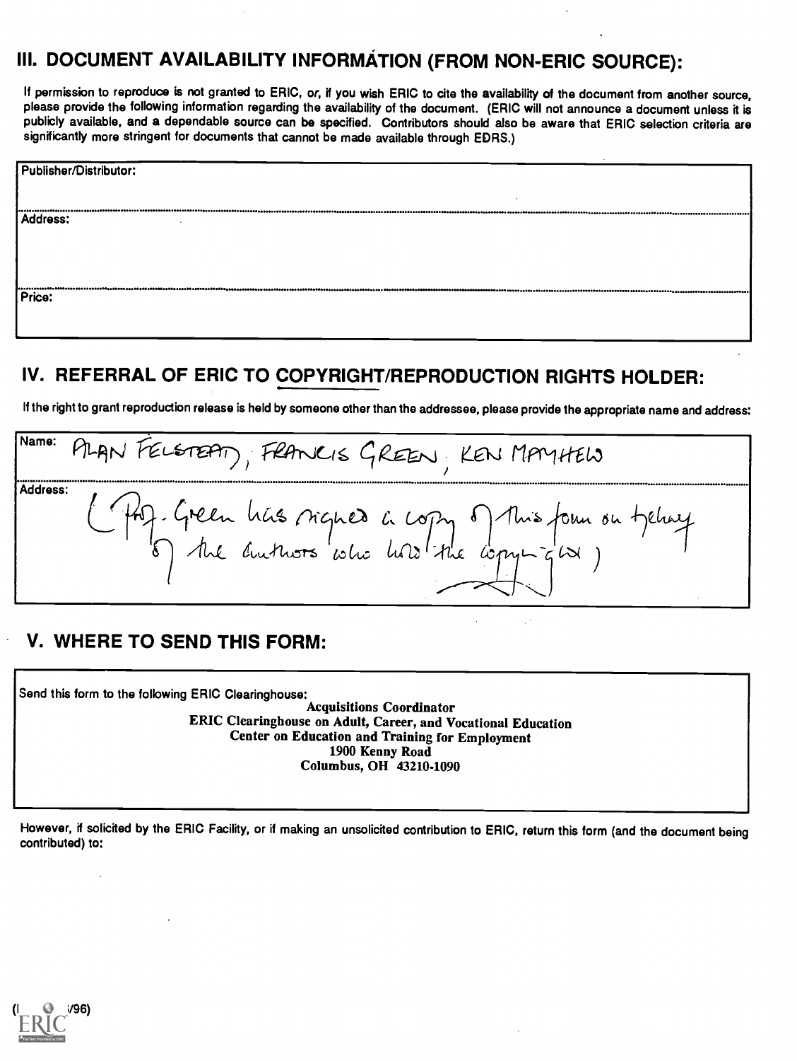## III. DOCUMENT AVAILABILITY INFORMATION (FROM NON-ERIC SOURCE):

If permission to reproduce is not granted to ERIC, *or*, if you wish ERIC to cite the availability of the document from another source, please provide the following information regarding the availability of the document. (ERIC will not announce a document unless it is publicly available, and a dependable source can be specified. Contributors should also be aware that ERIC selection criteria are significantly more stringent for documents that cannot be made available through EDRS.)

Publisher/Distributor:

Address:

Price:

## IV. REFERRAL OF ERIC TO COPYRIGHT/REPRODUCTION RIGHTS HOLDER:

If the right to grant reproduction release is held by someone other than the addressee, please provide the appropriate name and address:

Name: ALAN FELSTEAD, FRANCIS GREEN, KEN MAYHEW

Address: (Prof. Green has signed a copy of this form on behalf of the authors who hold the copyright)

## V. WHERE TO SEND THIS FORM:

Send this form to the following ERIC Clearinghouse:

**Acquisitions Coordinator**
**ERIC Clearinghouse on Adult, Career, and Vocational Education**
**Center on Education and Training for Employment**
**1900 Kenny Road**
**Columbus, OH 43210-1090**

However, if solicited by the ERIC Facility, or if making an unsolicited contribution to ERIC, return this form (and the document being contributed) to:

(Rev. 3/96)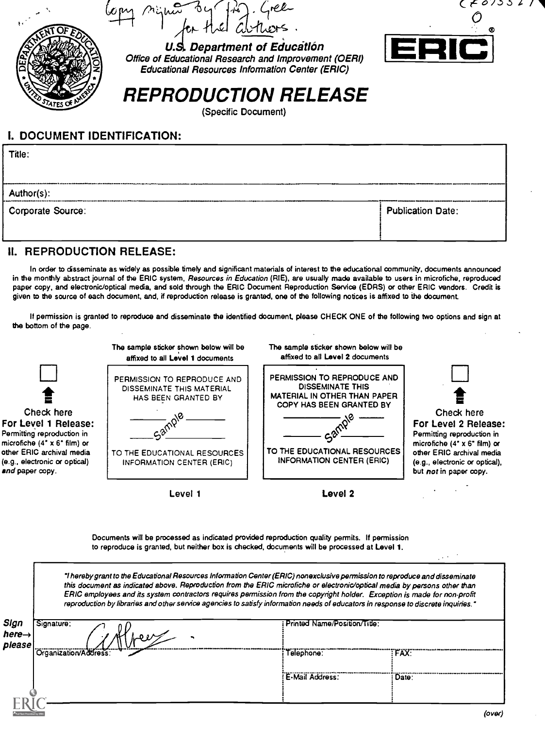Copy signed by Prof. Green for the authors.

CE073527

U.S. Department of Education
Office of Educational Research and Improvement (OERI)
Educational Resources Information Center (ERIC)

ERIC®

# REPRODUCTION RELEASE

(Specific Document)

## I. DOCUMENT IDENTIFICATION:

| | |
|---|---|
| Title: | |
| Author(s): | |
| Corporate Source: | Publication Date: |

## II. REPRODUCTION RELEASE:

In order to disseminate as widely as possible timely and significant materials of interest to the educational community, documents announced in the monthly abstract journal of the ERIC system, *Resources in Education* (RIE), are usually made available to users in microfiche, reproduced paper copy, and electronic/optical media, and sold through the ERIC Document Reproduction Service (EDRS) or other ERIC vendors. Credit is given to the source of each document, and, if reproduction release is granted, one of the following notices is affixed to the document.

If permission is granted to reproduce and disseminate the identified document, please CHECK ONE of the following two options and sign at the bottom of the page.

The sample sticker shown below will be affixed to all **Level 1** documents

The sample sticker shown below will be affixed to all **Level 2** documents

Check here
**For Level 1 Release:**
Permitting reproduction in microfiche (4" x 6" film) or other ERIC archival media (e.g., electronic or optical) ***and*** paper copy.

PERMISSION TO REPRODUCE AND DISSEMINATE THIS MATERIAL HAS BEEN GRANTED BY

Sample

TO THE EDUCATIONAL RESOURCES INFORMATION CENTER (ERIC)

**Level 1**

PERMISSION TO REPRODUCE AND DISSEMINATE THIS MATERIAL IN OTHER THAN PAPER COPY HAS BEEN GRANTED BY

Sample

TO THE EDUCATIONAL RESOURCES INFORMATION CENTER (ERIC)

**Level 2**

Check here
**For Level 2 Release:**
Permitting reproduction in microfiche (4" x 6" film) or other ERIC archival media (e.g., electronic or optical), but ***not*** in paper copy.

Documents will be processed as indicated provided reproduction quality permits. If permission to reproduce is granted, but neither box is checked, documents will be processed at **Level 1**.

*"I hereby grant to the Educational Resources Information Center (ERIC) nonexclusive permission to reproduce and disseminate this document as indicated above. Reproduction from the ERIC microfiche or electronic/optical media by persons other than ERIC employees and its system contractors requires permission from the copyright holder. Exception is made for non-profit reproduction by libraries and other service agencies to satisfy information needs of educators in response to discrete inquiries."*

***Sign here→ please***

| | | |
|---|---|---|
| Signature: | Printed Name/Position/Title: | |
| Organization/Address: | Telephone: | FAX: |
| | E-Mail Address: | Date: |

*(over)*